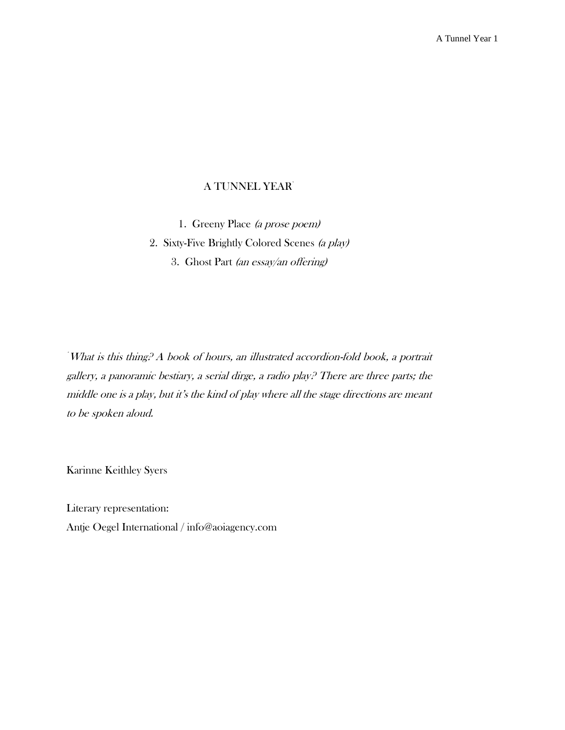# A TUNNEL YEAR[*]

1. Greeny Place *(a prose poem)*
2. Sixty-Five Brightly Colored Scenes *(a play)*
3. Ghost Part *(an essay/an offering)*

[*] *What is this thing? A book of hours, an illustrated accordion-fold book, a portrait gallery, a panoramic bestiary, a serial dirge, a radio play? There are three parts; the middle one is a play, but it's the kind of play where all the stage directions are meant to be spoken aloud.*

Karinne Keithley Syers

Literary representation:
Antje Oegel International / info@aoiagency.com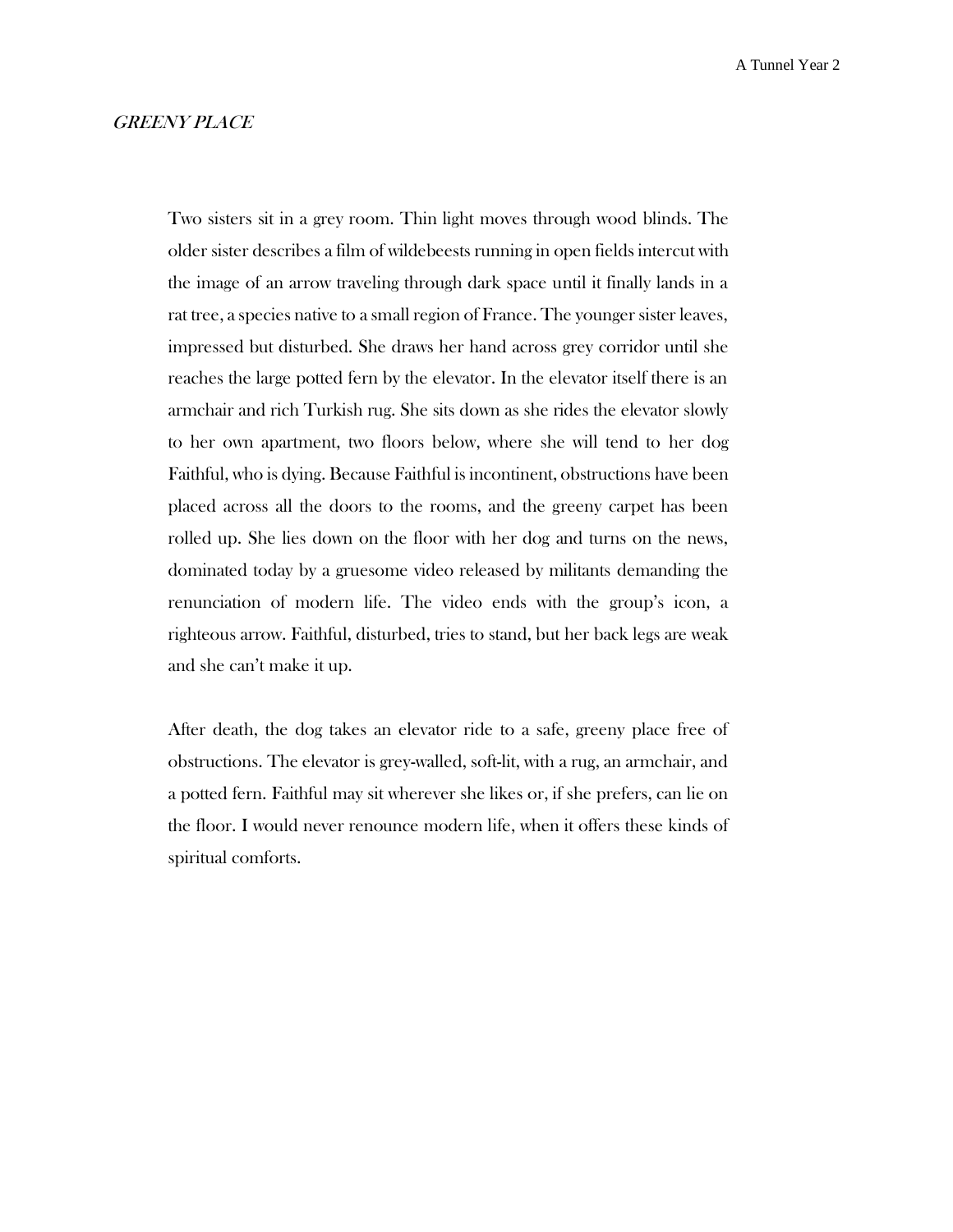## *GREENY PLACE*

Two sisters sit in a grey room. Thin light moves through wood blinds. The older sister describes a film of wildebeests running in open fields intercut with the image of an arrow traveling through dark space until it finally lands in a rat tree, a species native to a small region of France. The younger sister leaves, impressed but disturbed. She draws her hand across grey corridor until she reaches the large potted fern by the elevator. In the elevator itself there is an armchair and rich Turkish rug. She sits down as she rides the elevator slowly to her own apartment, two floors below, where she will tend to her dog Faithful, who is dying. Because Faithful is incontinent, obstructions have been placed across all the doors to the rooms, and the greeny carpet has been rolled up. She lies down on the floor with her dog and turns on the news, dominated today by a gruesome video released by militants demanding the renunciation of modern life. The video ends with the group's icon, a righteous arrow. Faithful, disturbed, tries to stand, but her back legs are weak and she can't make it up.

After death, the dog takes an elevator ride to a safe, greeny place free of obstructions. The elevator is grey-walled, soft-lit, with a rug, an armchair, and a potted fern. Faithful may sit wherever she likes or, if she prefers, can lie on the floor. I would never renounce modern life, when it offers these kinds of spiritual comforts.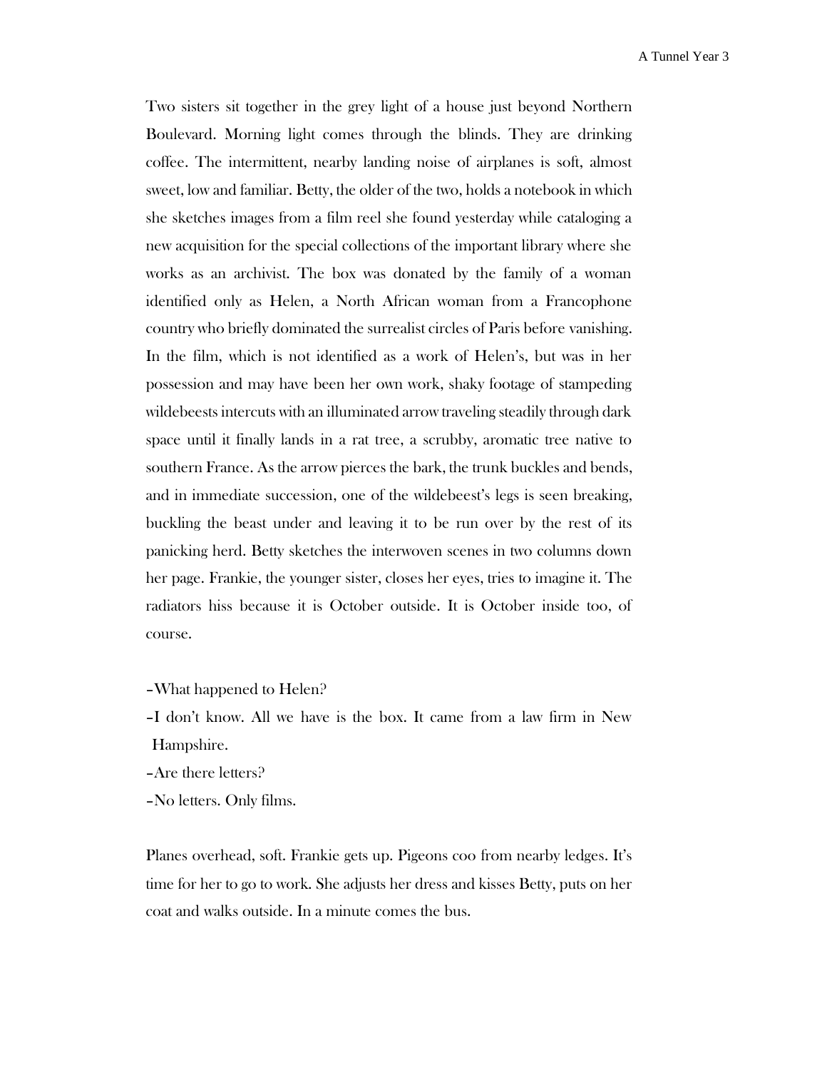Two sisters sit together in the grey light of a house just beyond Northern Boulevard. Morning light comes through the blinds. They are drinking coffee. The intermittent, nearby landing noise of airplanes is soft, almost sweet, low and familiar. Betty, the older of the two, holds a notebook in which she sketches images from a film reel she found yesterday while cataloging a new acquisition for the special collections of the important library where she works as an archivist. The box was donated by the family of a woman identified only as Helen, a North African woman from a Francophone country who briefly dominated the surrealist circles of Paris before vanishing. In the film, which is not identified as a work of Helen's, but was in her possession and may have been her own work, shaky footage of stampeding wildebeests intercuts with an illuminated arrow traveling steadily through dark space until it finally lands in a rat tree, a scrubby, aromatic tree native to southern France. As the arrow pierces the bark, the trunk buckles and bends, and in immediate succession, one of the wildebeest's legs is seen breaking, buckling the beast under and leaving it to be run over by the rest of its panicking herd. Betty sketches the interwoven scenes in two columns down her page. Frankie, the younger sister, closes her eyes, tries to imagine it. The radiators hiss because it is October outside. It is October inside too, of course.

–What happened to Helen?
–I don't know. All we have is the box. It came from a law firm in New Hampshire.
–Are there letters?
–No letters. Only films.

Planes overhead, soft. Frankie gets up. Pigeons coo from nearby ledges. It's time for her to go to work. She adjusts her dress and kisses Betty, puts on her coat and walks outside. In a minute comes the bus.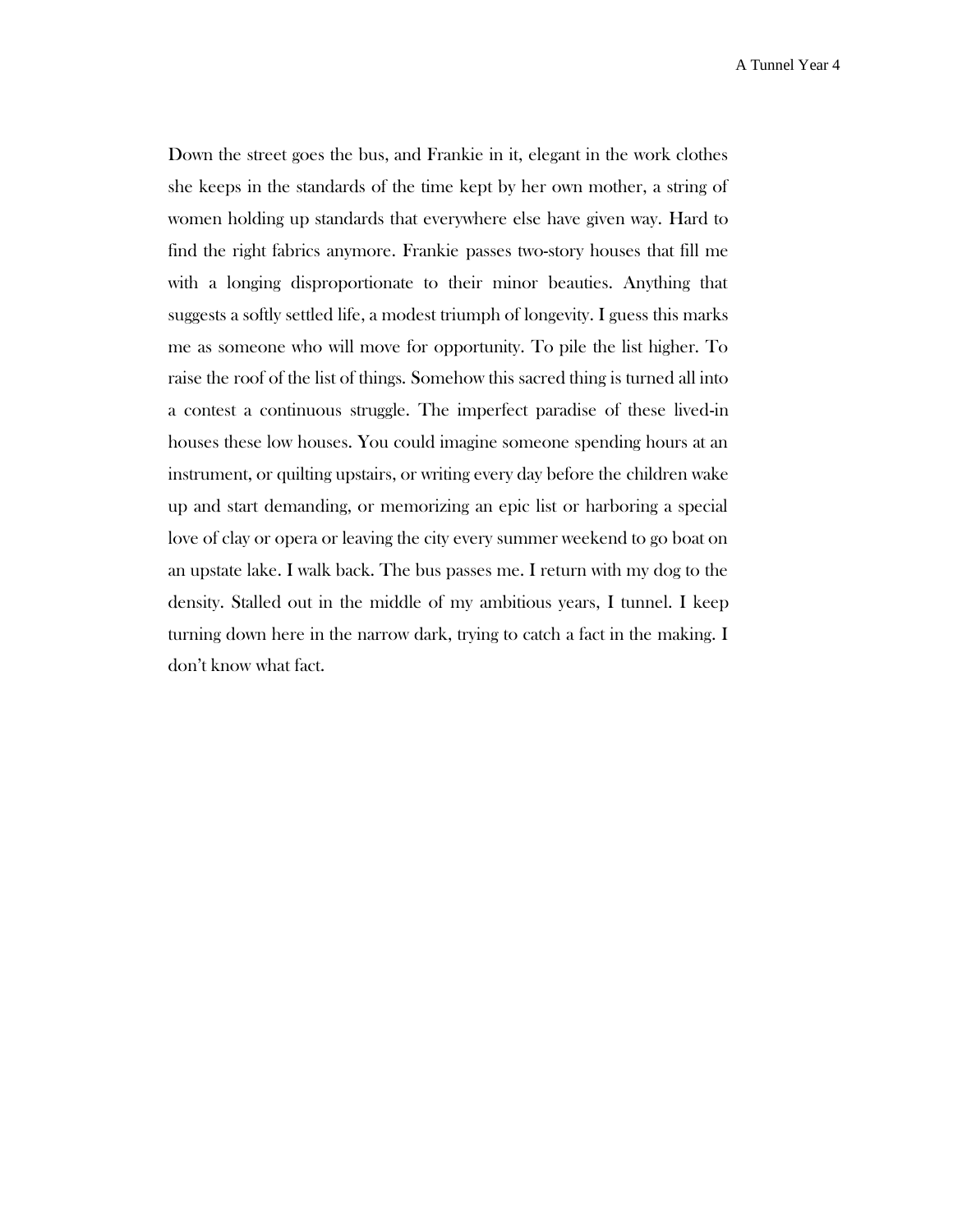Down the street goes the bus, and Frankie in it, elegant in the work clothes she keeps in the standards of the time kept by her own mother, a string of women holding up standards that everywhere else have given way. Hard to find the right fabrics anymore. Frankie passes two-story houses that fill me with a longing disproportionate to their minor beauties. Anything that suggests a softly settled life, a modest triumph of longevity. I guess this marks me as someone who will move for opportunity. To pile the list higher. To raise the roof of the list of things. Somehow this sacred thing is turned all into a contest a continuous struggle. The imperfect paradise of these lived-in houses these low houses. You could imagine someone spending hours at an instrument, or quilting upstairs, or writing every day before the children wake up and start demanding, or memorizing an epic list or harboring a special love of clay or opera or leaving the city every summer weekend to go boat on an upstate lake. I walk back. The bus passes me. I return with my dog to the density. Stalled out in the middle of my ambitious years, I tunnel. I keep turning down here in the narrow dark, trying to catch a fact in the making. I don't know what fact.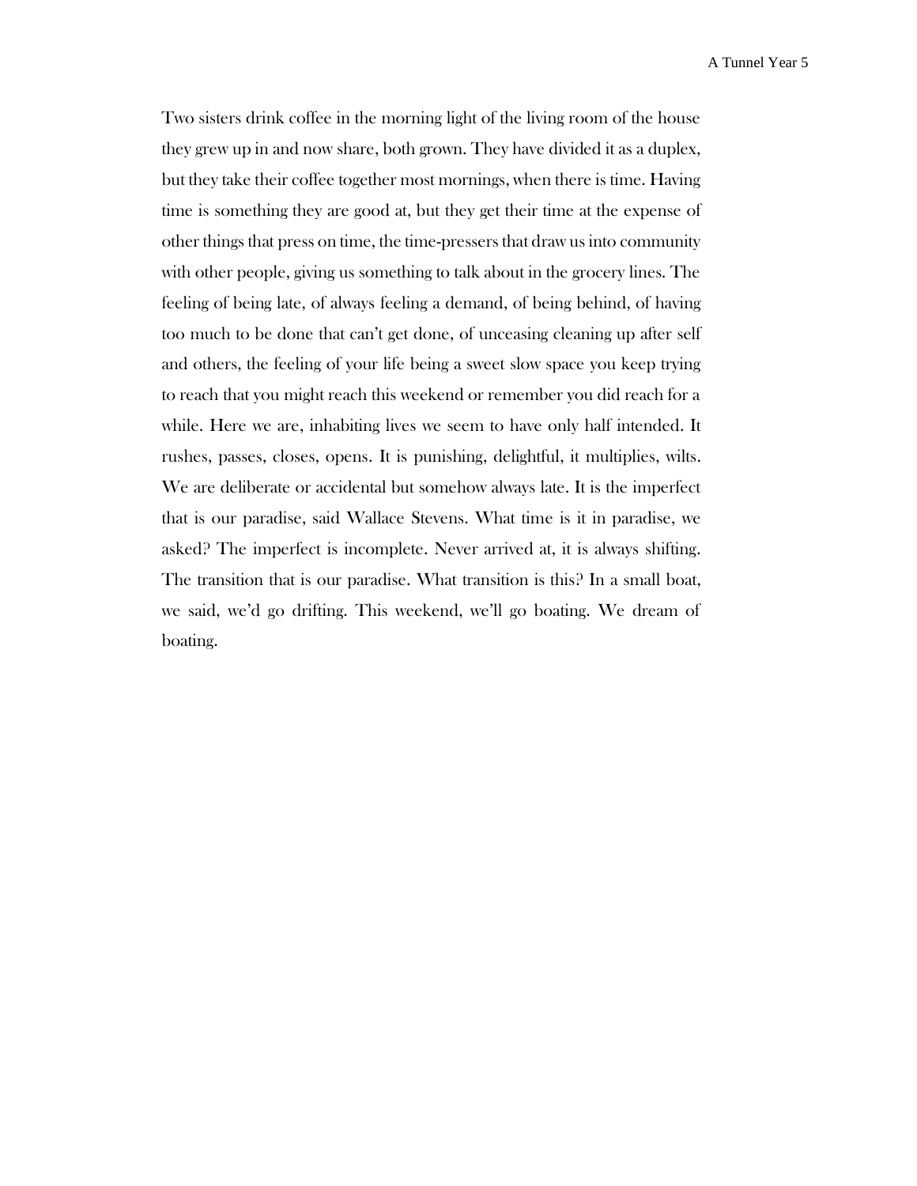Two sisters drink coffee in the morning light of the living room of the house they grew up in and now share, both grown. They have divided it as a duplex, but they take their coffee together most mornings, when there is time. Having time is something they are good at, but they get their time at the expense of other things that press on time, the time-pressers that draw us into community with other people, giving us something to talk about in the grocery lines. The feeling of being late, of always feeling a demand, of being behind, of having too much to be done that can't get done, of unceasing cleaning up after self and others, the feeling of your life being a sweet slow space you keep trying to reach that you might reach this weekend or remember you did reach for a while. Here we are, inhabiting lives we seem to have only half intended. It rushes, passes, closes, opens. It is punishing, delightful, it multiplies, wilts. We are deliberate or accidental but somehow always late. It is the imperfect that is our paradise, said Wallace Stevens. What time is it in paradise, we asked? The imperfect is incomplete. Never arrived at, it is always shifting. The transition that is our paradise. What transition is this? In a small boat, we said, we'd go drifting. This weekend, we'll go boating. We dream of boating.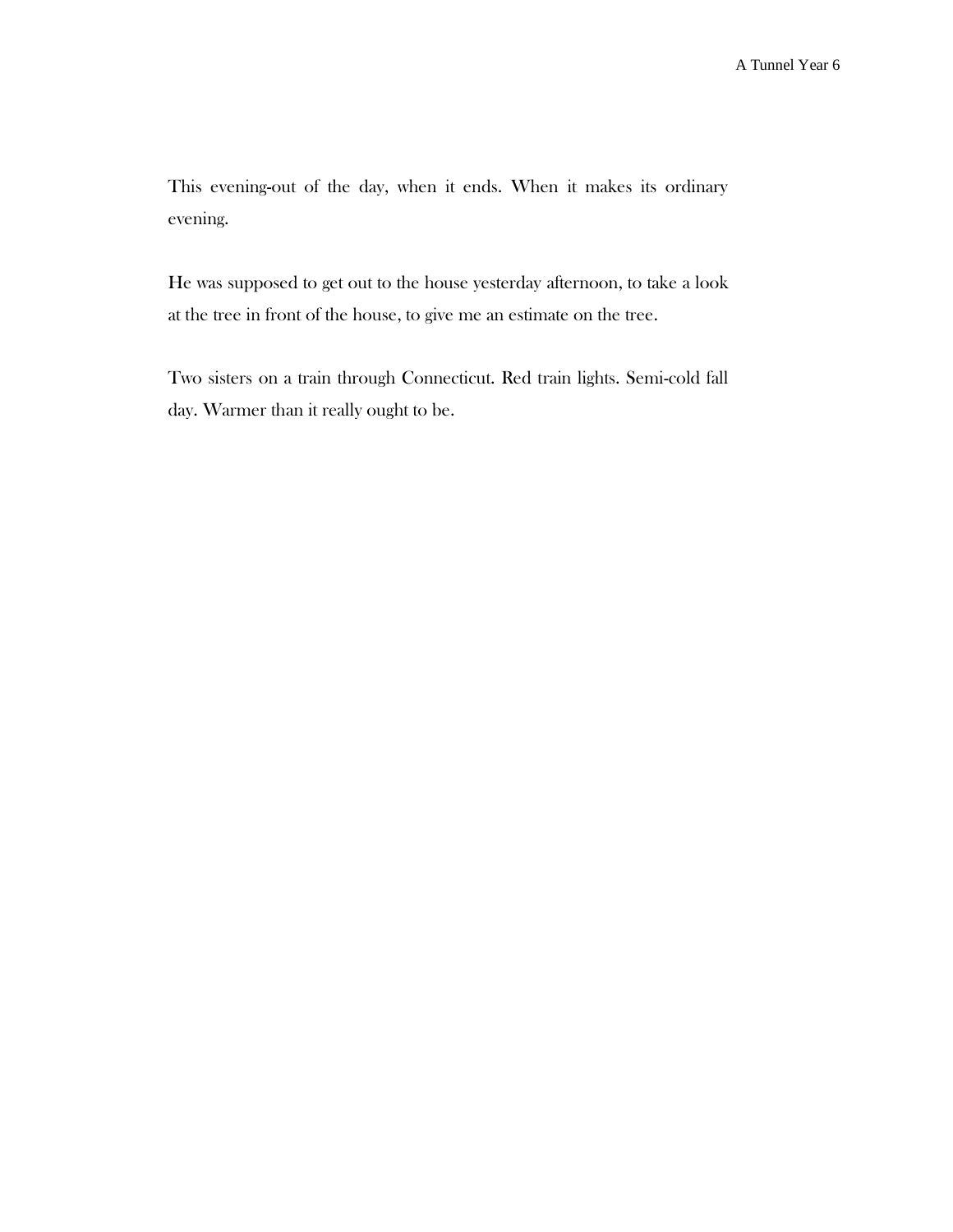This evening-out of the day, when it ends. When it makes its ordinary evening.

He was supposed to get out to the house yesterday afternoon, to take a look at the tree in front of the house, to give me an estimate on the tree.

Two sisters on a train through Connecticut. Red train lights. Semi-cold fall day. Warmer than it really ought to be.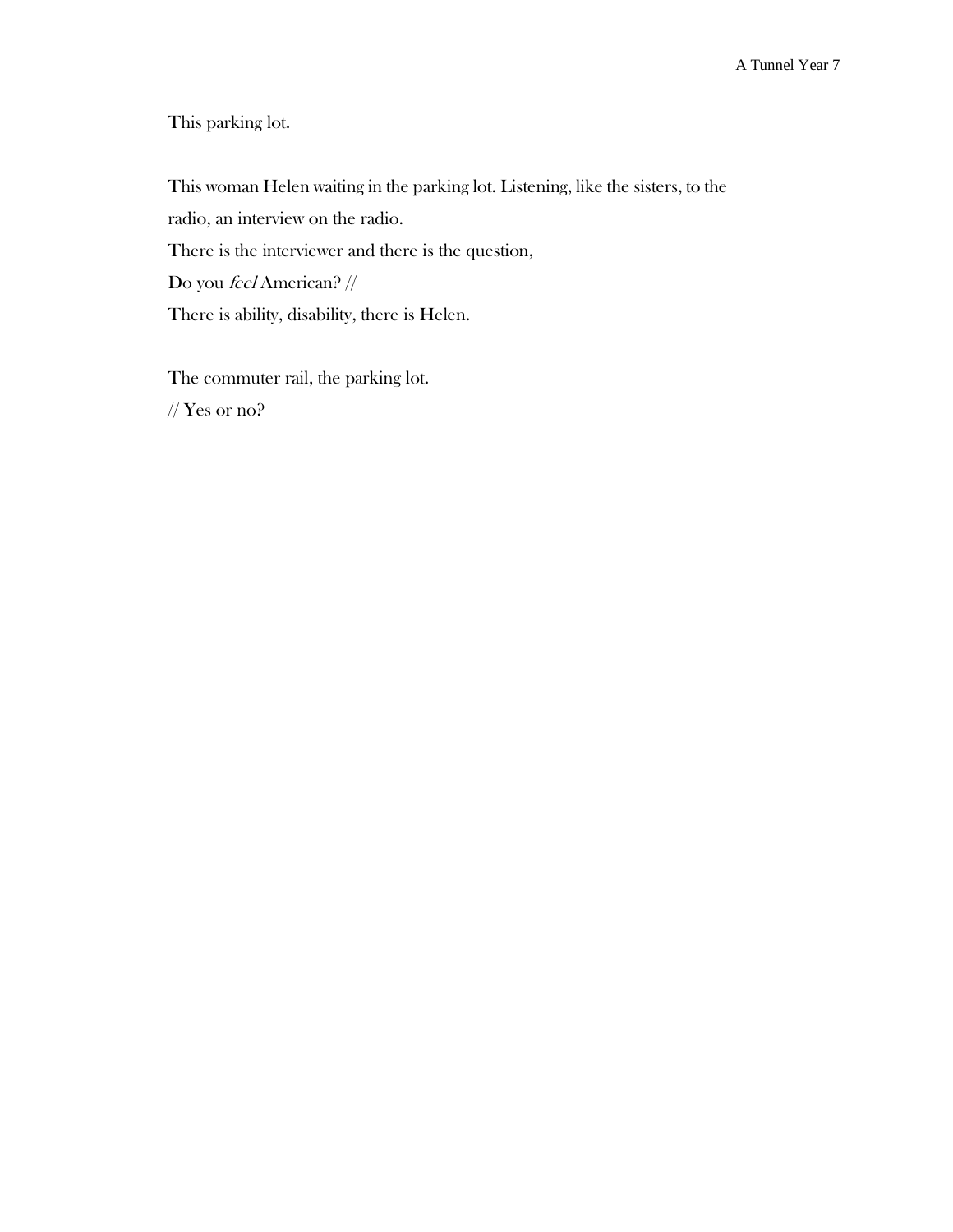This parking lot.

This woman Helen waiting in the parking lot. Listening, like the sisters, to the radio, an interview on the radio.
There is the interviewer and there is the question,
Do you *feel* American? //
There is ability, disability, there is Helen.

The commuter rail, the parking lot.
// Yes or no?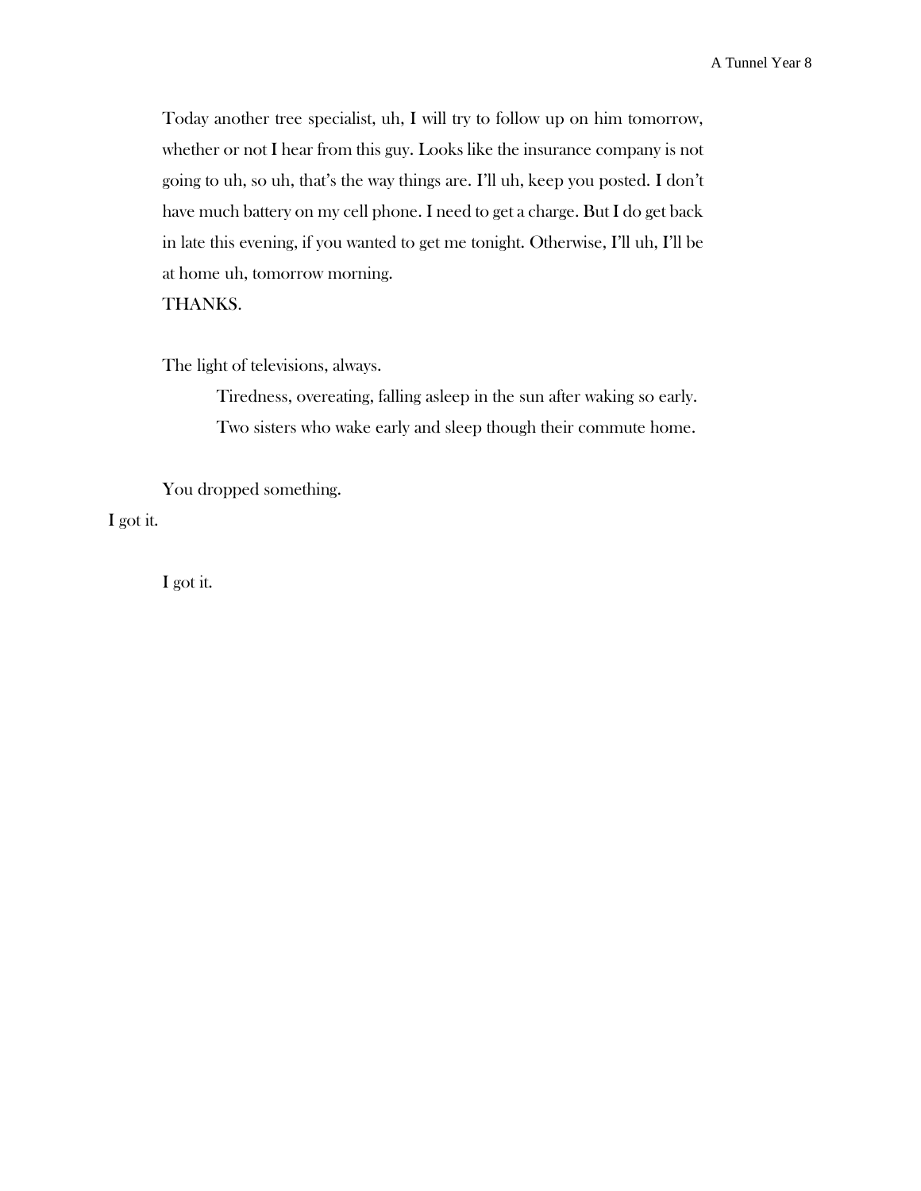Today another tree specialist, uh, I will try to follow up on him tomorrow, whether or not I hear from this guy. Looks like the insurance company is not going to uh, so uh, that's the way things are. I'll uh, keep you posted. I don't have much battery on my cell phone. I need to get a charge. But I do get back in late this evening, if you wanted to get me tonight. Otherwise, I'll uh, I'll be at home uh, tomorrow morning.
THANKS.

The light of televisions, always.

Tiredness, overeating, falling asleep in the sun after waking so early.
Two sisters who wake early and sleep though their commute home.

You dropped something.

I got it.

I got it.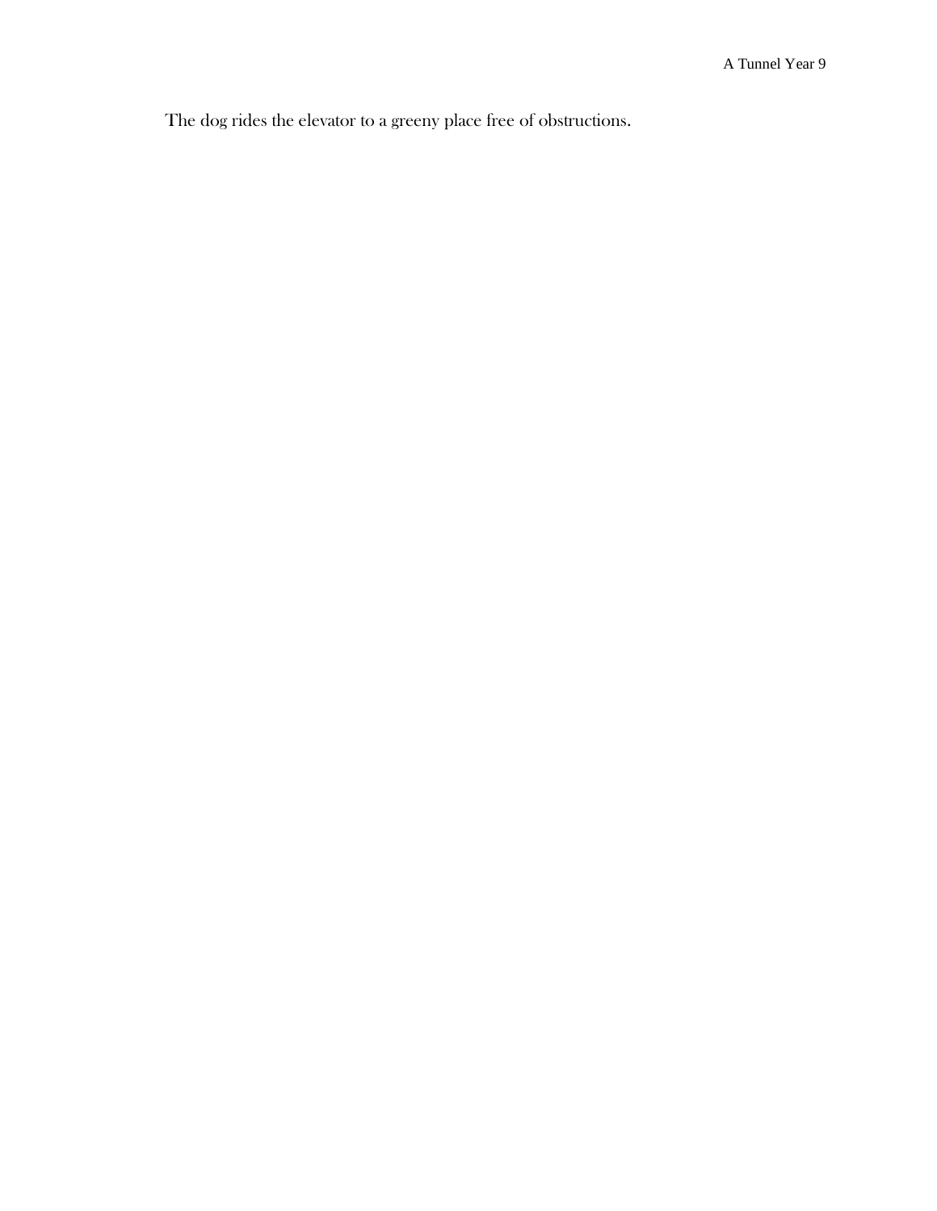The dog rides the elevator to a greeny place free of obstructions.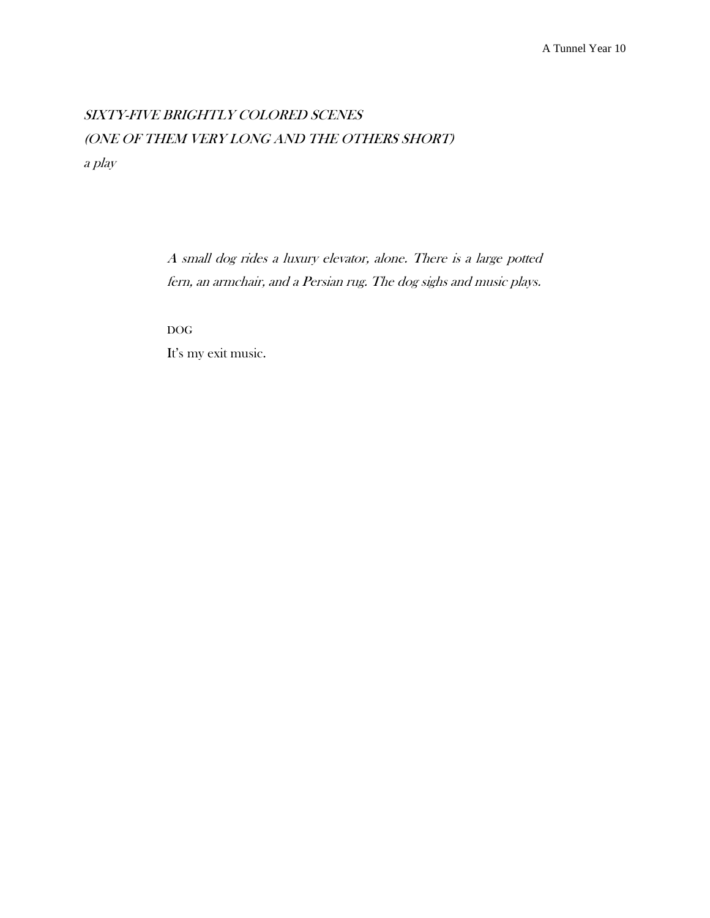*SIXTY-FIVE BRIGHTLY COLORED SCENES*
*(ONE OF THEM VERY LONG AND THE OTHERS SHORT)*
*a play*

*A small dog rides a luxury elevator, alone. There is a large potted fern, an armchair, and a Persian rug. The dog sighs and music plays.*

DOG

It's my exit music.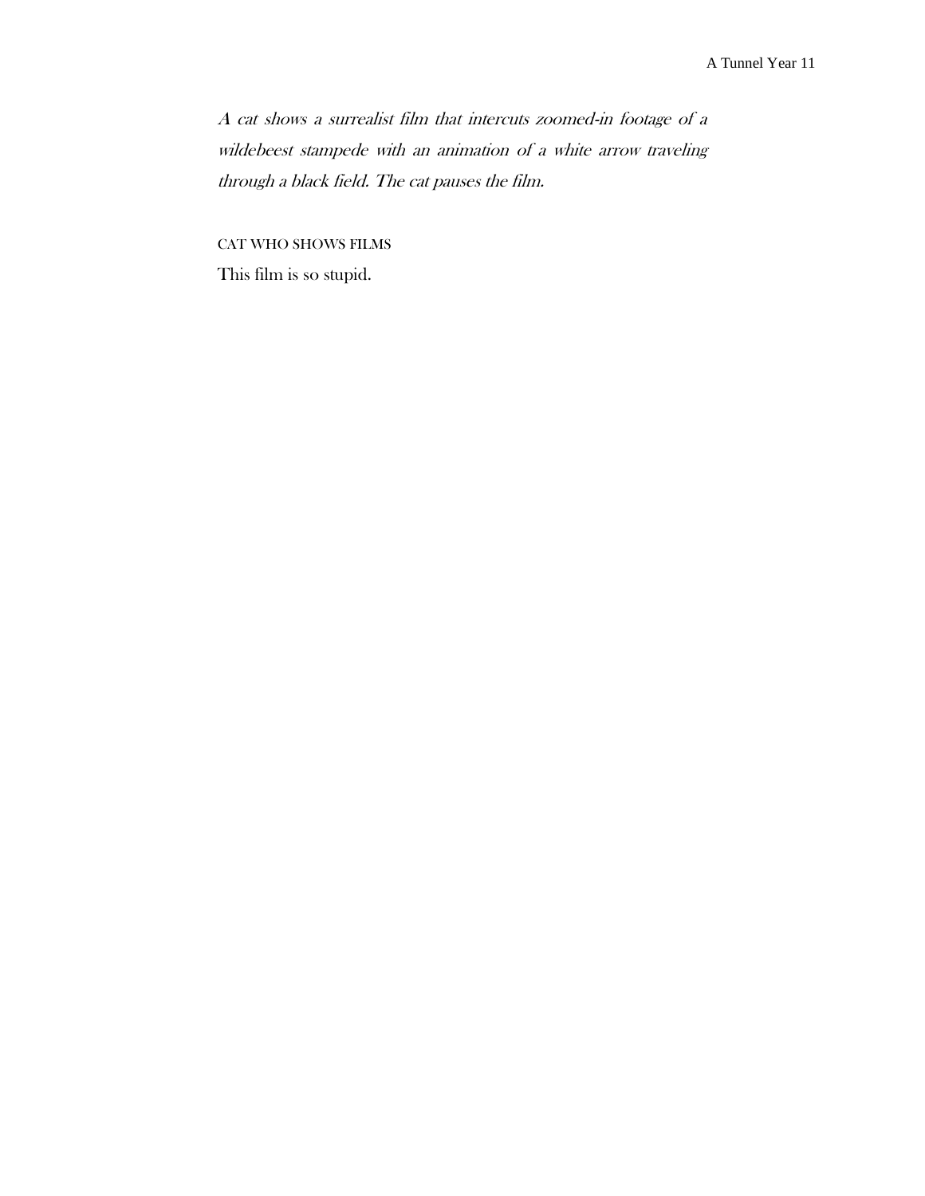*A cat shows a surrealist film that intercuts zoomed-in footage of a wildebeest stampede with an animation of a white arrow traveling through a black field. The cat pauses the film.*

CAT WHO SHOWS FILMS

This film is so stupid.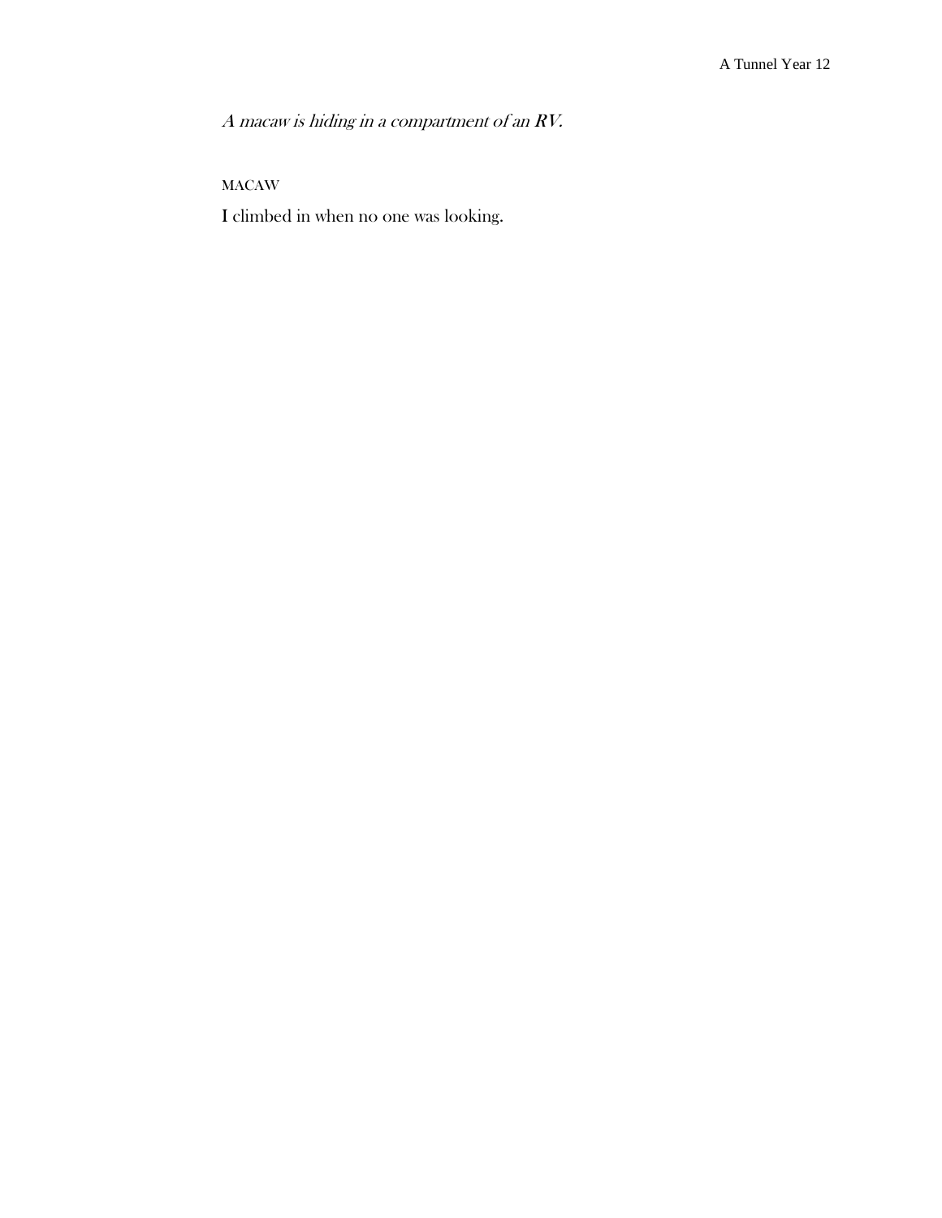*A macaw is hiding in a compartment of an RV.*

MACAW

I climbed in when no one was looking.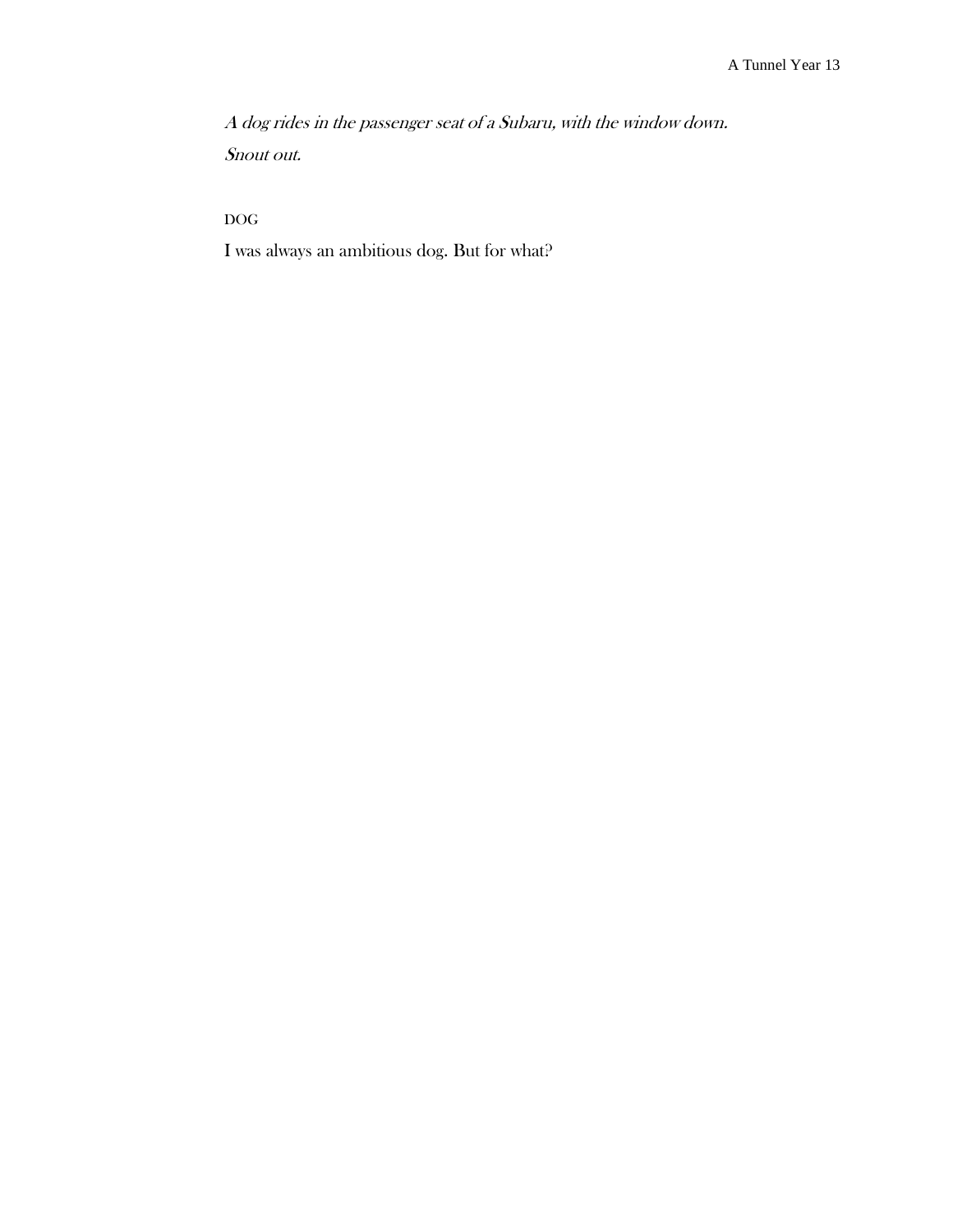*A dog rides in the passenger seat of a Subaru, with the window down. Snout out.*

DOG

I was always an ambitious dog. But for what?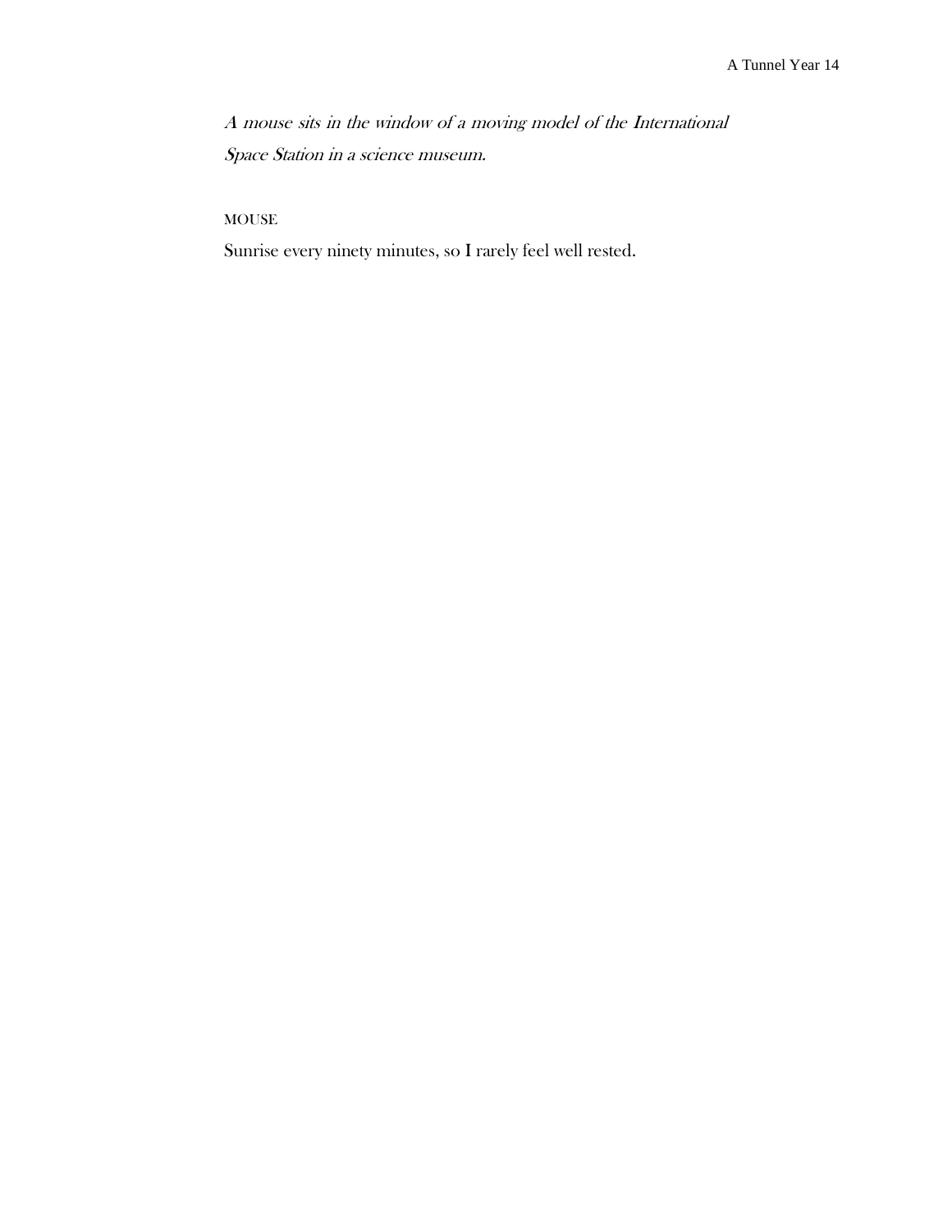*A mouse sits in the window of a moving model of the International Space Station in a science museum.*

MOUSE

Sunrise every ninety minutes, so I rarely feel well rested.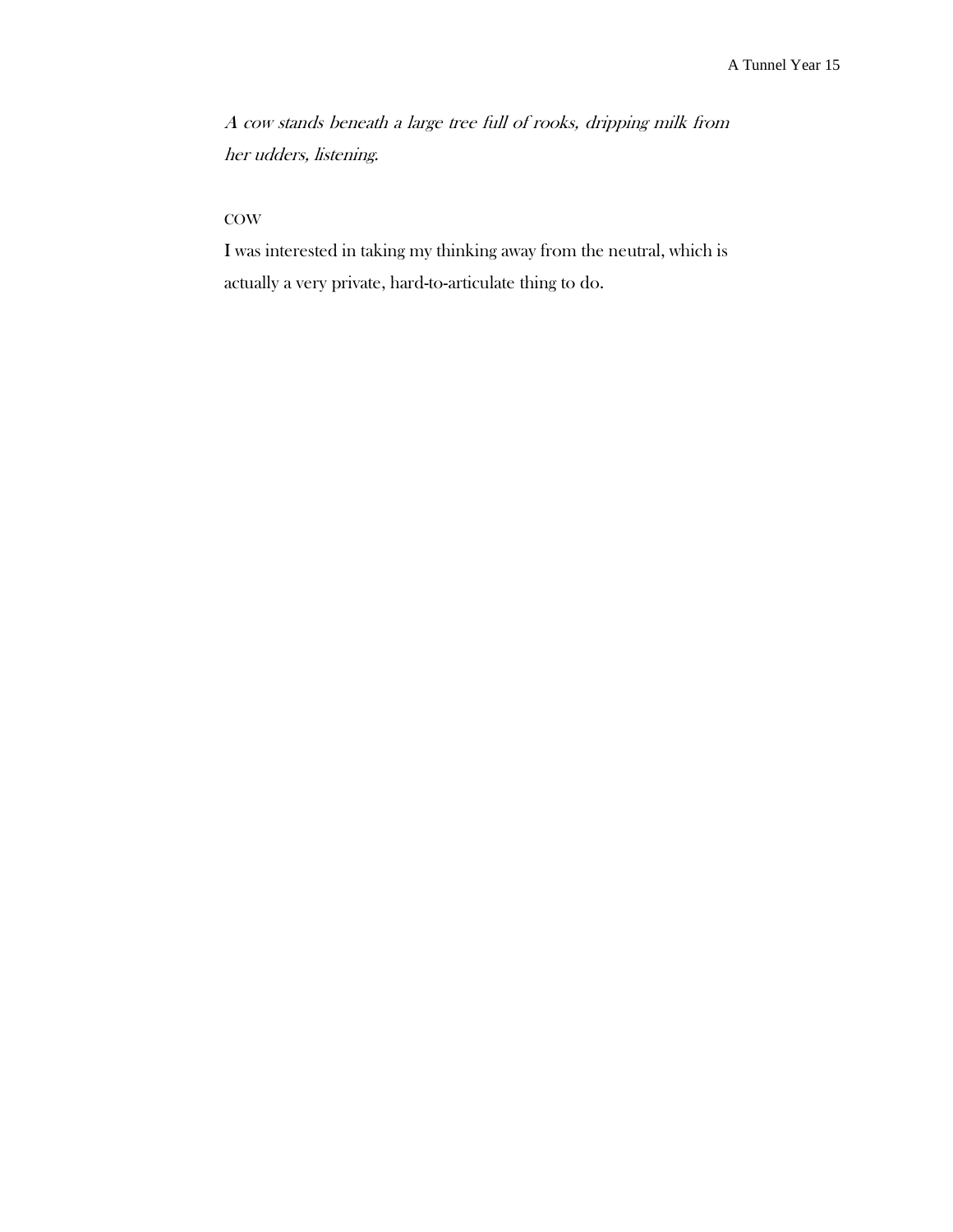*A cow stands beneath a large tree full of rooks, dripping milk from her udders, listening.*

COW

I was interested in taking my thinking away from the neutral, which is actually a very private, hard-to-articulate thing to do.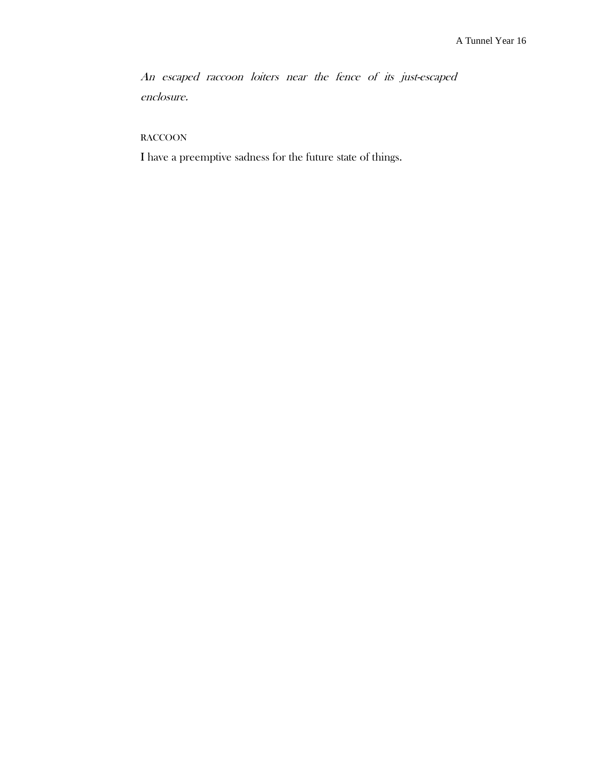*An escaped raccoon loiters near the fence of its just-escaped enclosure.*

RACCOON

I have a preemptive sadness for the future state of things.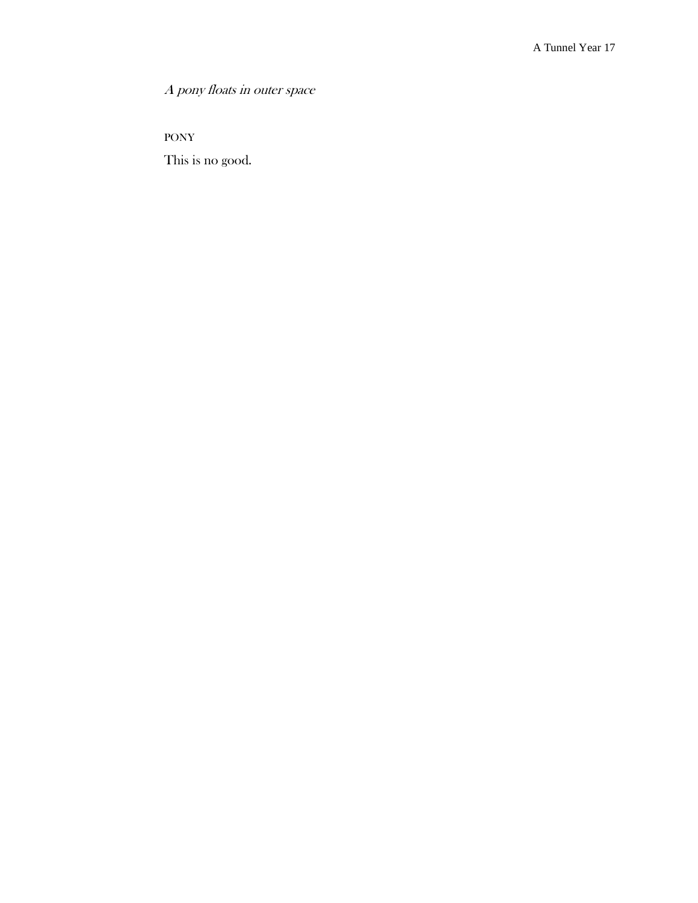*A pony floats in outer space*

PONY

This is no good.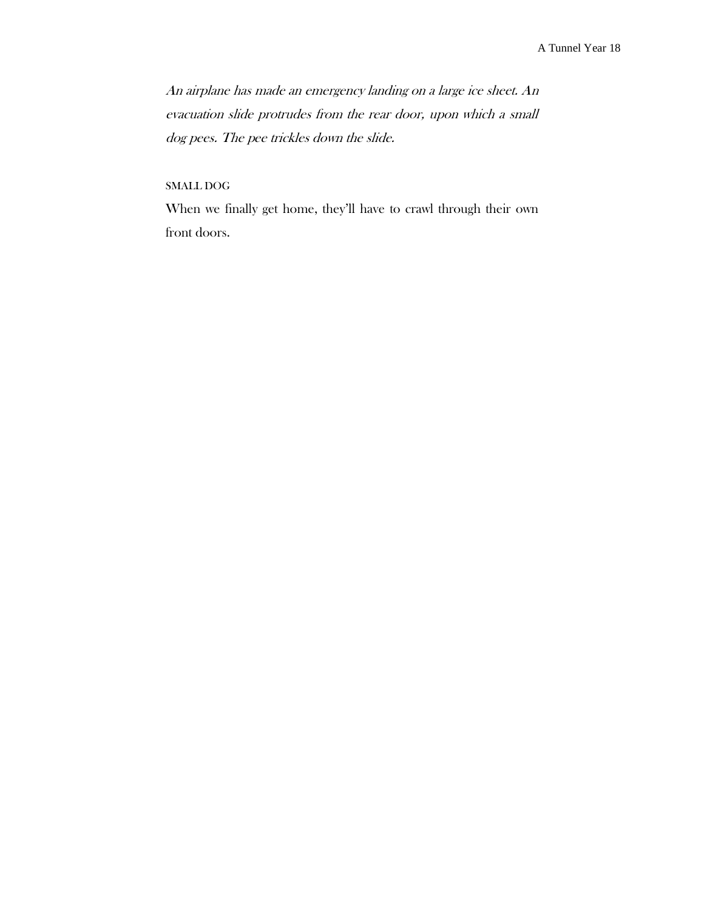*An airplane has made an emergency landing on a large ice sheet. An evacuation slide protrudes from the rear door, upon which a small dog pees. The pee trickles down the slide.*

SMALL DOG

When we finally get home, they'll have to crawl through their own front doors.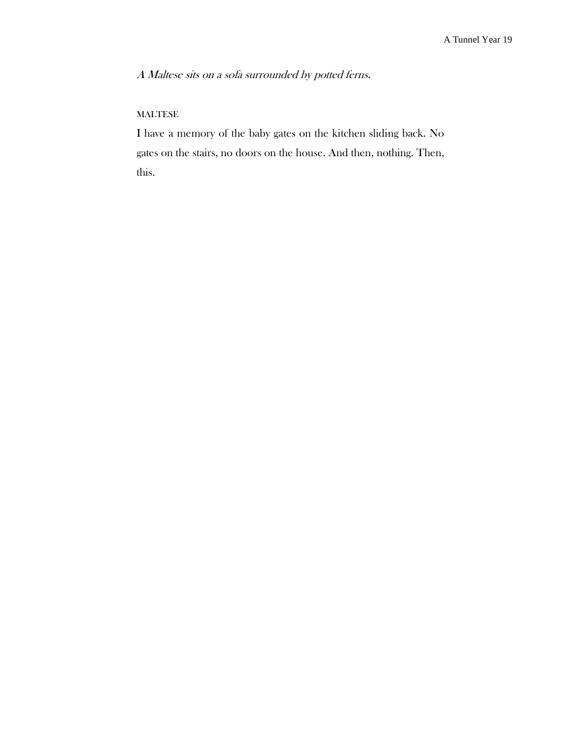*A Maltese sits on a sofa surrounded by potted ferns.*

MALTESE

I have a memory of the baby gates on the kitchen sliding back. No gates on the stairs, no doors on the house. And then, nothing. Then, this.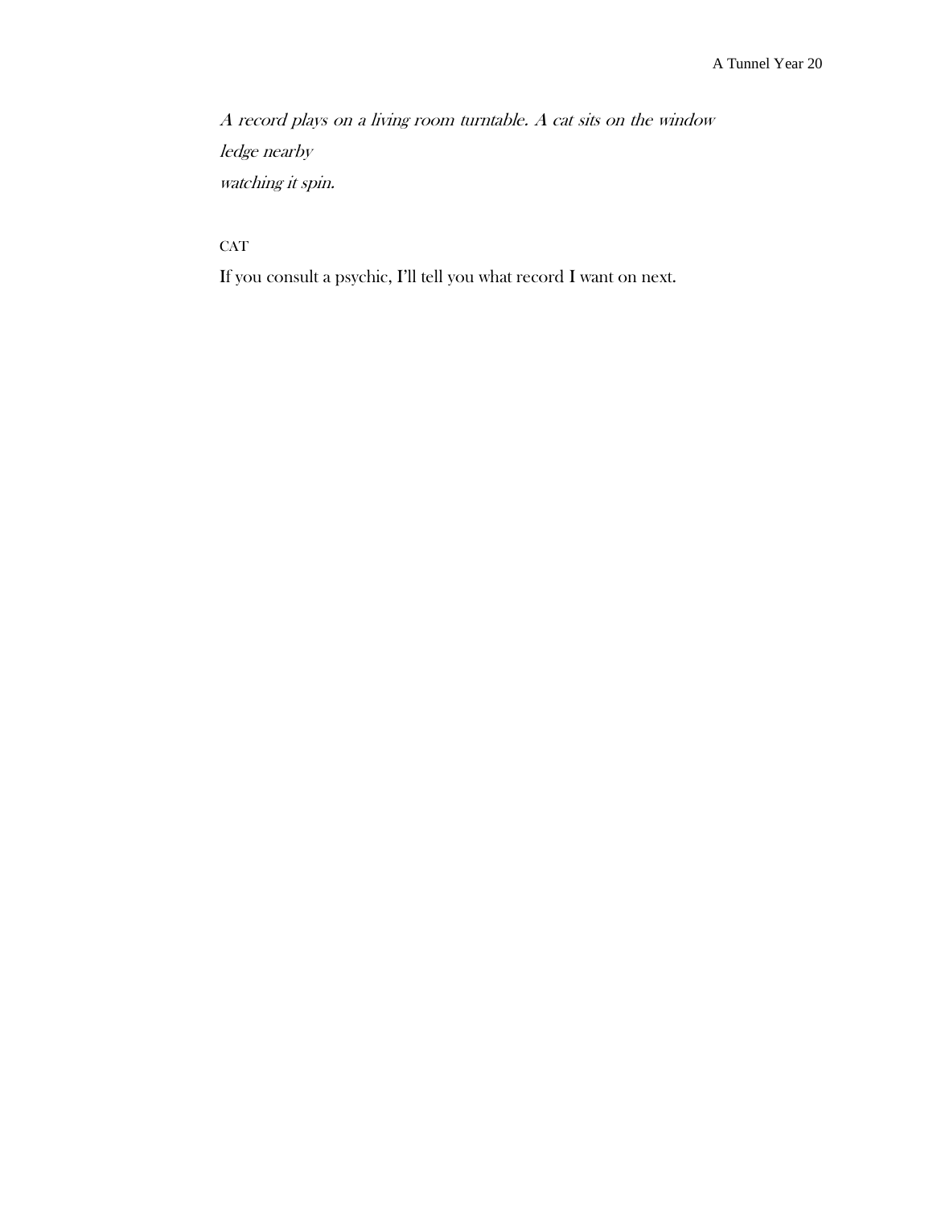*A record plays on a living room turntable. A cat sits on the window ledge nearby watching it spin.*

CAT

If you consult a psychic, I'll tell you what record I want on next.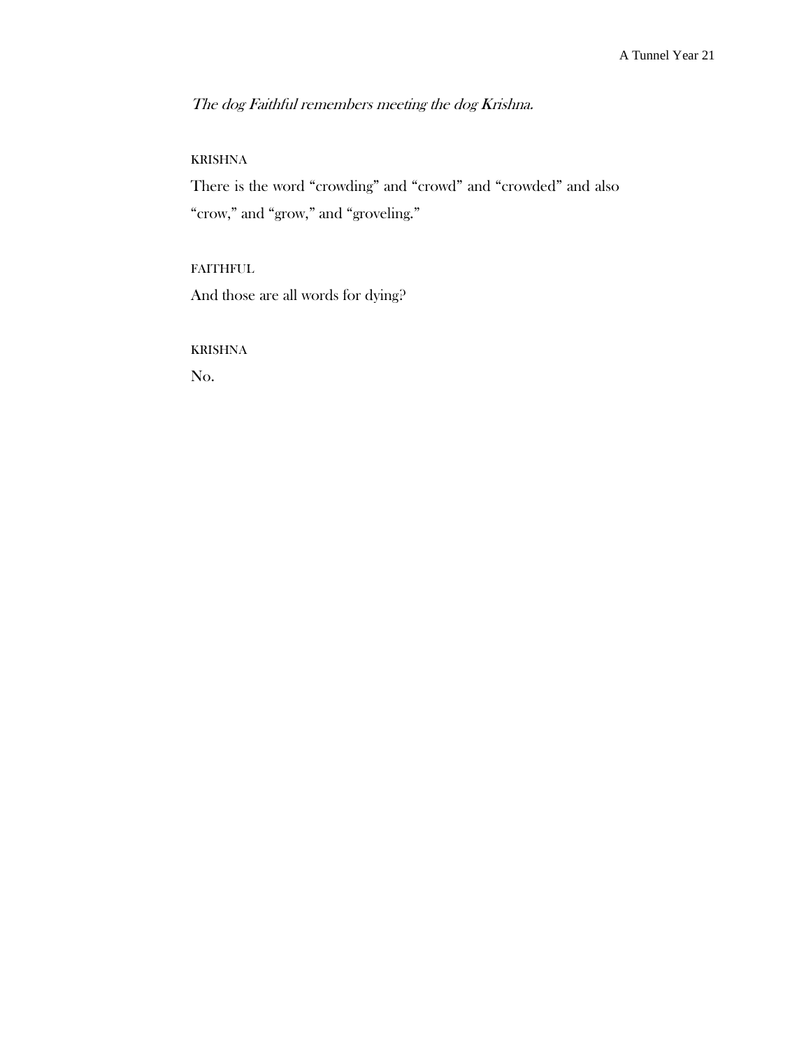*The dog Faithful remembers meeting the dog Krishna.*

KRISHNA

There is the word "crowding" and "crowd" and "crowded" and also "crow," and "grow," and "groveling."

FAITHFUL

And those are all words for dying?

KRISHNA

No.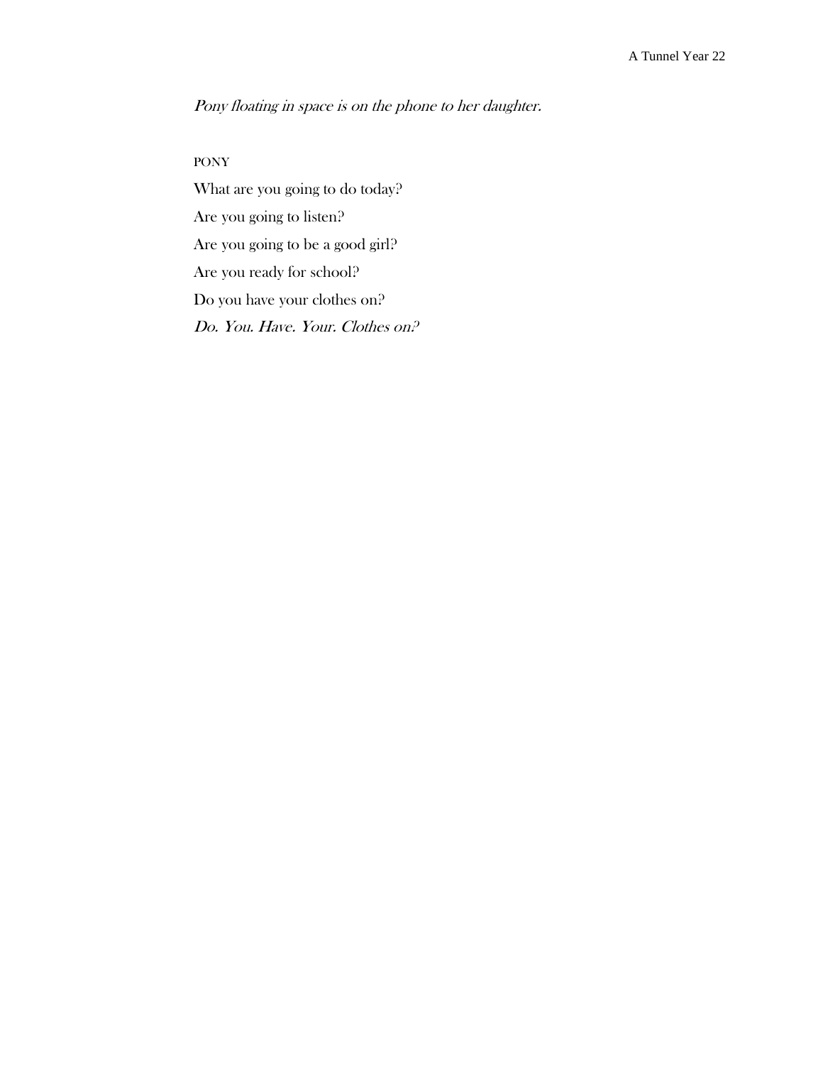*Pony floating in space is on the phone to her daughter.*

PONY

What are you going to do today?

Are you going to listen?

Are you going to be a good girl?

Are you ready for school?

Do you have your clothes on?

*Do. You. Have. Your. Clothes on?*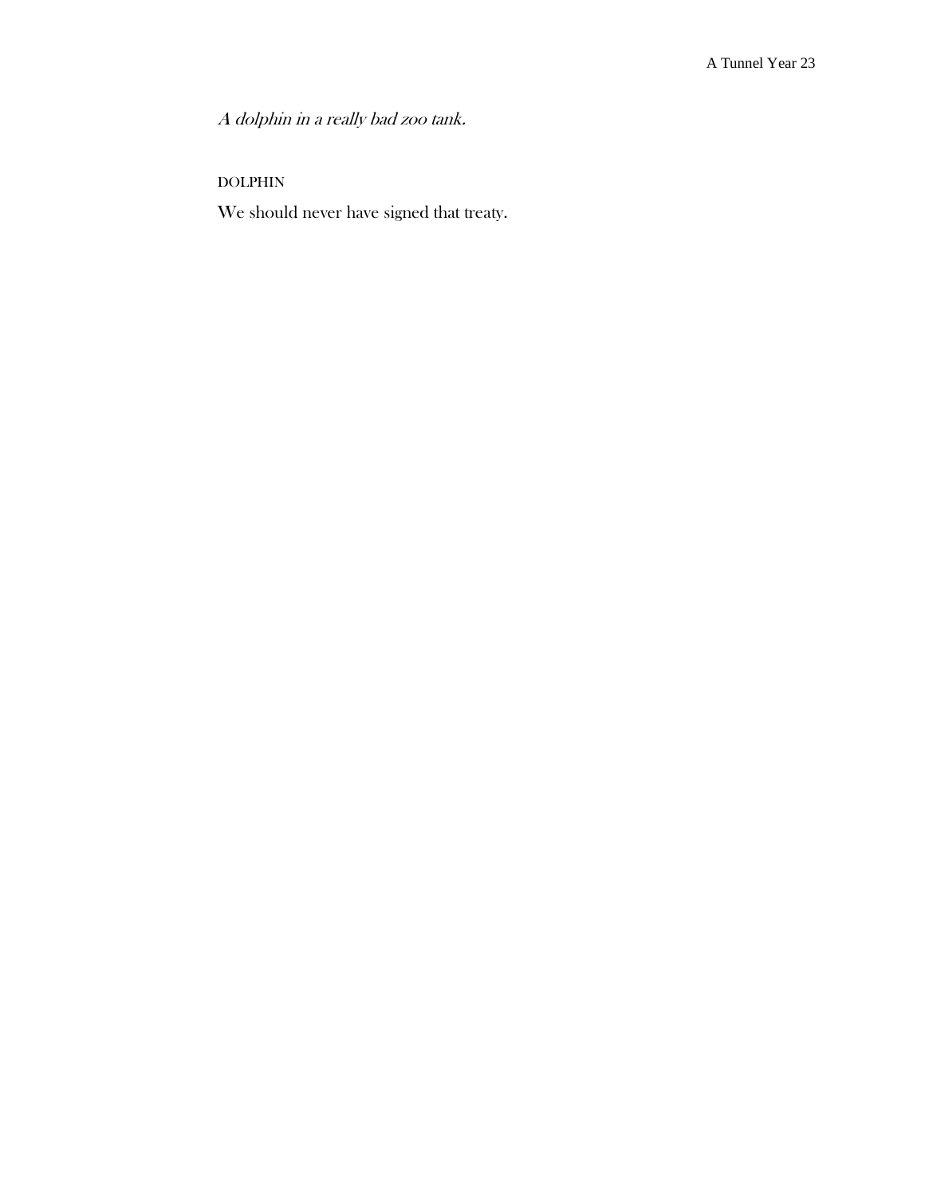*A dolphin in a really bad zoo tank.*

DOLPHIN

We should never have signed that treaty.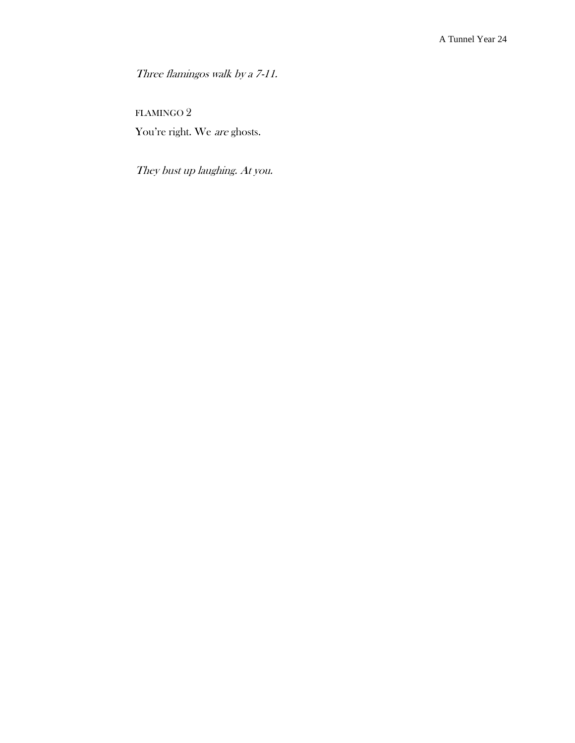*Three flamingos walk by a 7-11.*

FLAMINGO 2

You're right. We *are* ghosts.

*They bust up laughing. At you.*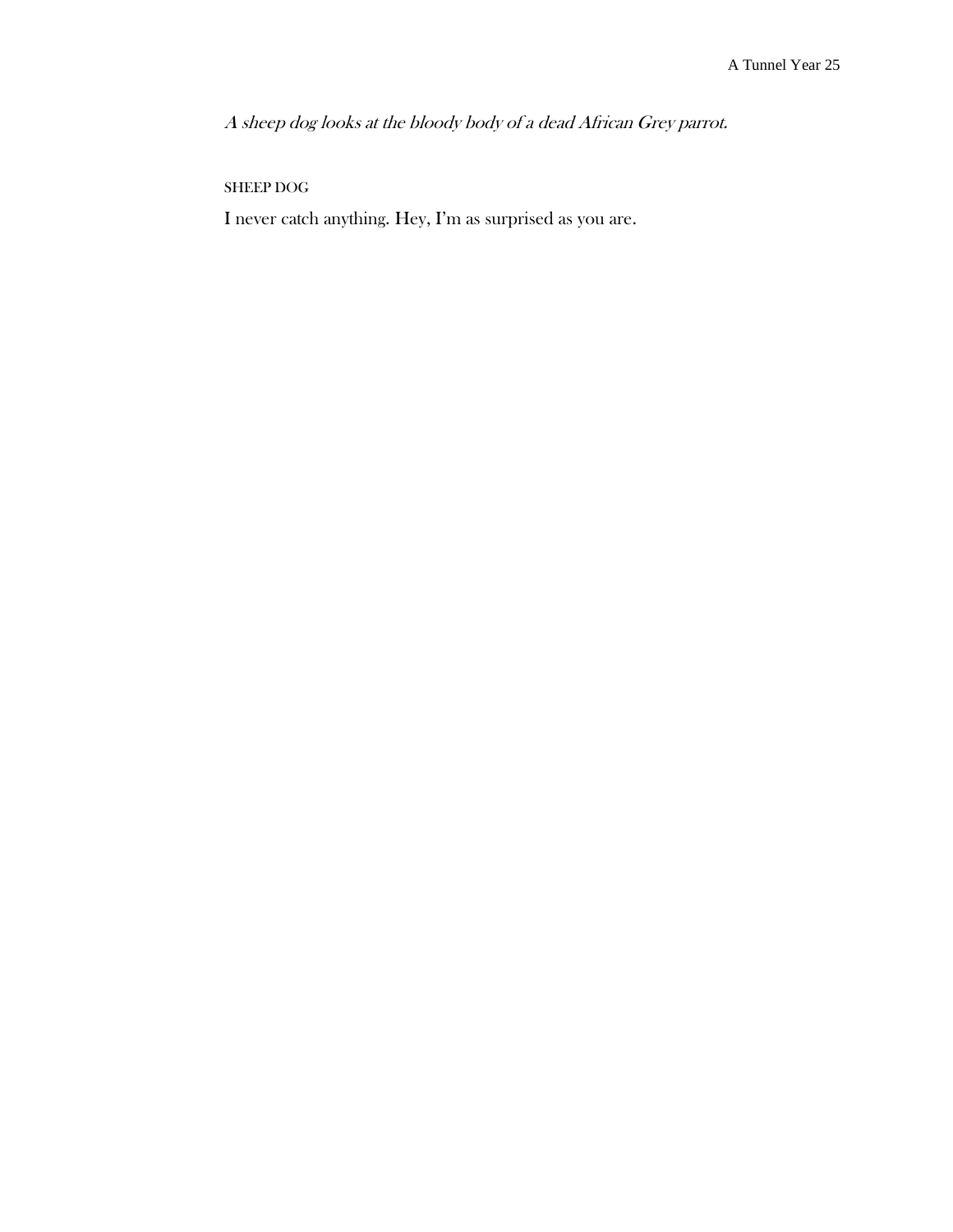*A sheep dog looks at the bloody body of a dead African Grey parrot.*

SHEEP DOG

I never catch anything. Hey, I'm as surprised as you are.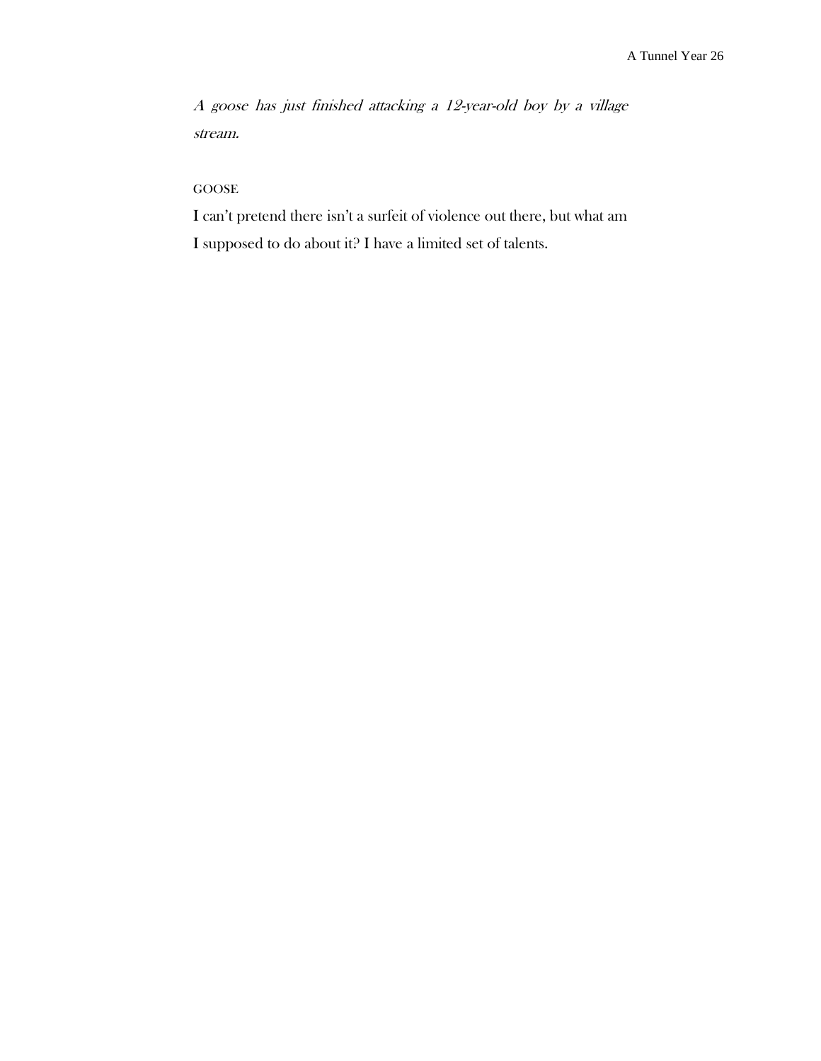*A goose has just finished attacking a 12-year-old boy by a village stream.*

GOOSE

I can't pretend there isn't a surfeit of violence out there, but what am I supposed to do about it? I have a limited set of talents.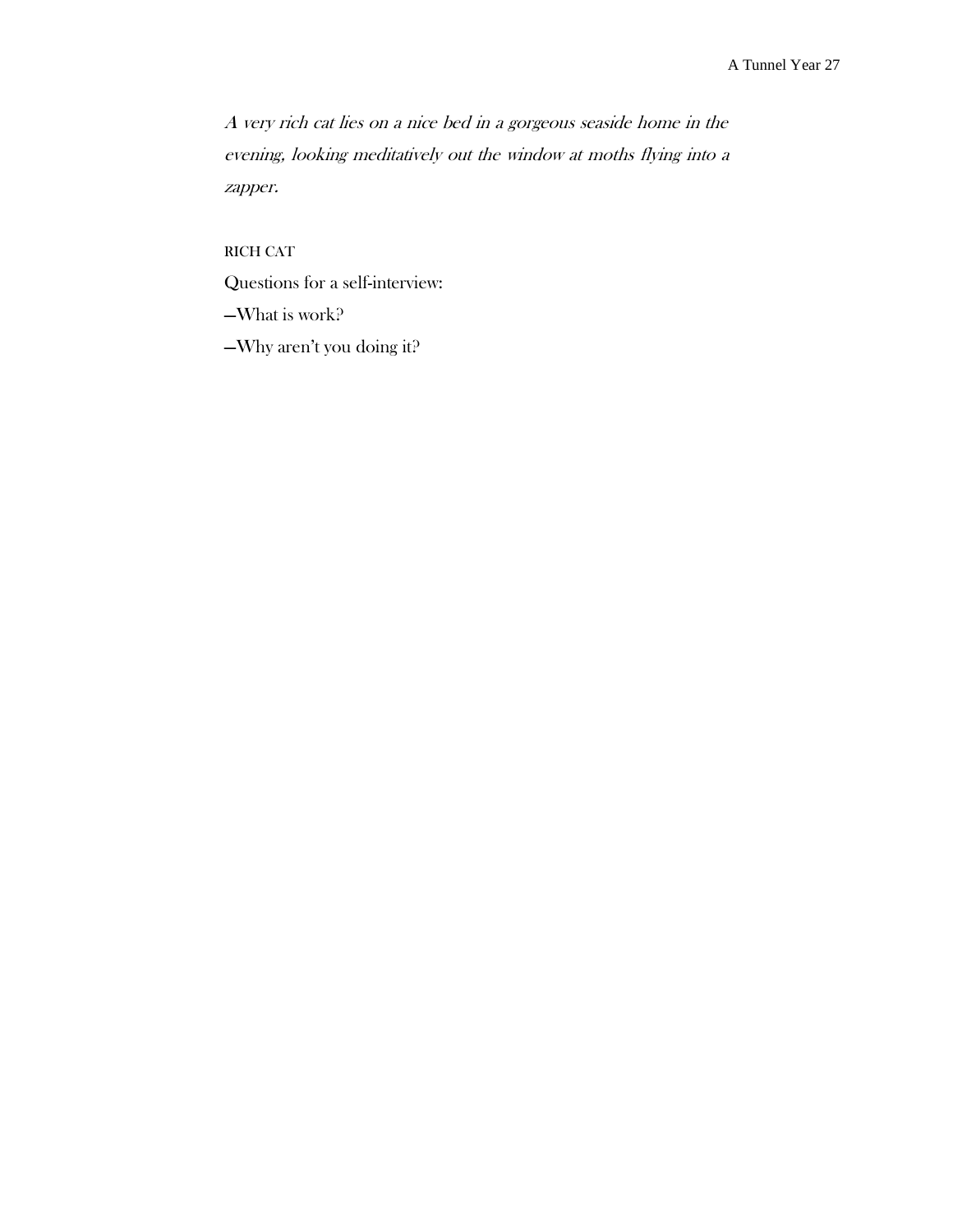*A very rich cat lies on a nice bed in a gorgeous seaside home in the evening, looking meditatively out the window at moths flying into a zapper.*

RICH CAT

Questions for a self-interview:

—What is work?

—Why aren't you doing it?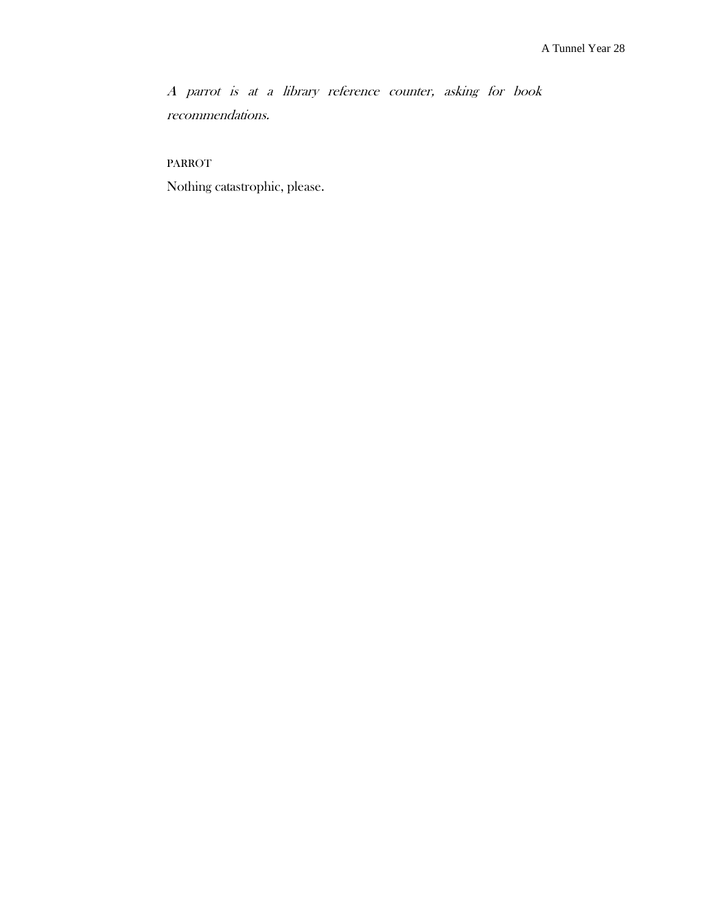*A parrot is at a library reference counter, asking for book recommendations.*

PARROT

Nothing catastrophic, please.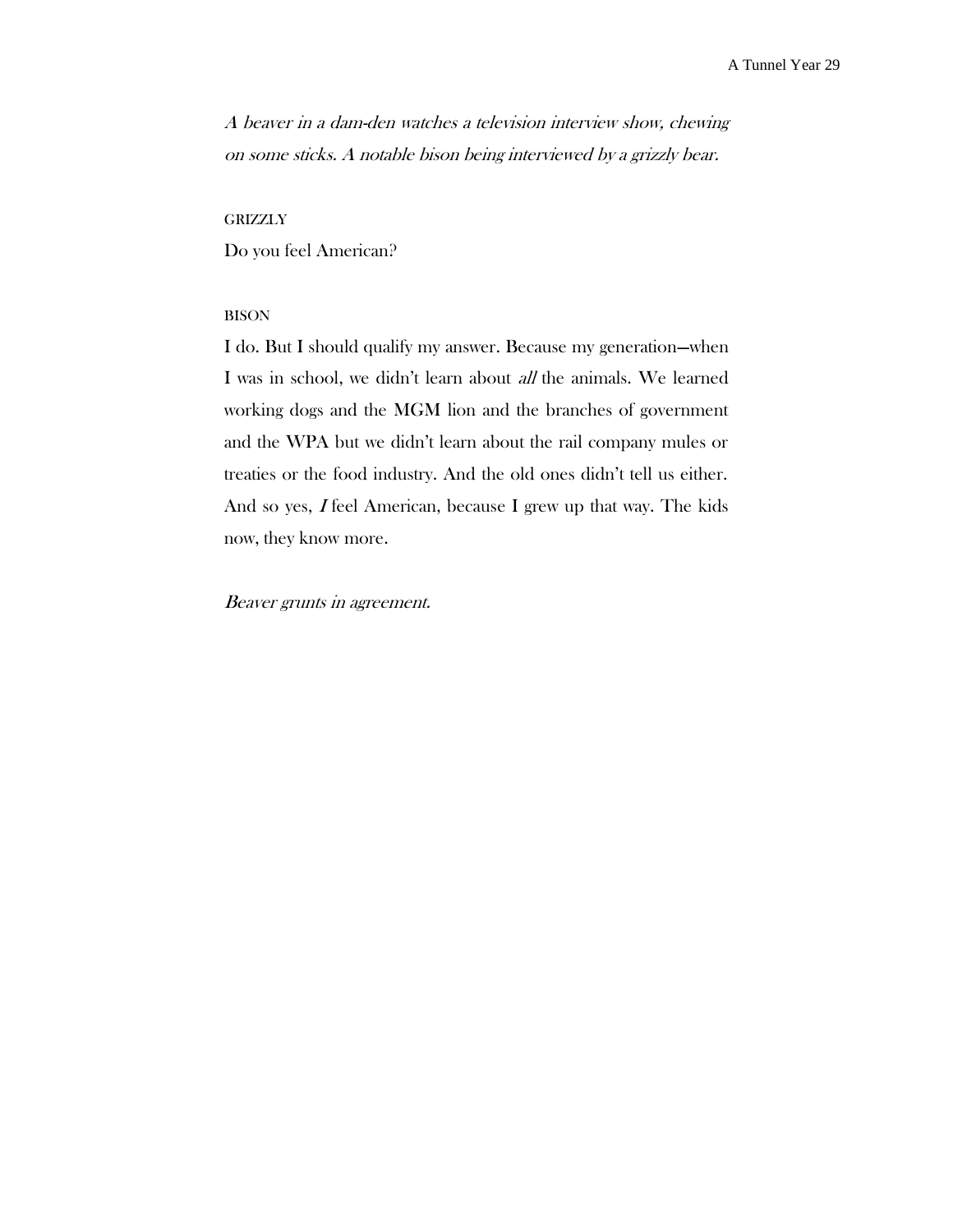*A beaver in a dam-den watches a television interview show, chewing on some sticks. A notable bison being interviewed by a grizzly bear.*

GRIZZLY

Do you feel American?

BISON

I do. But I should qualify my answer. Because my generation—when I was in school, we didn't learn about *all* the animals. We learned working dogs and the MGM lion and the branches of government and the WPA but we didn't learn about the rail company mules or treaties or the food industry. And the old ones didn't tell us either. And so yes, *I* feel American, because I grew up that way. The kids now, they know more.

*Beaver grunts in agreement.*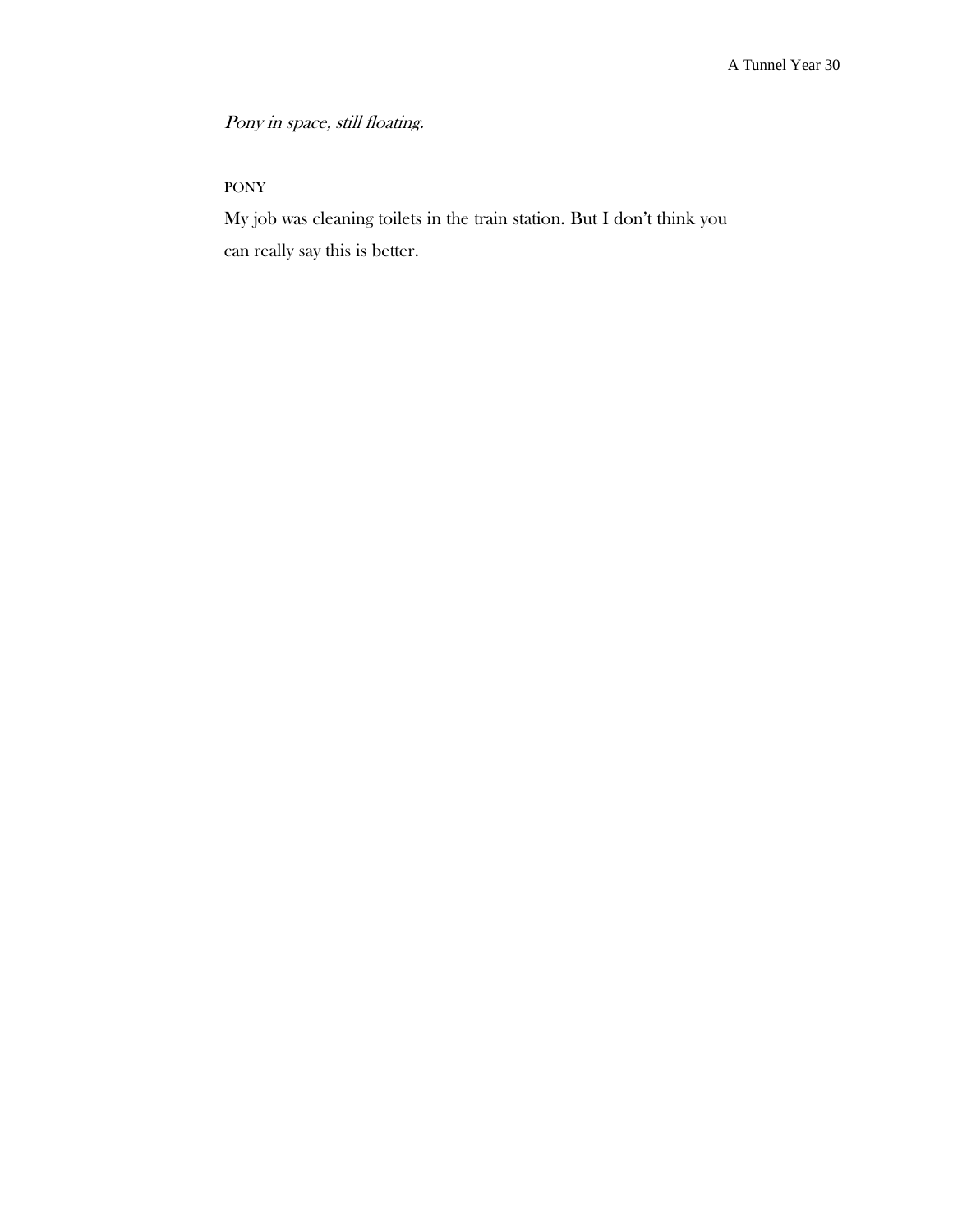*Pony in space, still floating.*

PONY

My job was cleaning toilets in the train station. But I don't think you can really say this is better.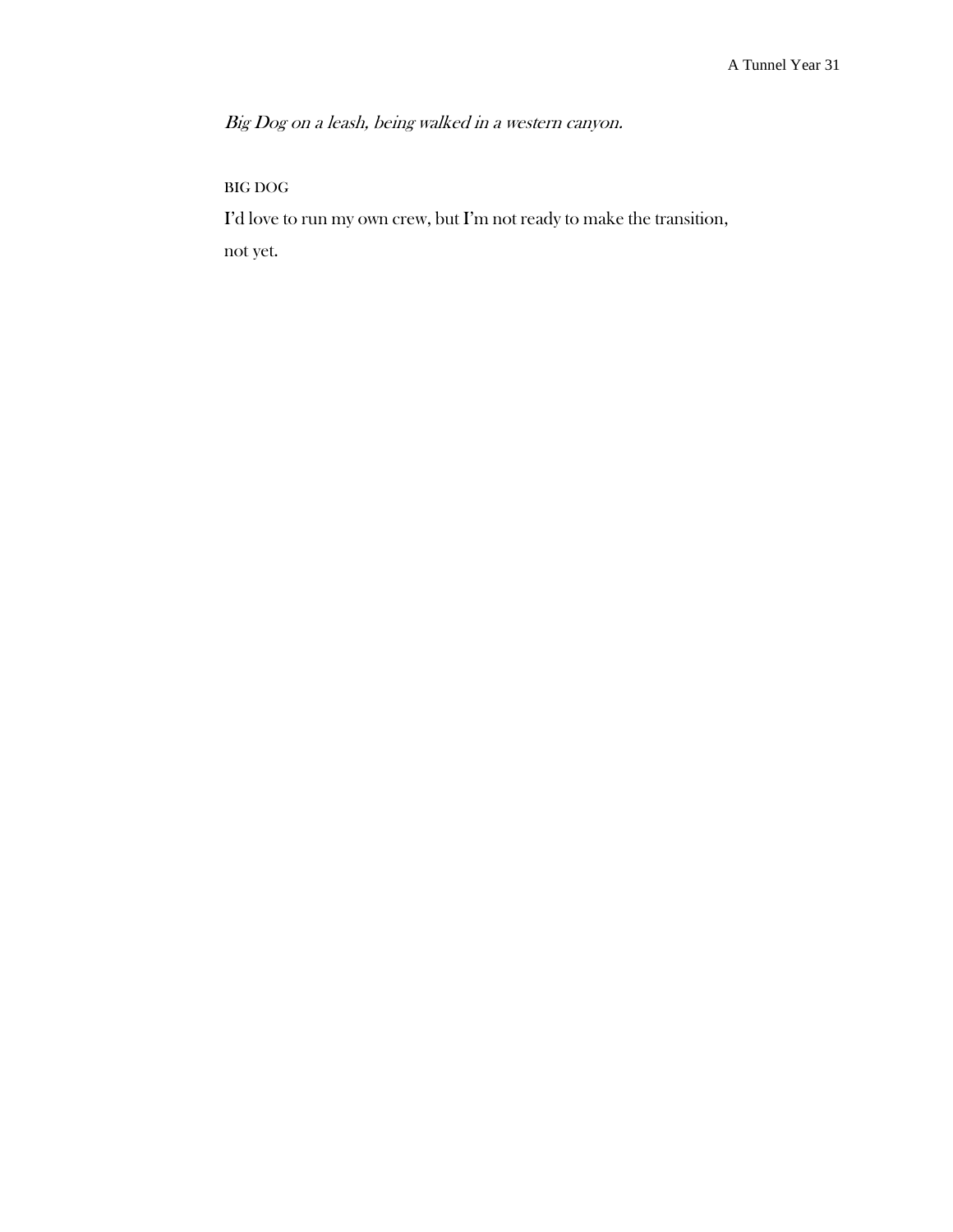*Big Dog on a leash, being walked in a western canyon.*

BIG DOG

I'd love to run my own crew, but I'm not ready to make the transition,
not yet.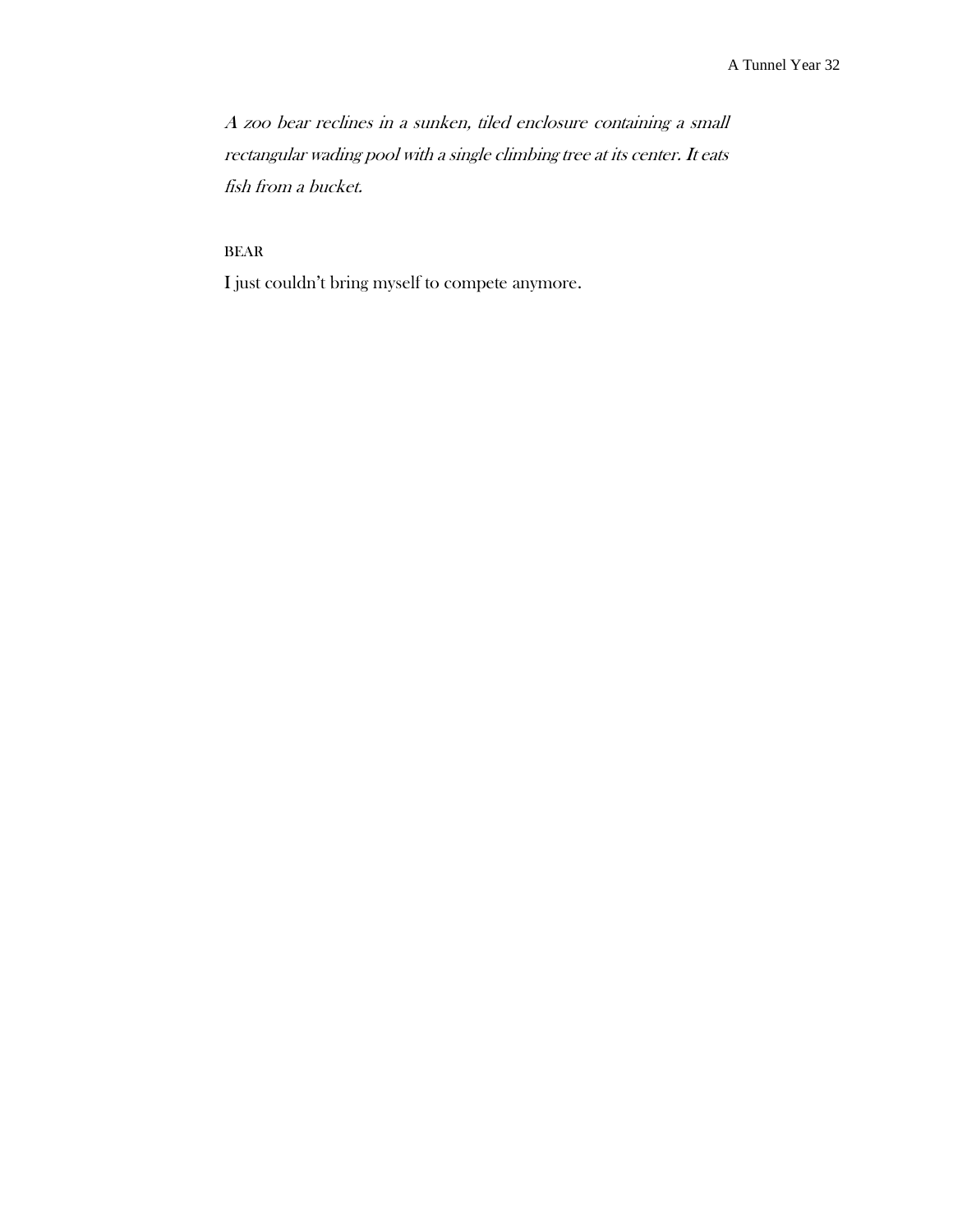*A zoo bear reclines in a sunken, tiled enclosure containing a small rectangular wading pool with a single climbing tree at its center. It eats fish from a bucket.*

BEAR

I just couldn't bring myself to compete anymore.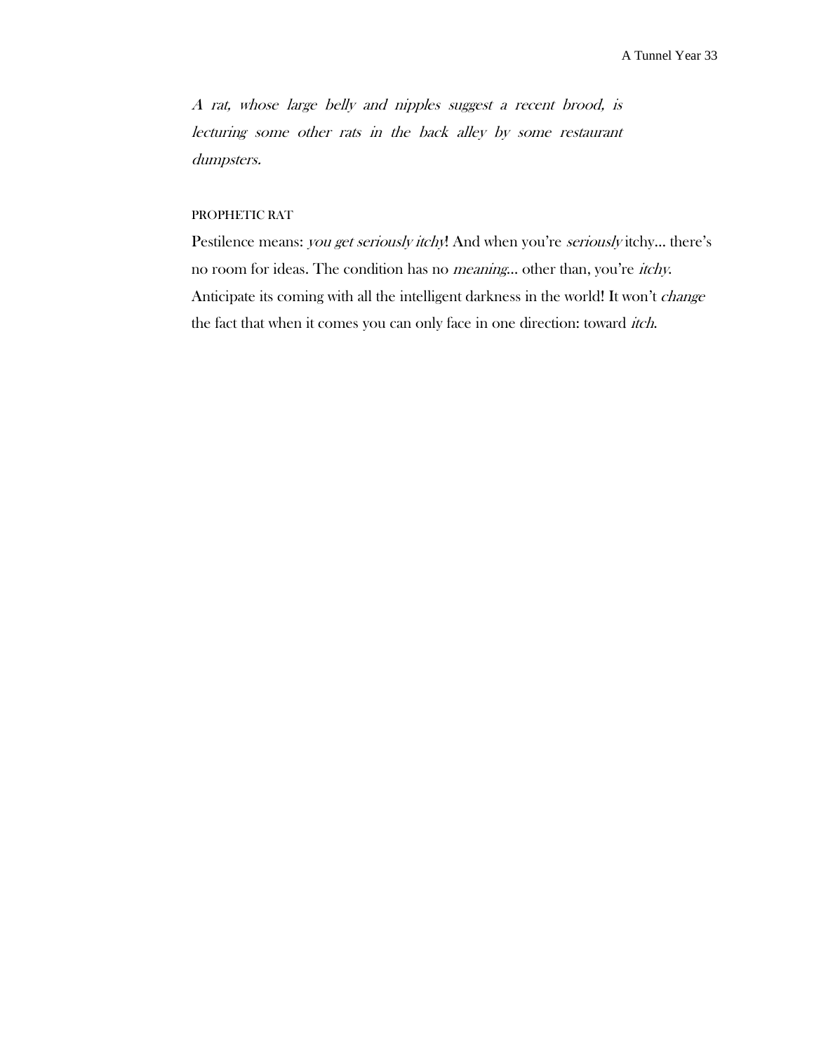*A rat, whose large belly and nipples suggest a recent brood, is lecturing some other rats in the back alley by some restaurant dumpsters.*

PROPHETIC RAT

Pestilence means: *you get seriously itchy*! And when you're *seriously* itchy… there's no room for ideas. The condition has no *meaning*… other than, you're *itchy*. Anticipate its coming with all the intelligent darkness in the world! It won't *change* the fact that when it comes you can only face in one direction: toward *itch*.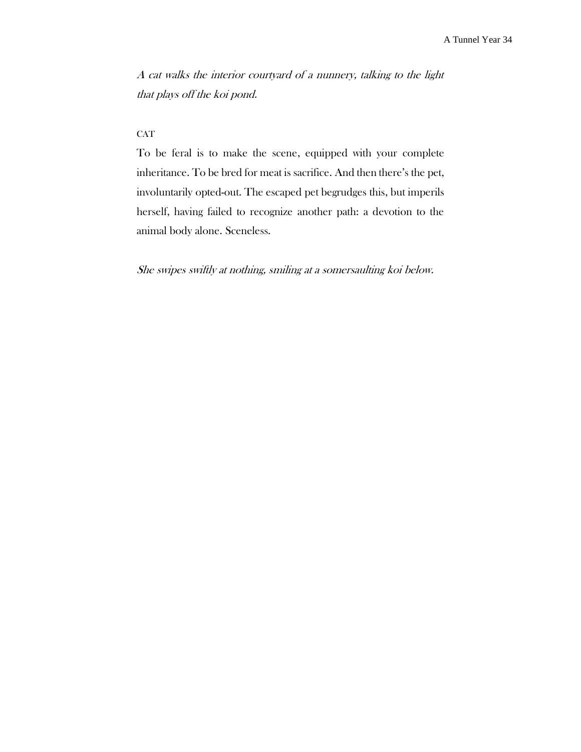*A cat walks the interior courtyard of a nunnery, talking to the light that plays off the koi pond.*

CAT

To be feral is to make the scene, equipped with your complete inheritance. To be bred for meat is sacrifice. And then there's the pet, involuntarily opted-out. The escaped pet begrudges this, but imperils herself, having failed to recognize another path: a devotion to the animal body alone. Sceneless.

*She swipes swiftly at nothing, smiling at a somersaulting koi below.*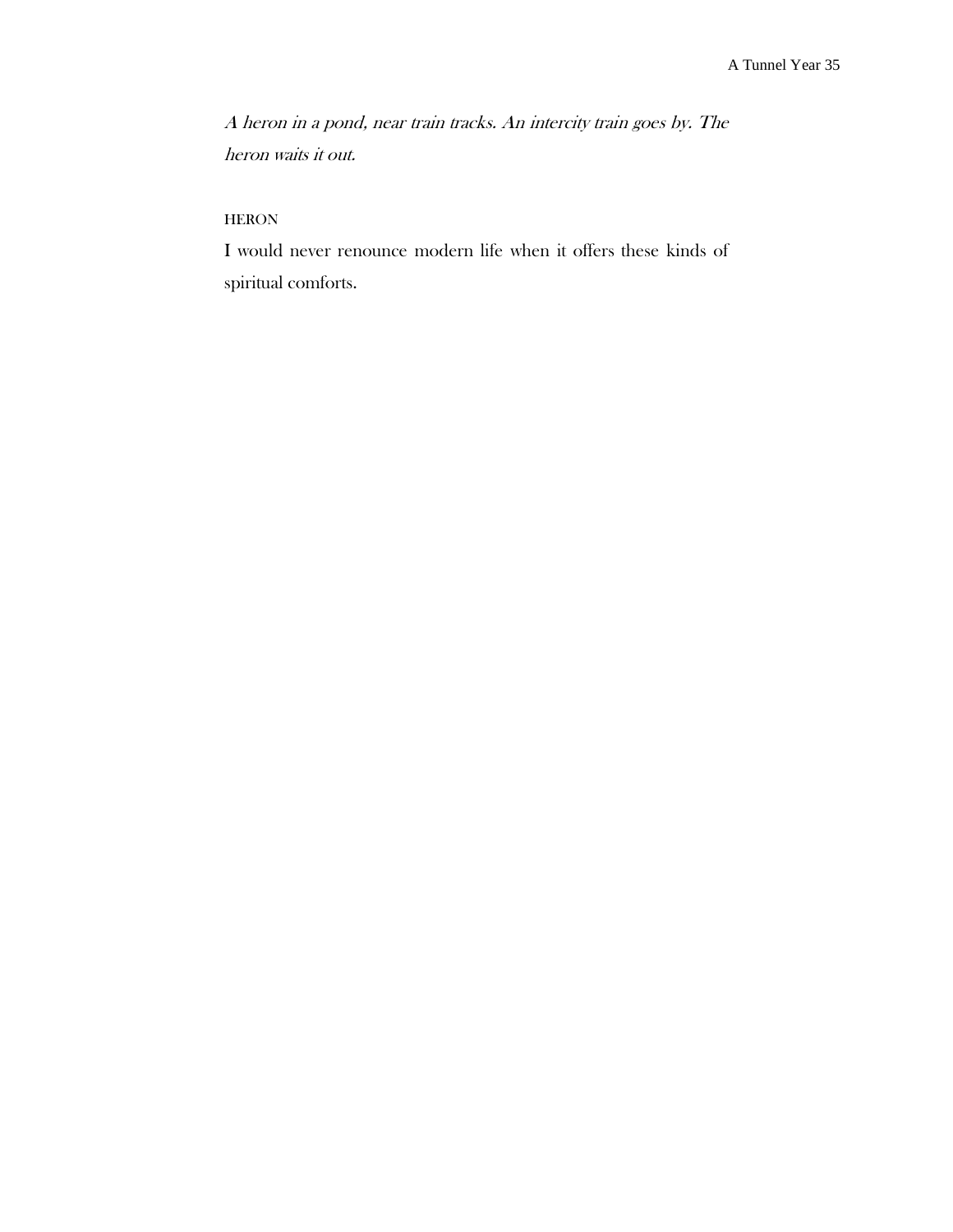*A heron in a pond, near train tracks. An intercity train goes by. The heron waits it out.*

HERON

I would never renounce modern life when it offers these kinds of spiritual comforts.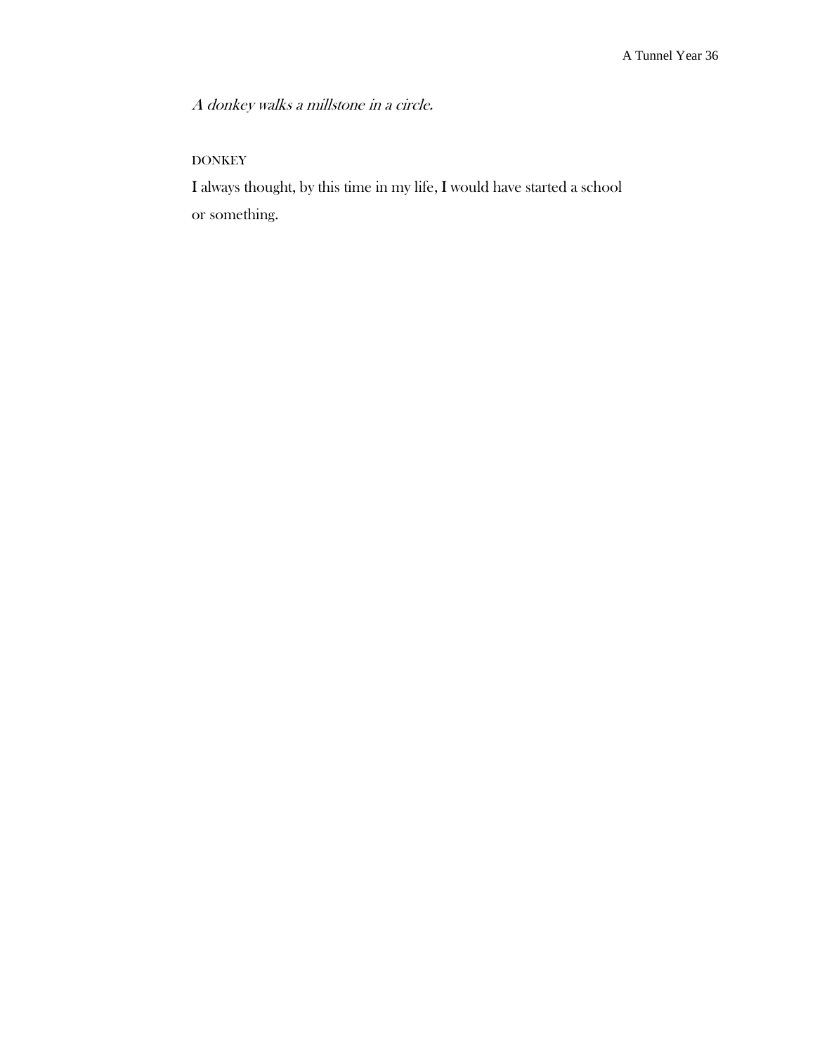*A donkey walks a millstone in a circle.*

DONKEY

I always thought, by this time in my life, I would have started a school or something.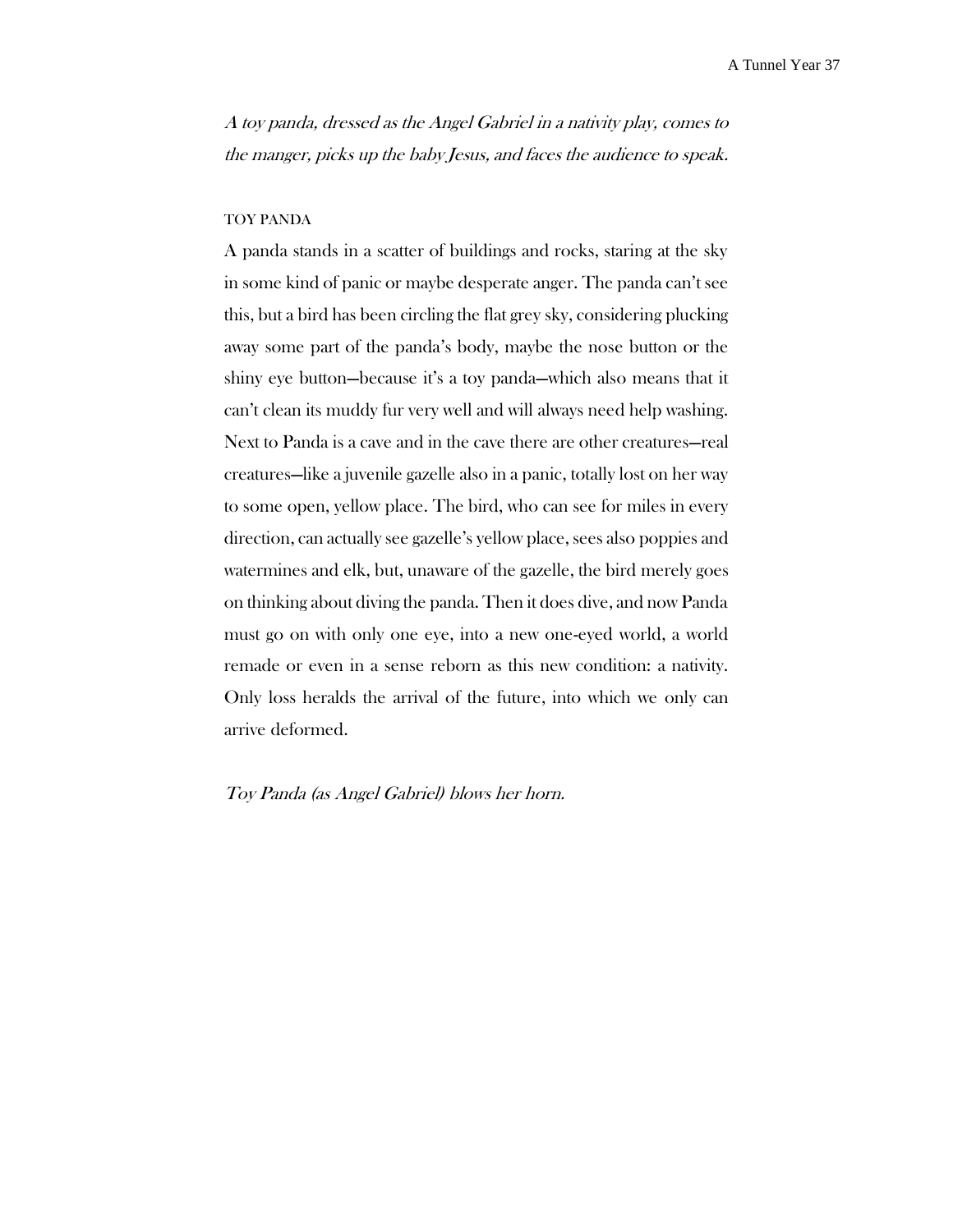*A toy panda, dressed as the Angel Gabriel in a nativity play, comes to the manger, picks up the baby Jesus, and faces the audience to speak.*

TOY PANDA

A panda stands in a scatter of buildings and rocks, staring at the sky in some kind of panic or maybe desperate anger. The panda can't see this, but a bird has been circling the flat grey sky, considering plucking away some part of the panda's body, maybe the nose button or the shiny eye button—because it's a toy panda—which also means that it can't clean its muddy fur very well and will always need help washing. Next to Panda is a cave and in the cave there are other creatures—real creatures—like a juvenile gazelle also in a panic, totally lost on her way to some open, yellow place. The bird, who can see for miles in every direction, can actually see gazelle's yellow place, sees also poppies and watermines and elk, but, unaware of the gazelle, the bird merely goes on thinking about diving the panda. Then it does dive, and now Panda must go on with only one eye, into a new one-eyed world, a world remade or even in a sense reborn as this new condition: a nativity. Only loss heralds the arrival of the future, into which we only can arrive deformed.

*Toy Panda (as Angel Gabriel) blows her horn.*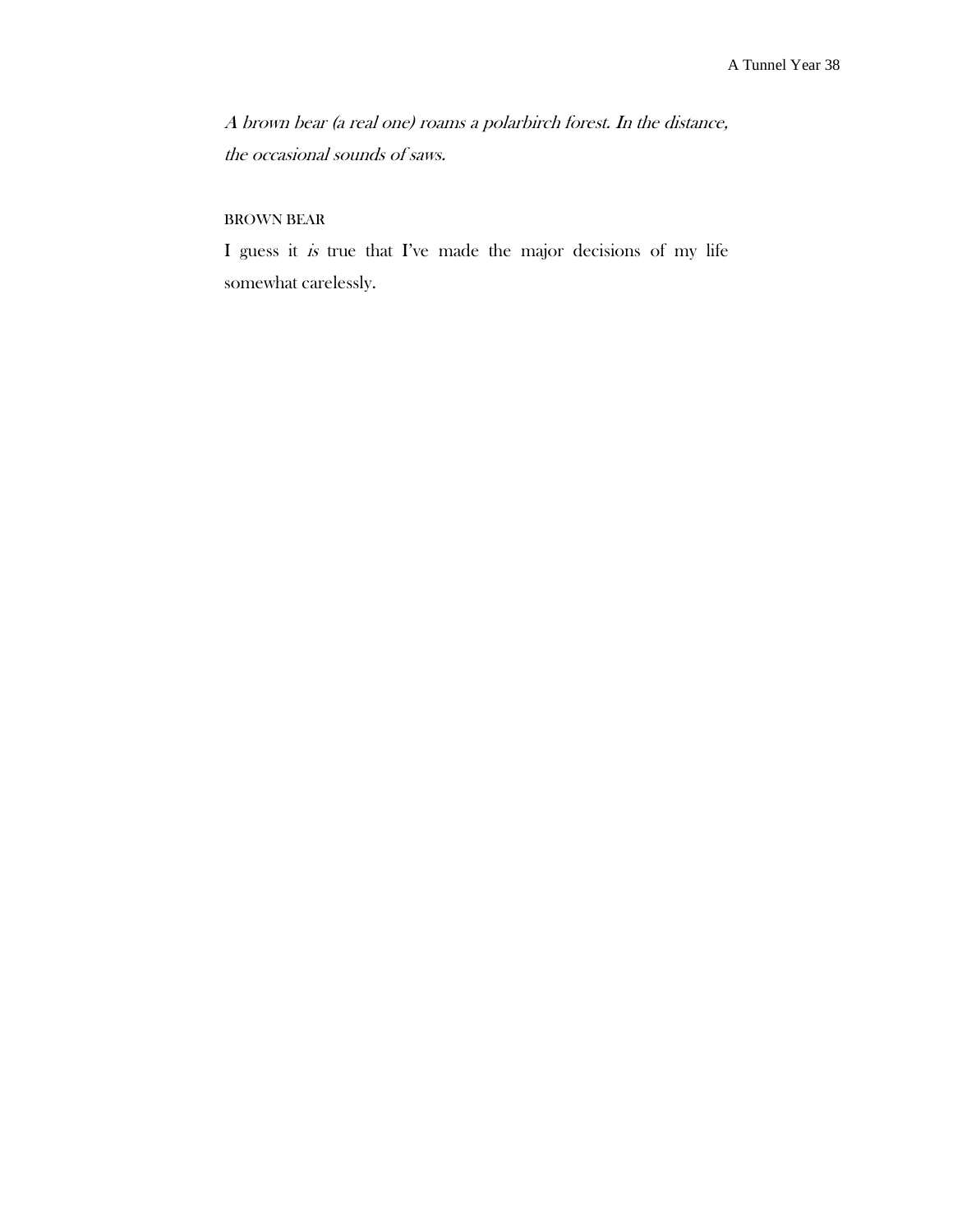*A brown bear (a real one) roams a polarbirch forest. In the distance, the occasional sounds of saws.*

BROWN BEAR

I guess it *is* true that I've made the major decisions of my life somewhat carelessly.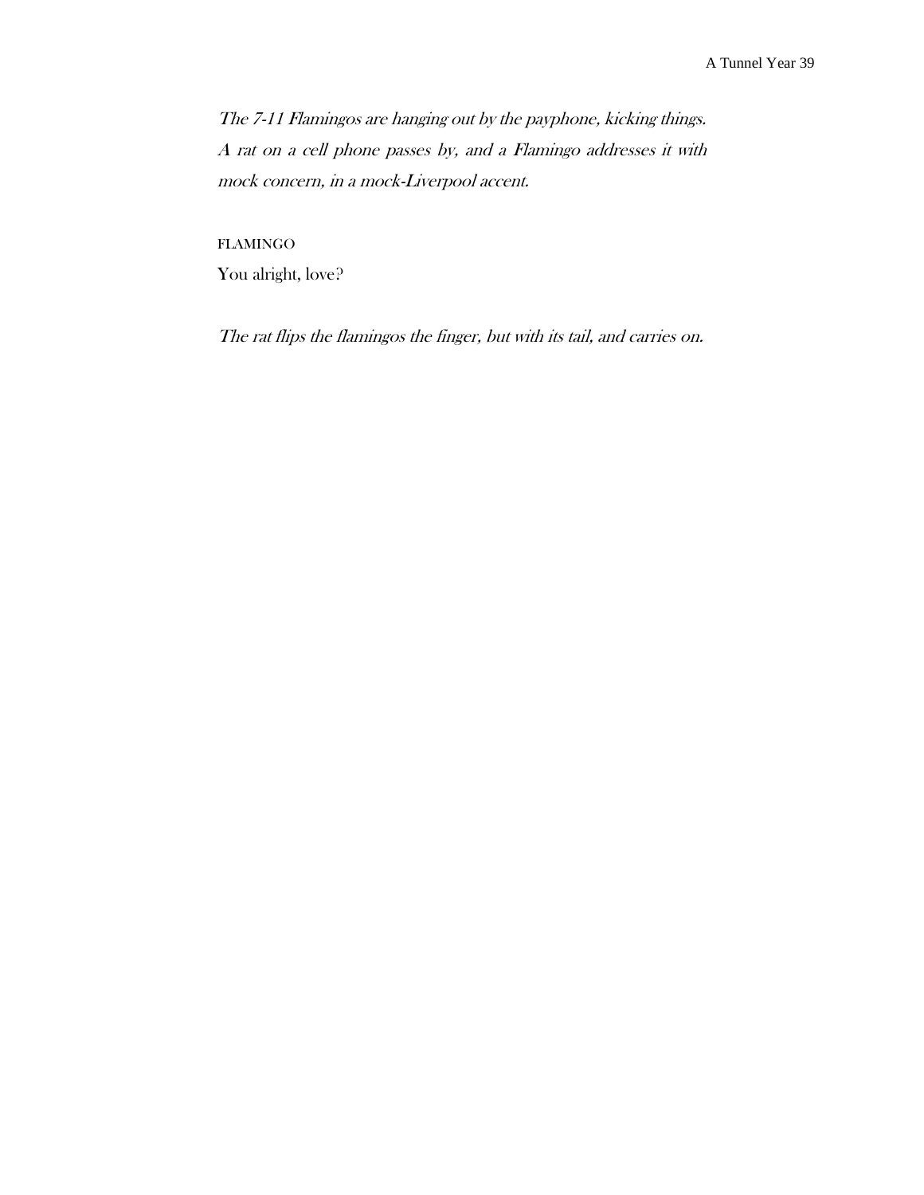*The 7-11 Flamingos are hanging out by the payphone, kicking things. A rat on a cell phone passes by, and a Flamingo addresses it with mock concern, in a mock-Liverpool accent.*

FLAMINGO

You alright, love?

*The rat flips the flamingos the finger, but with its tail, and carries on.*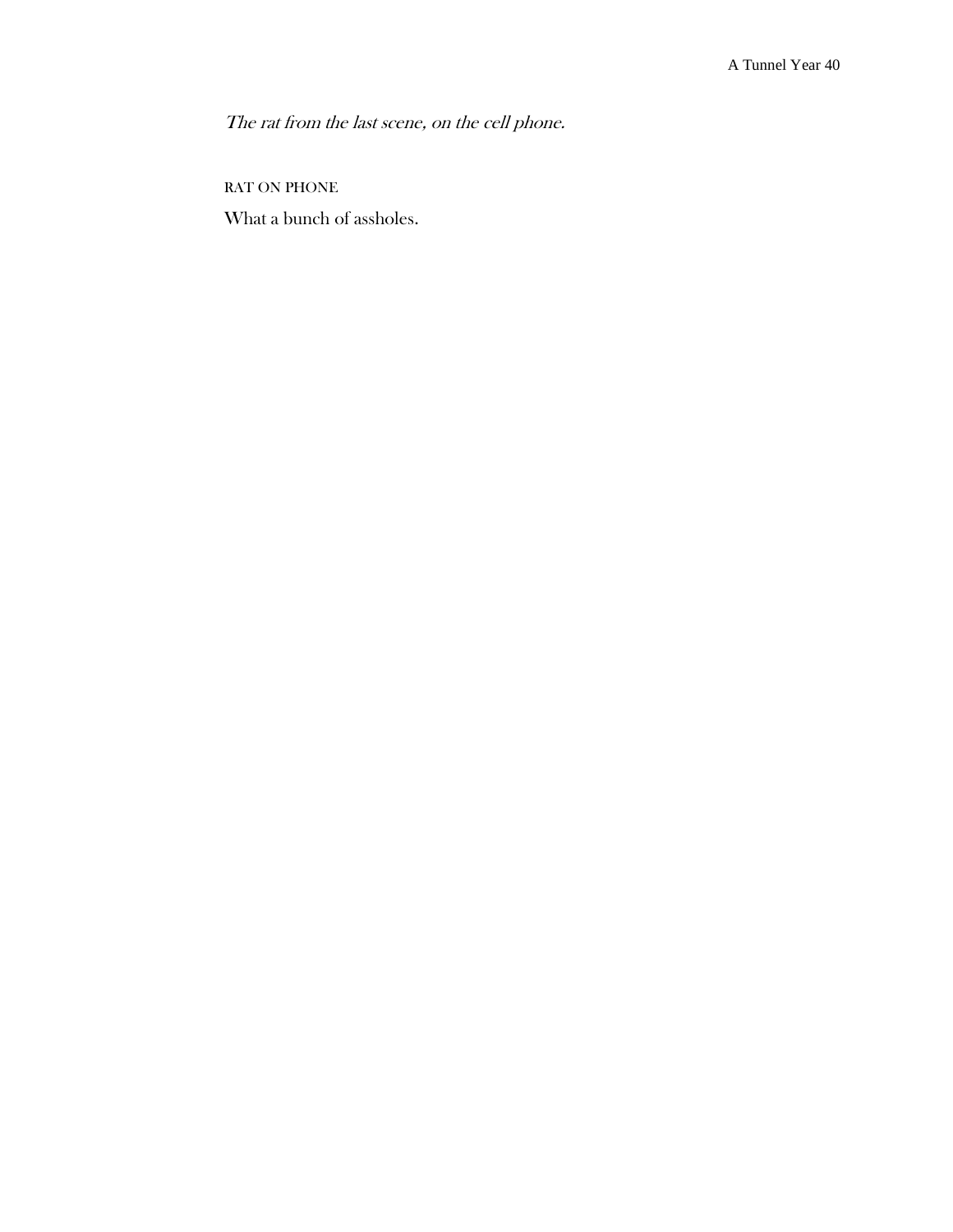*The rat from the last scene, on the cell phone.*

RAT ON PHONE

What a bunch of assholes.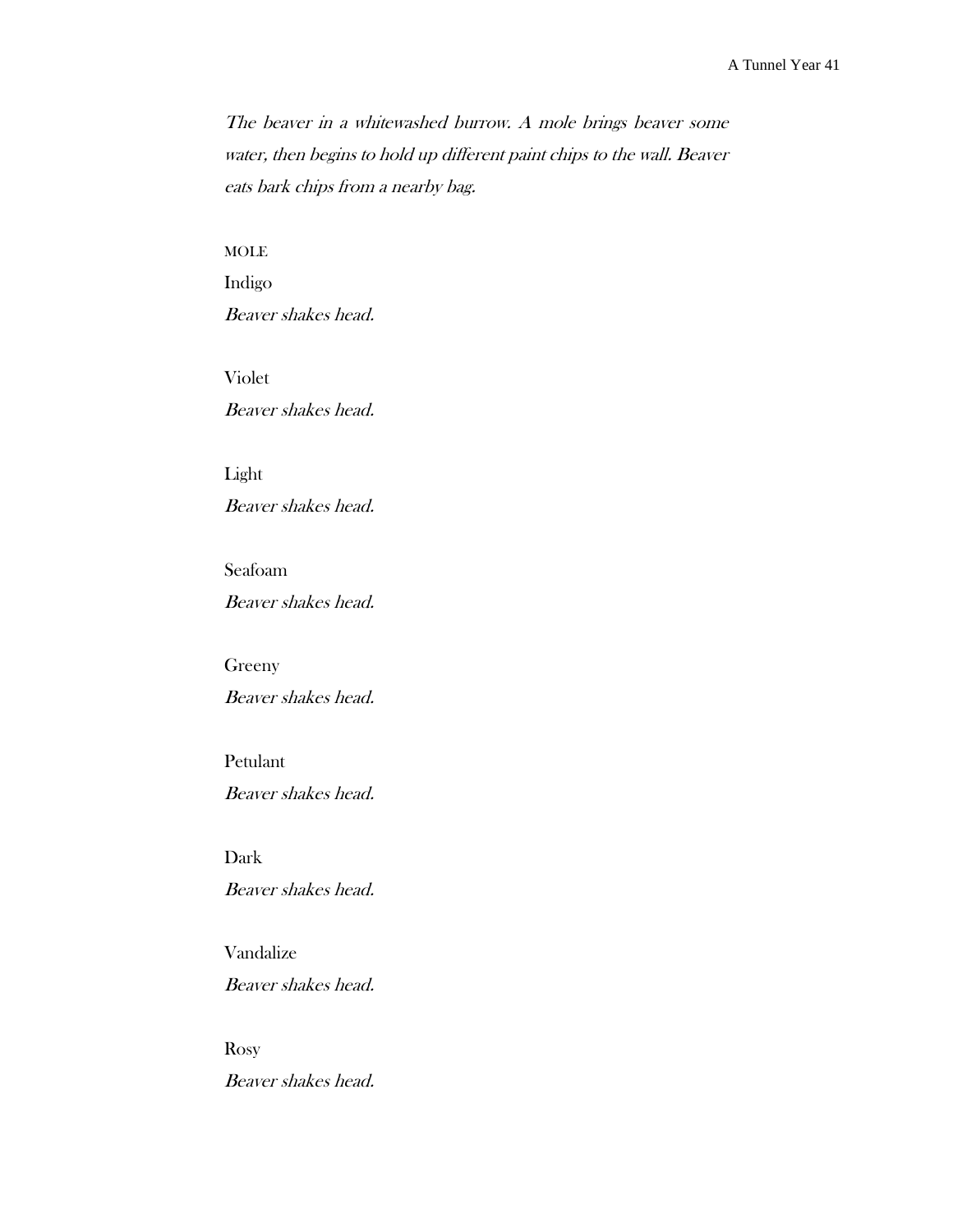*The beaver in a whitewashed burrow. A mole brings beaver some water, then begins to hold up different paint chips to the wall. Beaver eats bark chips from a nearby bag.*

MOLE

Indigo

*Beaver shakes head.*

Violet

*Beaver shakes head.*

Light

*Beaver shakes head.*

Seafoam

*Beaver shakes head.*

Greeny

*Beaver shakes head.*

Petulant

*Beaver shakes head.*

Dark

*Beaver shakes head.*

Vandalize

*Beaver shakes head.*

Rosy

*Beaver shakes head.*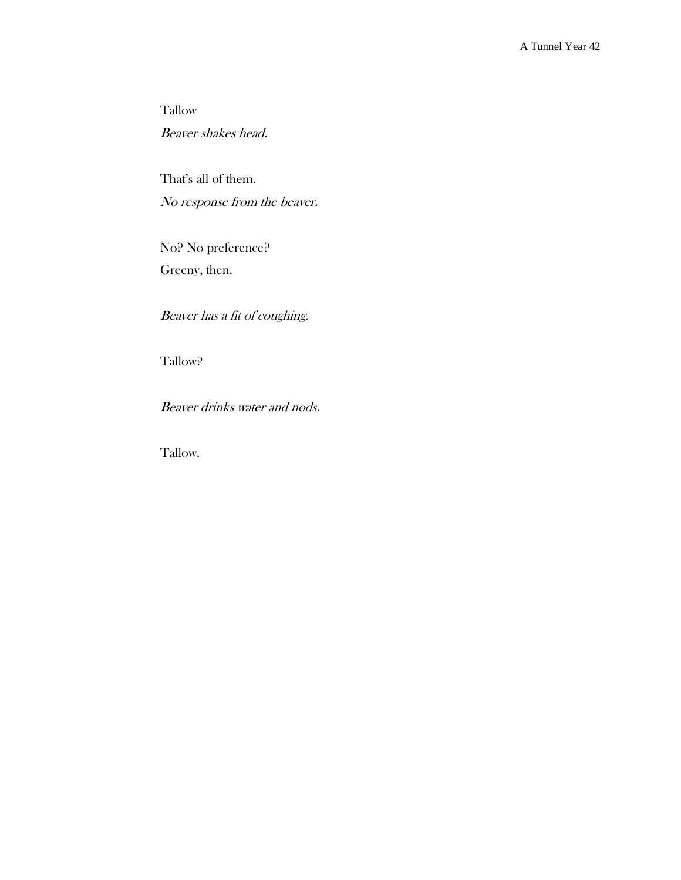Tallow

*Beaver shakes head.*

That's all of them.

*No response from the beaver.*

No? No preference?

Greeny, then.

*Beaver has a fit of coughing.*

Tallow?

*Beaver drinks water and nods.*

Tallow.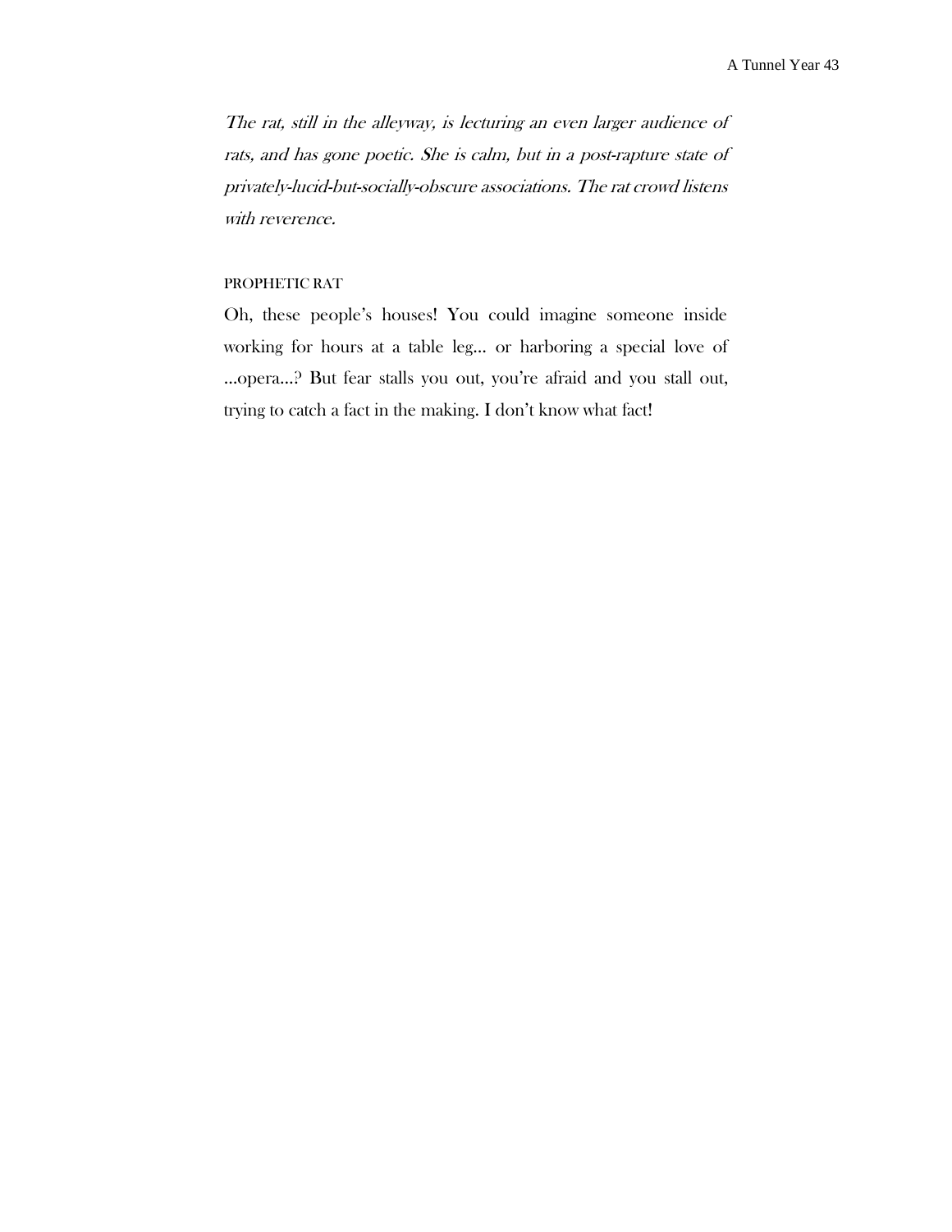*The rat, still in the alleyway, is lecturing an even larger audience of rats, and has gone poetic. She is calm, but in a post-rapture state of privately-lucid-but-socially-obscure associations. The rat crowd listens with reverence.*

PROPHETIC RAT

Oh, these people's houses! You could imagine someone inside working for hours at a table leg… or harboring a special love of …opera…? But fear stalls you out, you're afraid and you stall out, trying to catch a fact in the making. I don't know what fact!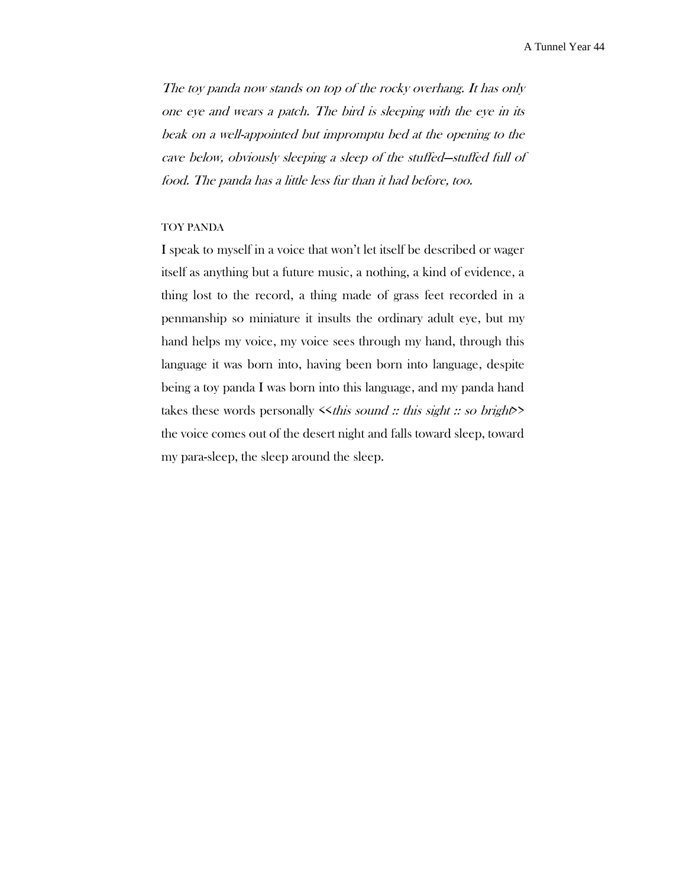*The toy panda now stands on top of the rocky overhang. It has only one eye and wears a patch. The bird is sleeping with the eye in its beak on a well-appointed but impromptu bed at the opening to the cave below, obviously sleeping a sleep of the stuffed—stuffed full of food. The panda has a little less fur than it had before, too.*

TOY PANDA

I speak to myself in a voice that won't let itself be described or wager itself as anything but a future music, a nothing, a kind of evidence, a thing lost to the record, a thing made of grass feet recorded in a penmanship so miniature it insults the ordinary adult eye, but my hand helps my voice, my voice sees through my hand, through this language it was born into, having been born into language, despite being a toy panda I was born into this language, and my panda hand takes these words personally <<*this sound :: this sight :: so bright*>> the voice comes out of the desert night and falls toward sleep, toward my para-sleep, the sleep around the sleep.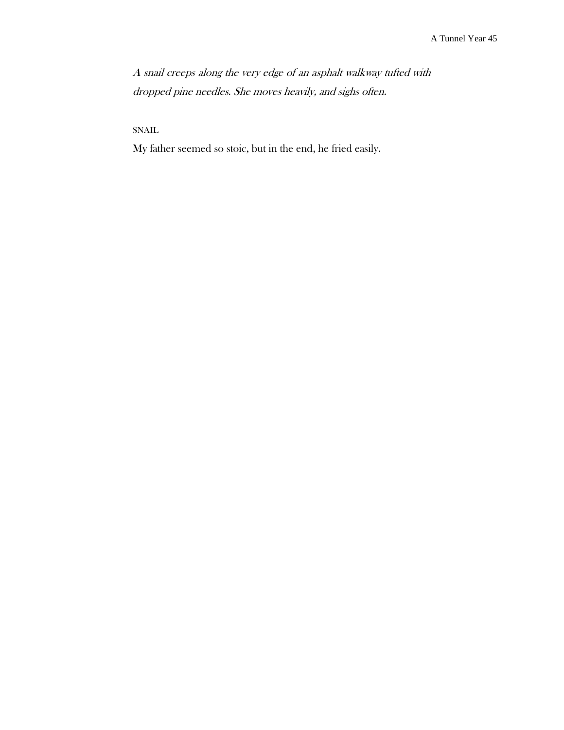*A snail creeps along the very edge of an asphalt walkway tufted with dropped pine needles. She moves heavily, and sighs often.*

SNAIL

My father seemed so stoic, but in the end, he fried easily.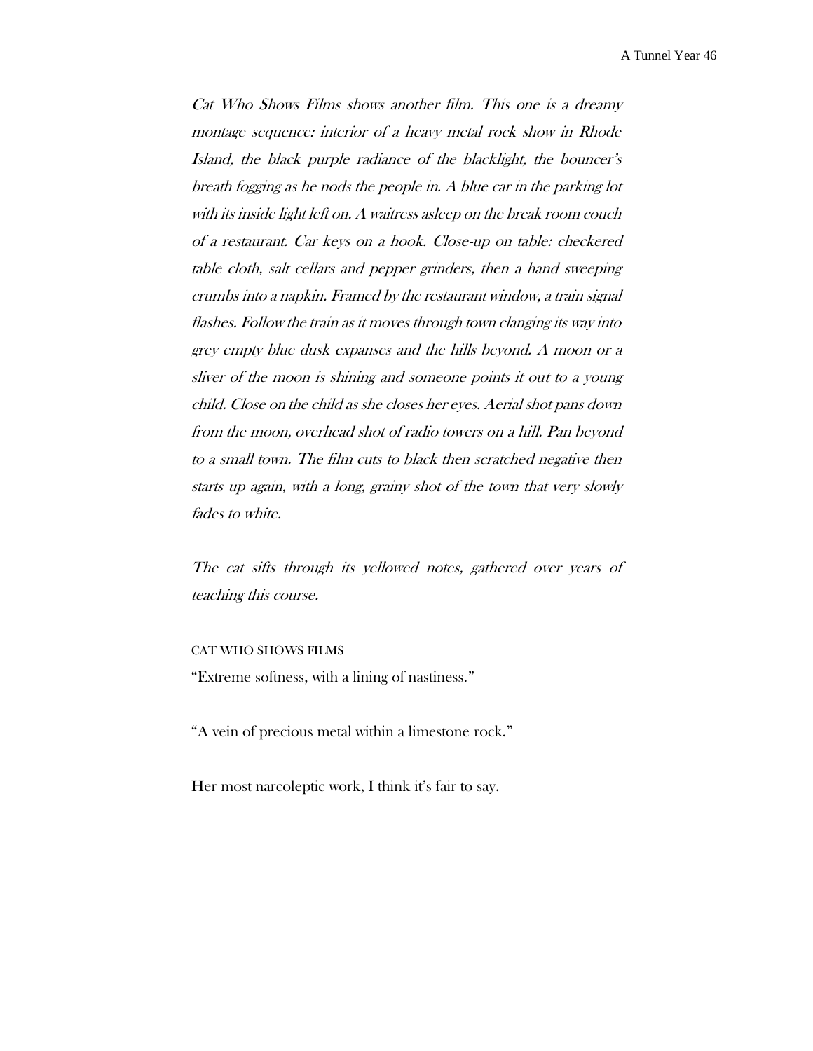*Cat Who Shows Films shows another film. This one is a dreamy montage sequence: interior of a heavy metal rock show in Rhode Island, the black purple radiance of the blacklight, the bouncer's breath fogging as he nods the people in. A blue car in the parking lot with its inside light left on. A waitress asleep on the break room couch of a restaurant. Car keys on a hook. Close-up on table: checkered table cloth, salt cellars and pepper grinders, then a hand sweeping crumbs into a napkin. Framed by the restaurant window, a train signal flashes. Follow the train as it moves through town clanging its way into grey empty blue dusk expanses and the hills beyond. A moon or a sliver of the moon is shining and someone points it out to a young child. Close on the child as she closes her eyes. Aerial shot pans down from the moon, overhead shot of radio towers on a hill. Pan beyond to a small town. The film cuts to black then scratched negative then starts up again, with a long, grainy shot of the town that very slowly fades to white.*

*The cat sifts through its yellowed notes, gathered over years of teaching this course.*

CAT WHO SHOWS FILMS

"Extreme softness, with a lining of nastiness."

"A vein of precious metal within a limestone rock."

Her most narcoleptic work, I think it's fair to say.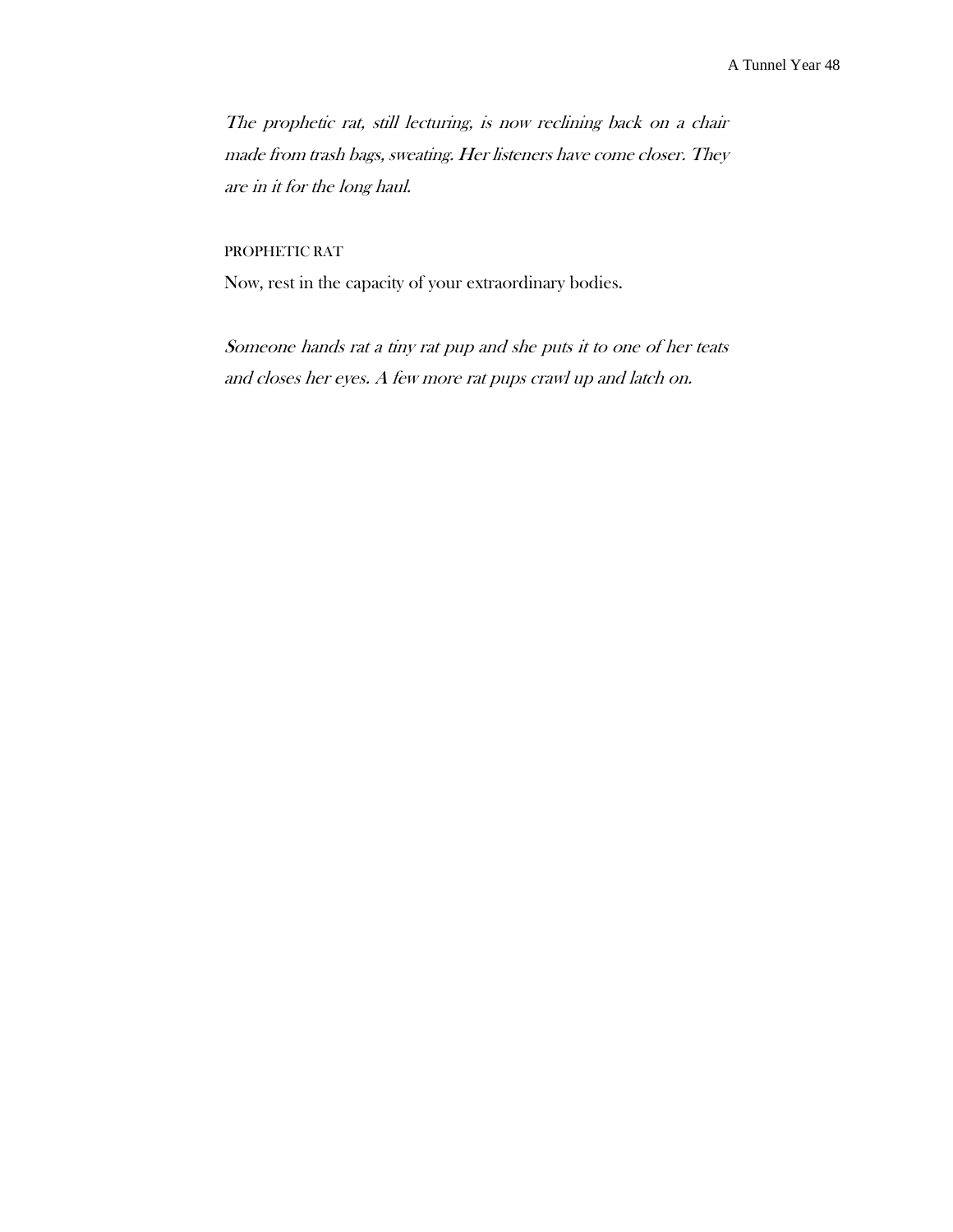*The prophetic rat, still lecturing, is now reclining back on a chair made from trash bags, sweating. Her listeners have come closer. They are in it for the long haul.*

PROPHETIC RAT

Now, rest in the capacity of your extraordinary bodies.

*Someone hands rat a tiny rat pup and she puts it to one of her teats and closes her eyes. A few more rat pups crawl up and latch on.*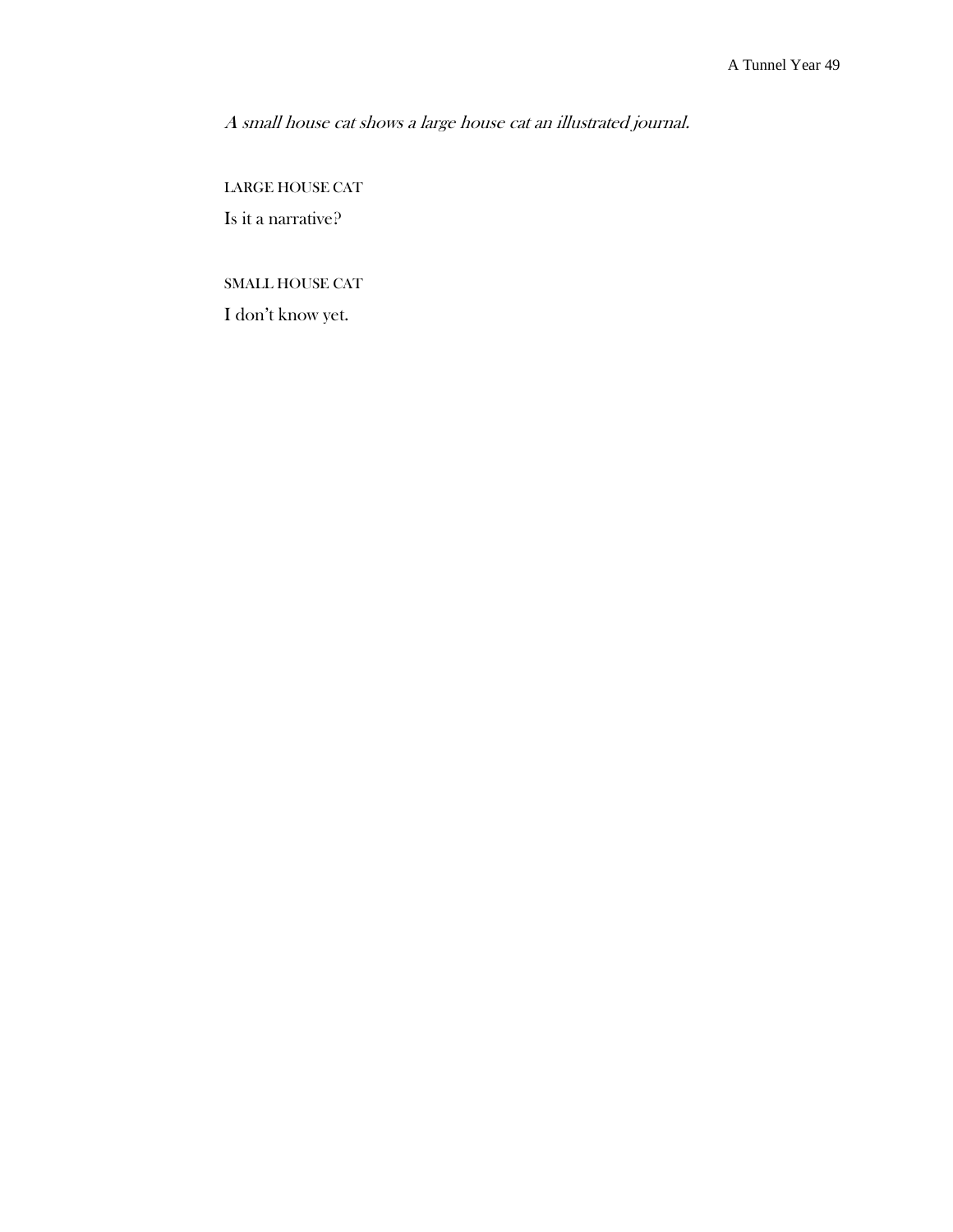*A small house cat shows a large house cat an illustrated journal.*

LARGE HOUSE CAT

Is it a narrative?

SMALL HOUSE CAT

I don't know yet.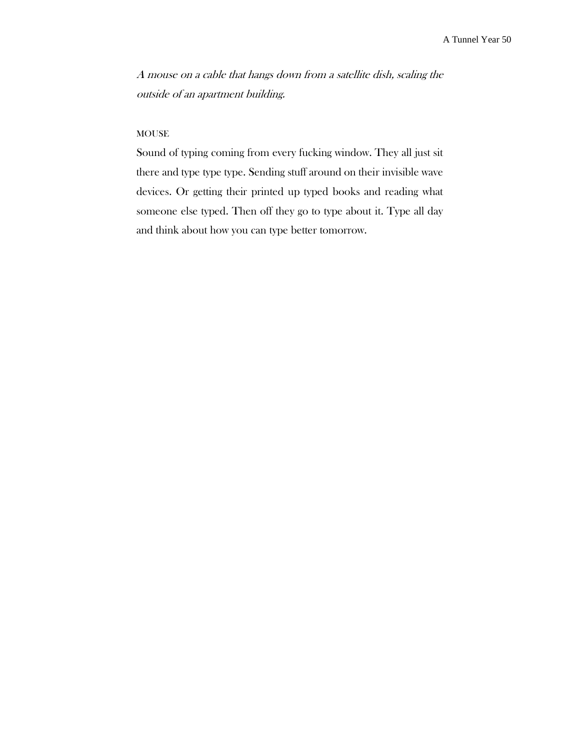*A mouse on a cable that hangs down from a satellite dish, scaling the outside of an apartment building.*

MOUSE

Sound of typing coming from every fucking window. They all just sit there and type type type. Sending stuff around on their invisible wave devices. Or getting their printed up typed books and reading what someone else typed. Then off they go to type about it. Type all day and think about how you can type better tomorrow.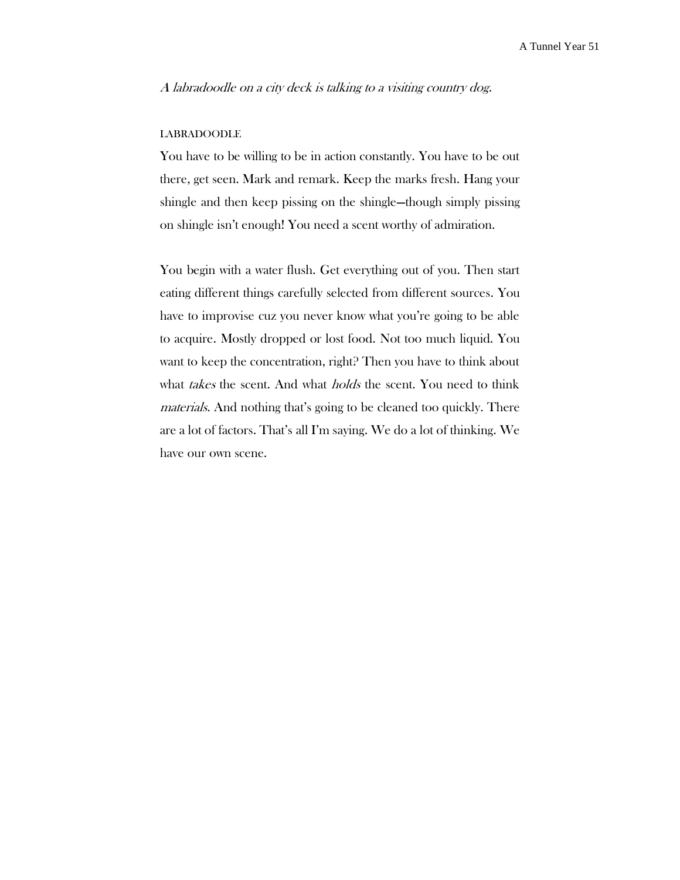*A labradoodle on a city deck is talking to a visiting country dog.*

LABRADOODLE

You have to be willing to be in action constantly. You have to be out there, get seen. Mark and remark. Keep the marks fresh. Hang your shingle and then keep pissing on the shingle—though simply pissing on shingle isn't enough! You need a scent worthy of admiration.

You begin with a water flush. Get everything out of you. Then start eating different things carefully selected from different sources. You have to improvise cuz you never know what you're going to be able to acquire. Mostly dropped or lost food. Not too much liquid. You want to keep the concentration, right? Then you have to think about what *takes* the scent. And what *holds* the scent. You need to think *materials*. And nothing that's going to be cleaned too quickly. There are a lot of factors. That's all I'm saying. We do a lot of thinking. We have our own scene.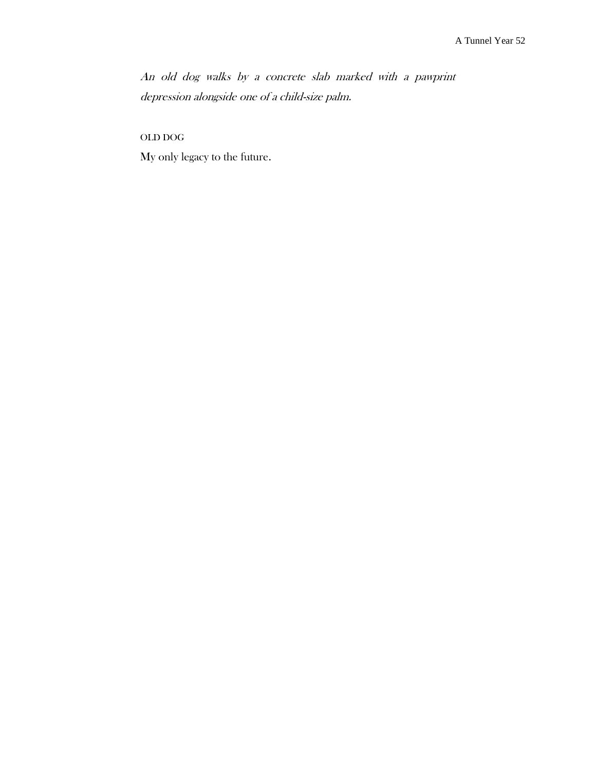*An old dog walks by a concrete slab marked with a pawprint depression alongside one of a child-size palm.*

OLD DOG

My only legacy to the future.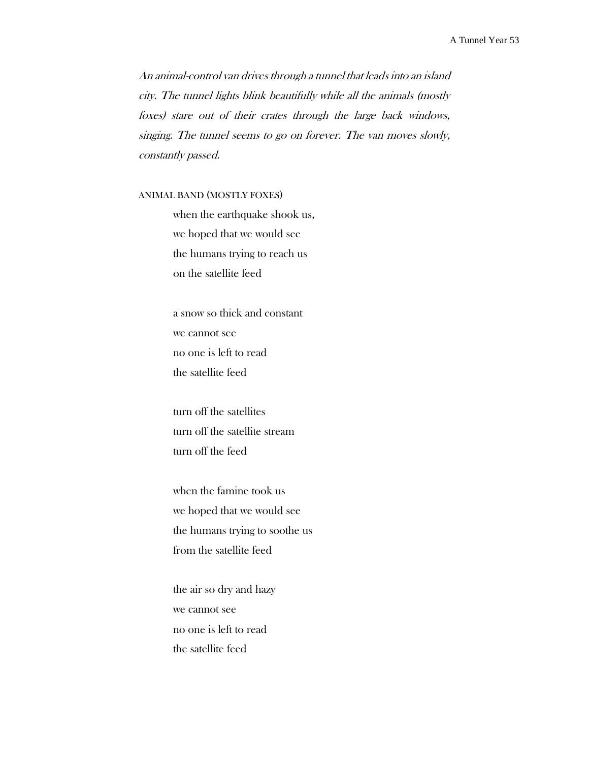*An animal-control van drives through a tunnel that leads into an island city. The tunnel lights blink beautifully while all the animals (mostly foxes) stare out of their crates through the large back windows, singing. The tunnel seems to go on forever. The van moves slowly, constantly passed.*

ANIMAL BAND (MOSTLY FOXES)

when the earthquake shook us,
we hoped that we would see
the humans trying to reach us
on the satellite feed

a snow so thick and constant
we cannot see
no one is left to read
the satellite feed

turn off the satellites
turn off the satellite stream
turn off the feed

when the famine took us
we hoped that we would see
the humans trying to soothe us
from the satellite feed

the air so dry and hazy
we cannot see
no one is left to read
the satellite feed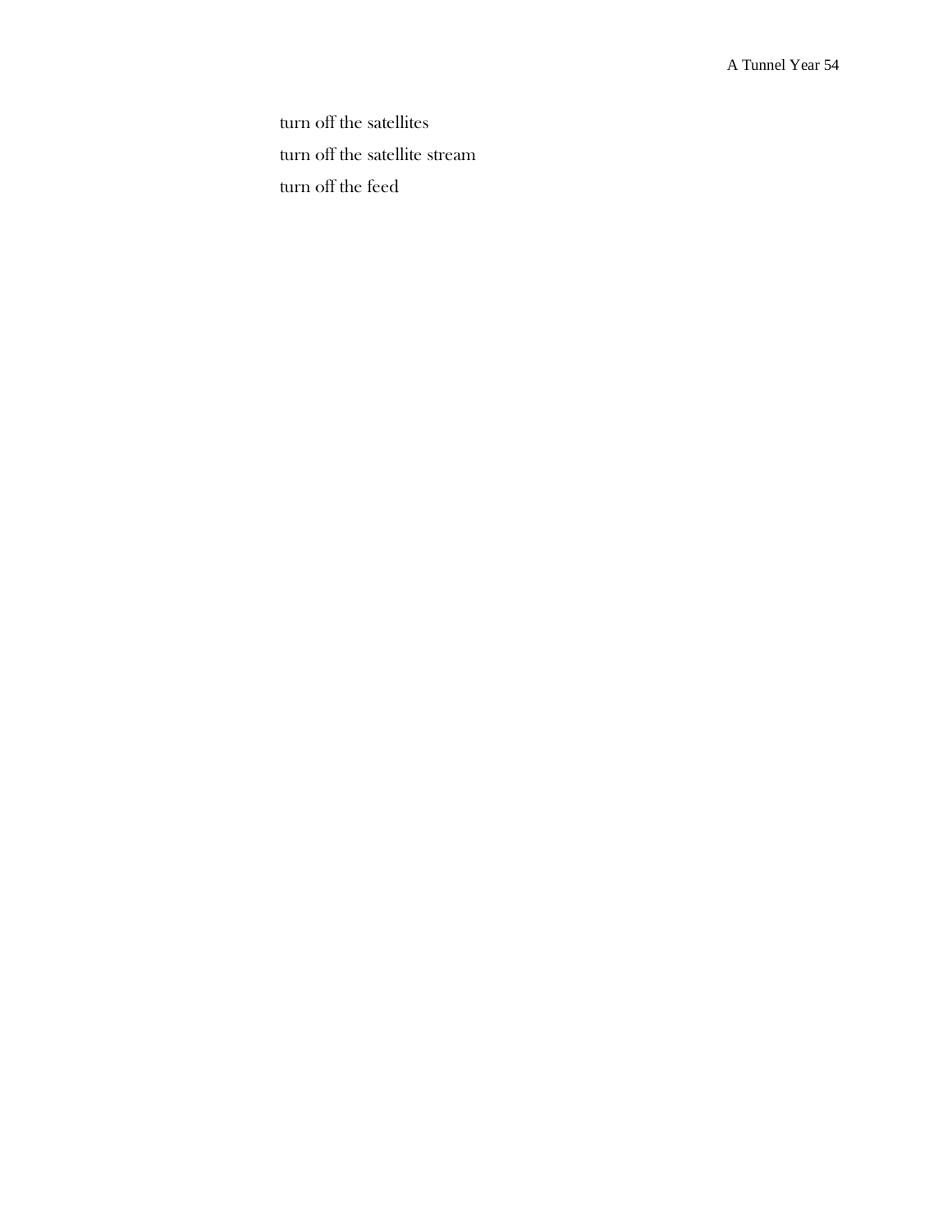turn off the satellites

turn off the satellite stream

turn off the feed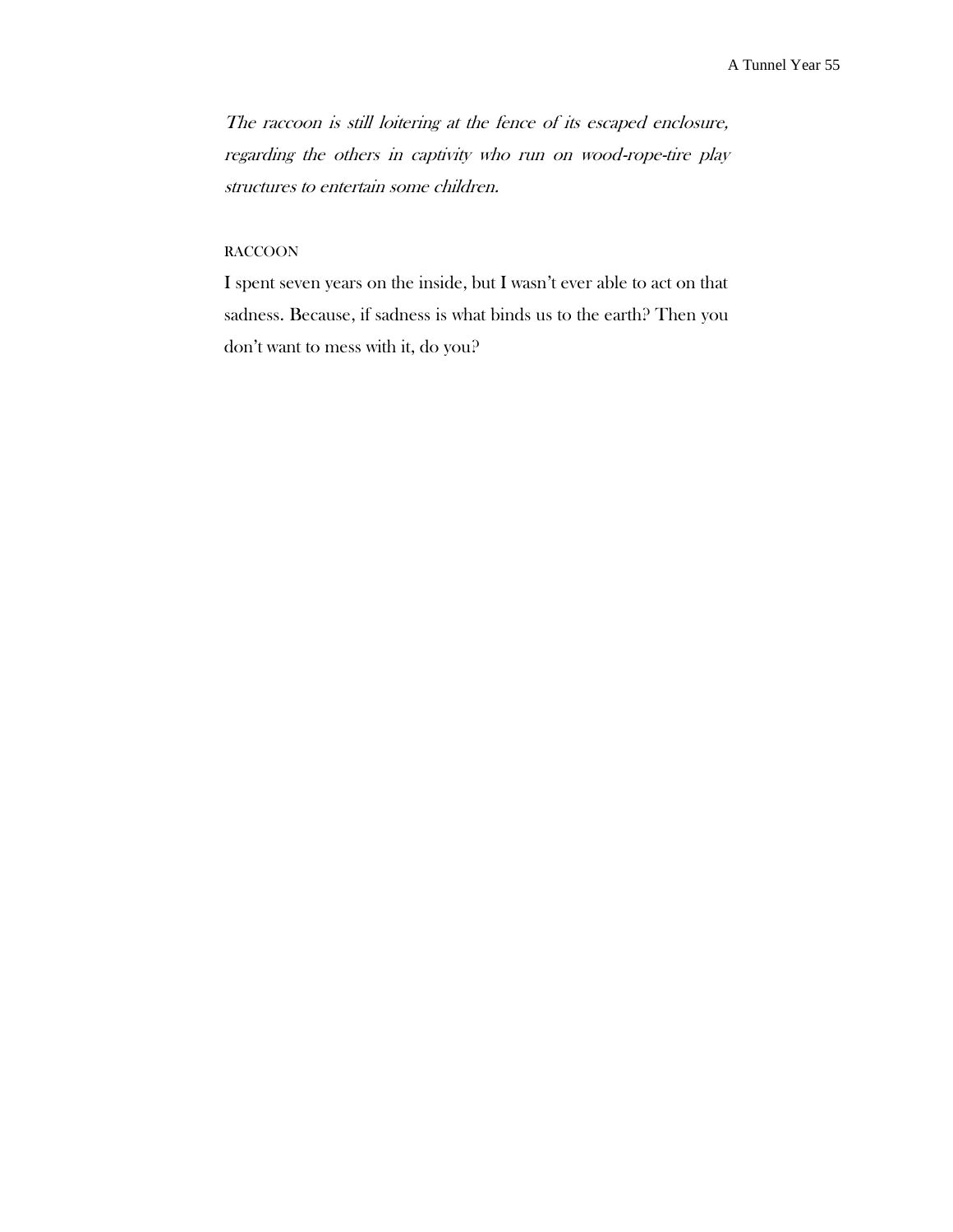*The raccoon is still loitering at the fence of its escaped enclosure, regarding the others in captivity who run on wood-rope-tire play structures to entertain some children.*

RACCOON

I spent seven years on the inside, but I wasn't ever able to act on that sadness. Because, if sadness is what binds us to the earth? Then you don't want to mess with it, do you?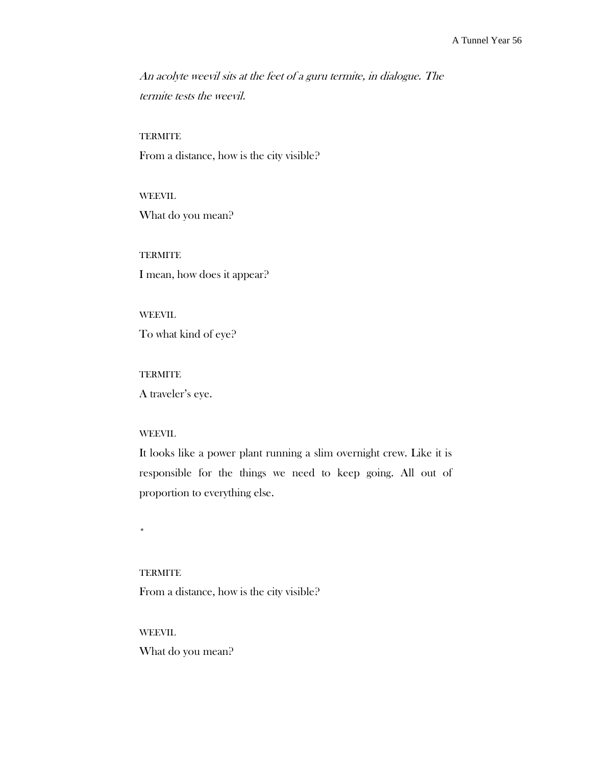*An acolyte weevil sits at the feet of a guru termite, in dialogue. The termite tests the weevil.*

TERMITE

From a distance, how is the city visible?

WEEVIL

What do you mean?

TERMITE

I mean, how does it appear?

WEEVIL

To what kind of eye?

TERMITE

A traveler's eye.

WEEVIL

It looks like a power plant running a slim overnight crew. Like it is responsible for the things we need to keep going. All out of proportion to everything else.

*

TERMITE

From a distance, how is the city visible?

WEEVIL

What do you mean?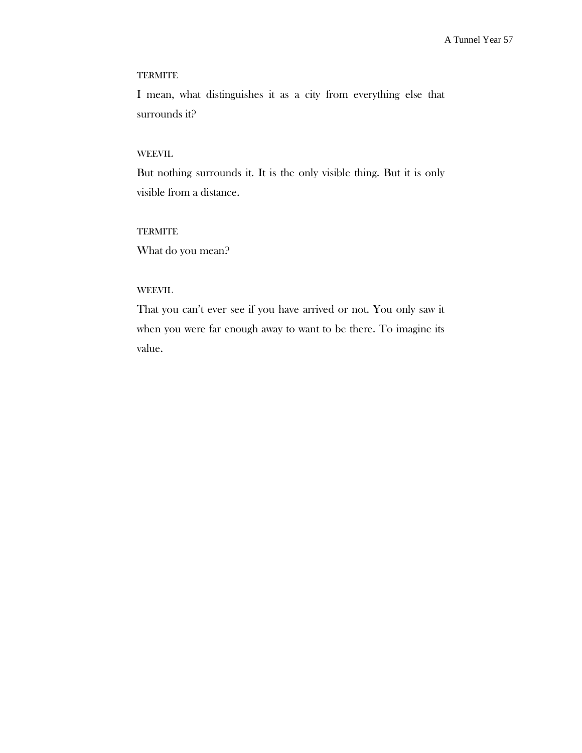TERMITE

I mean, what distinguishes it as a city from everything else that surrounds it?

WEEVIL

But nothing surrounds it. It is the only visible thing. But it is only visible from a distance.

TERMITE

What do you mean?

WEEVIL

That you can't ever see if you have arrived or not. You only saw it when you were far enough away to want to be there. To imagine its value.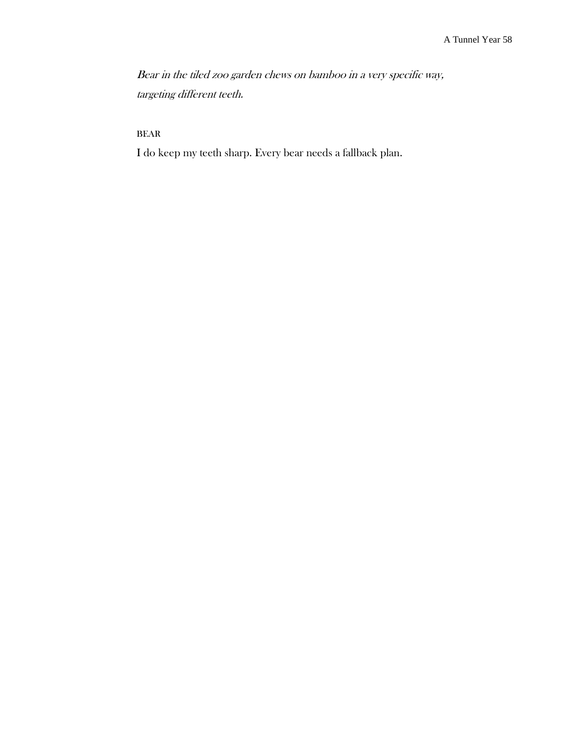*Bear in the tiled zoo garden chews on bamboo in a very specific way, targeting different teeth.*

BEAR

I do keep my teeth sharp. Every bear needs a fallback plan.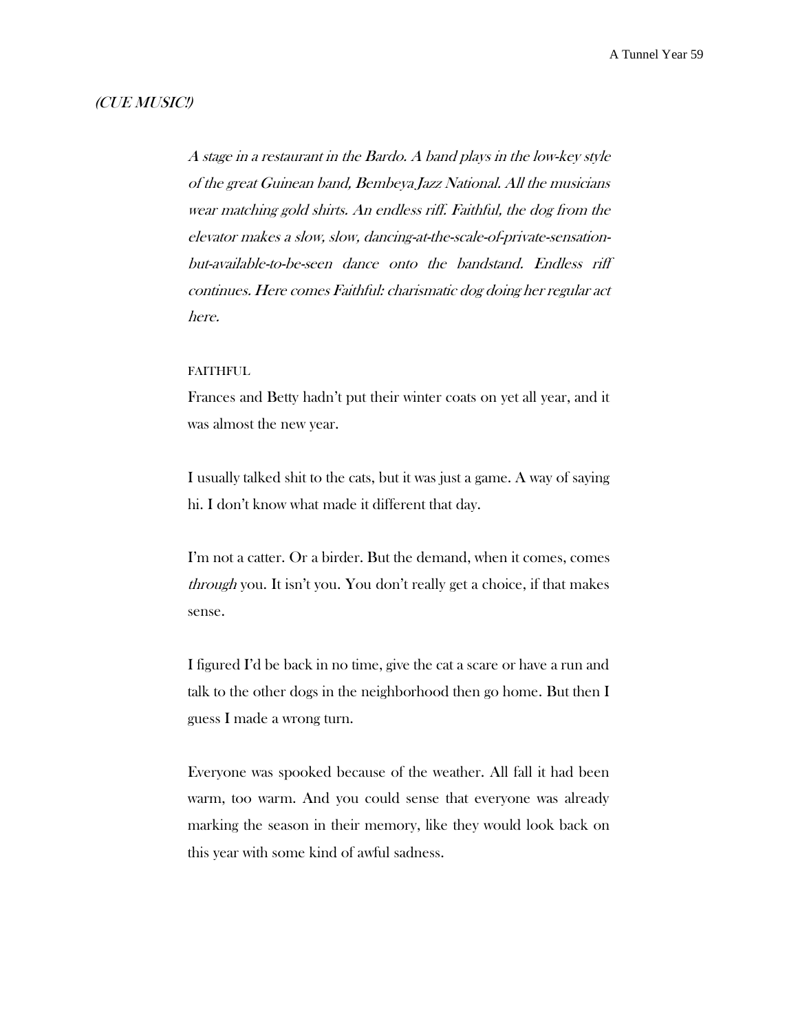*(CUE MUSIC!)*

*A stage in a restaurant in the Bardo. A band plays in the low-key style of the great Guinean band, Bembeya Jazz National. All the musicians wear matching gold shirts. An endless riff. Faithful, the dog from the elevator makes a slow, slow, dancing-at-the-scale-of-private-sensation-but-available-to-be-seen dance onto the bandstand. Endless riff continues. Here comes Faithful: charismatic dog doing her regular act here.*

FAITHFUL

Frances and Betty hadn't put their winter coats on yet all year, and it was almost the new year.

I usually talked shit to the cats, but it was just a game. A way of saying hi. I don't know what made it different that day.

I'm not a catter. Or a birder. But the demand, when it comes, comes *through* you. It isn't you. You don't really get a choice, if that makes sense.

I figured I'd be back in no time, give the cat a scare or have a run and talk to the other dogs in the neighborhood then go home. But then I guess I made a wrong turn.

Everyone was spooked because of the weather. All fall it had been warm, too warm. And you could sense that everyone was already marking the season in their memory, like they would look back on this year with some kind of awful sadness.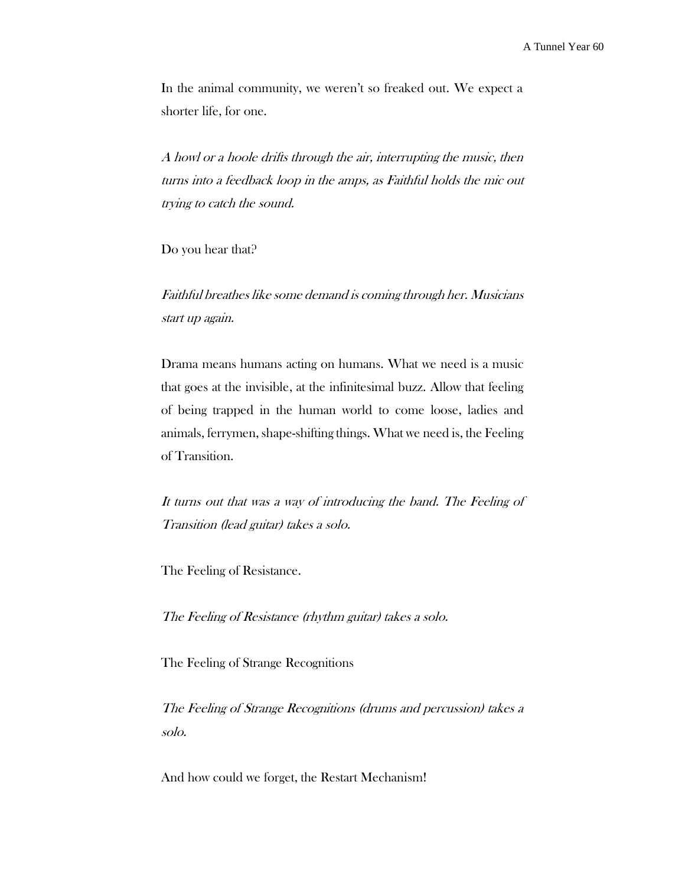In the animal community, we weren't so freaked out. We expect a shorter life, for one.

*A howl or a hoole drifts through the air, interrupting the music, then turns into a feedback loop in the amps, as Faithful holds the mic out trying to catch the sound.*

Do you hear that?

*Faithful breathes like some demand is coming through her. Musicians start up again.*

Drama means humans acting on humans. What we need is a music that goes at the invisible, at the infinitesimal buzz. Allow that feeling of being trapped in the human world to come loose, ladies and animals, ferrymen, shape-shifting things. What we need is, the Feeling of Transition.

*It turns out that was a way of introducing the band. The Feeling of Transition (lead guitar) takes a solo.*

The Feeling of Resistance.

*The Feeling of Resistance (rhythm guitar) takes a solo.*

The Feeling of Strange Recognitions

*The Feeling of Strange Recognitions (drums and percussion) takes a solo.*

And how could we forget, the Restart Mechanism!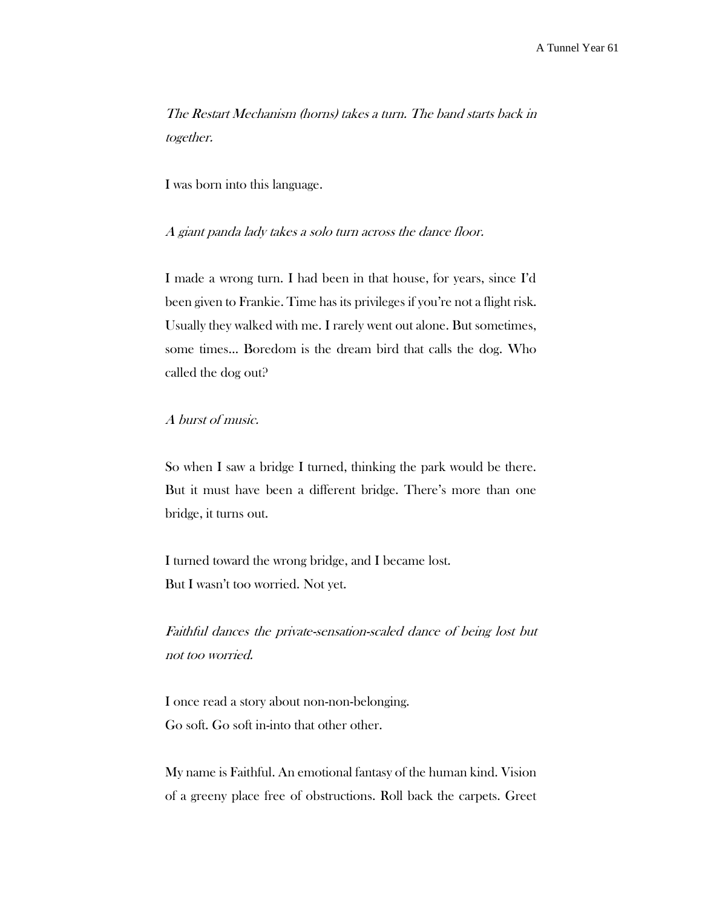*The Restart Mechanism (horns) takes a turn. The band starts back in together.*

I was born into this language.

*A giant panda lady takes a solo turn across the dance floor.*

I made a wrong turn. I had been in that house, for years, since I'd been given to Frankie. Time has its privileges if you're not a flight risk. Usually they walked with me. I rarely went out alone. But sometimes, some times… Boredom is the dream bird that calls the dog. Who called the dog out?

*A burst of music.*

So when I saw a bridge I turned, thinking the park would be there. But it must have been a different bridge. There's more than one bridge, it turns out.

I turned toward the wrong bridge, and I became lost.
But I wasn't too worried. Not yet.

*Faithful dances the private-sensation-scaled dance of being lost but not too worried.*

I once read a story about non-non-belonging.
Go soft. Go soft in-into that other other.

My name is Faithful. An emotional fantasy of the human kind. Vision of a greeny place free of obstructions. Roll back the carpets. Greet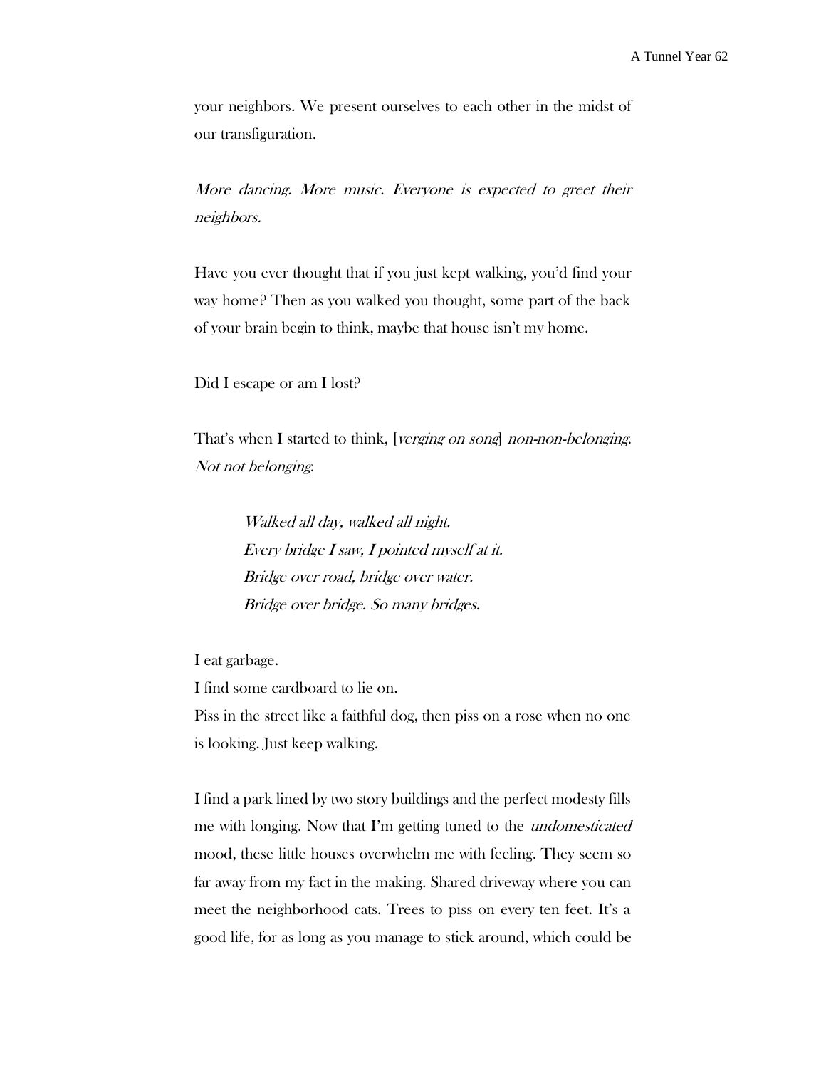your neighbors. We present ourselves to each other in the midst of our transfiguration.

*More dancing. More music. Everyone is expected to greet their neighbors.*

Have you ever thought that if you just kept walking, you'd find your way home? Then as you walked you thought, some part of the back of your brain begin to think, maybe that house isn't my home.

Did I escape or am I lost?

That's when I started to think, [*verging on song*] *non-non-belonging. Not not belonging.*

> *Walked all day, walked all night.*
> *Every bridge I saw, I pointed myself at it.*
> *Bridge over road, bridge over water.*
> *Bridge over bridge. So many bridges.*

I eat garbage.
I find some cardboard to lie on.
Piss in the street like a faithful dog, then piss on a rose when no one is looking. Just keep walking.

I find a park lined by two story buildings and the perfect modesty fills me with longing. Now that I'm getting tuned to the *undomesticated* mood, these little houses overwhelm me with feeling. They seem so far away from my fact in the making. Shared driveway where you can meet the neighborhood cats. Trees to piss on every ten feet. It's a good life, for as long as you manage to stick around, which could be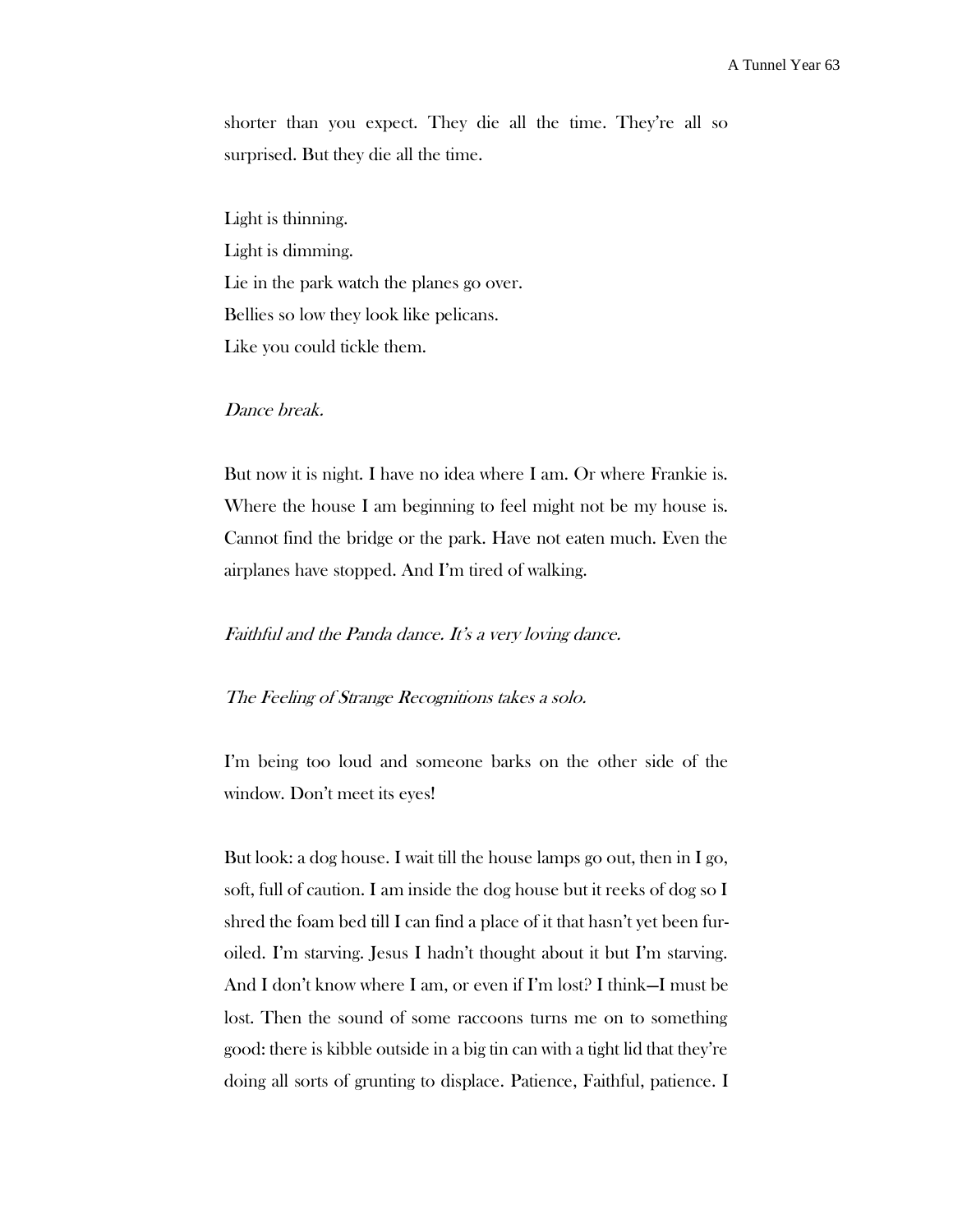shorter than you expect. They die all the time. They're all so surprised. But they die all the time.

Light is thinning.  
Light is dimming.  
Lie in the park watch the planes go over.  
Bellies so low they look like pelicans.  
Like you could tickle them.

*Dance break.*

But now it is night. I have no idea where I am. Or where Frankie is. Where the house I am beginning to feel might not be my house is. Cannot find the bridge or the park. Have not eaten much. Even the airplanes have stopped. And I'm tired of walking.

*Faithful and the Panda dance. It's a very loving dance.*

*The Feeling of Strange Recognitions takes a solo.*

I'm being too loud and someone barks on the other side of the window. Don't meet its eyes!

But look: a dog house. I wait till the house lamps go out, then in I go, soft, full of caution. I am inside the dog house but it reeks of dog so I shred the foam bed till I can find a place of it that hasn't yet been fur-oiled. I'm starving. Jesus I hadn't thought about it but I'm starving. And I don't know where I am, or even if I'm lost? I think—I must be lost. Then the sound of some raccoons turns me on to something good: there is kibble outside in a big tin can with a tight lid that they're doing all sorts of grunting to displace. Patience, Faithful, patience. I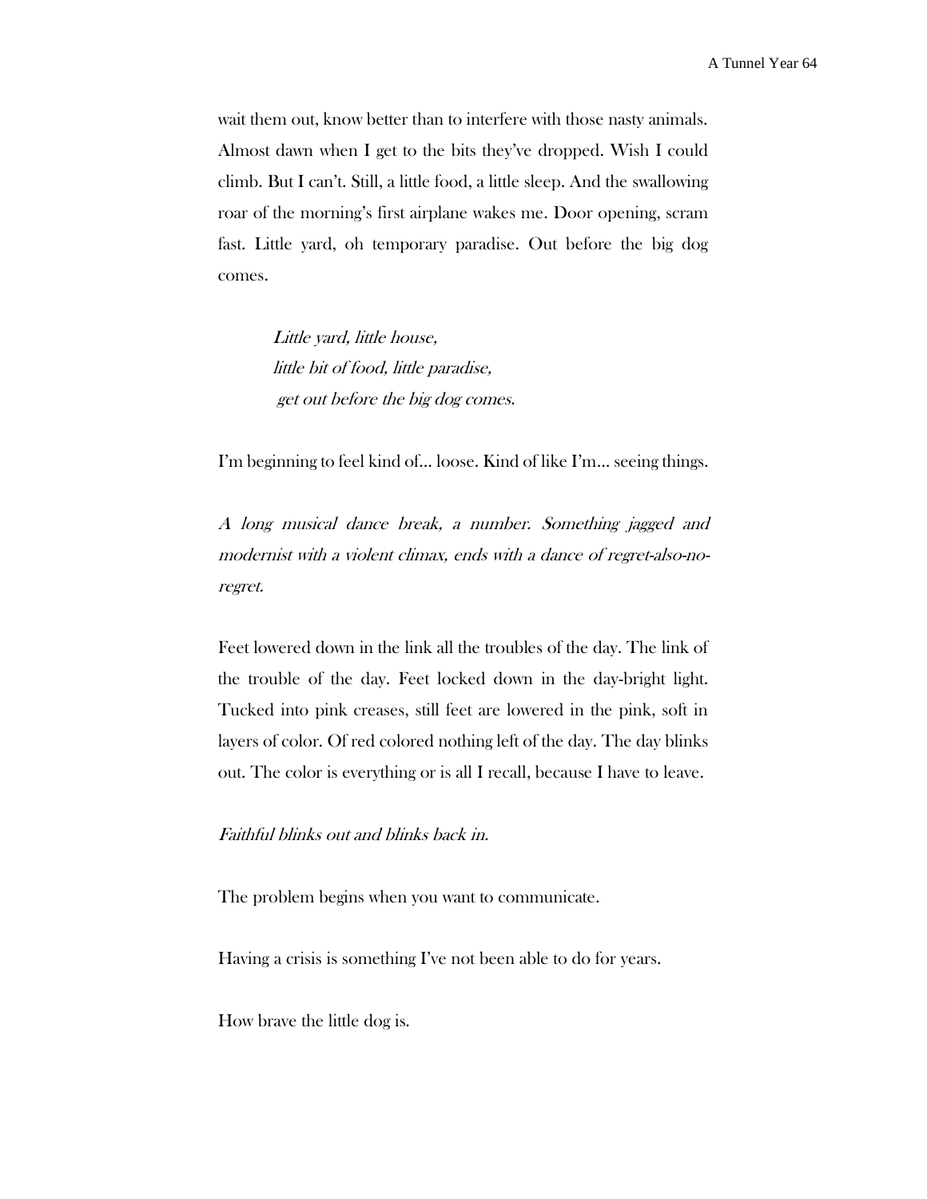wait them out, know better than to interfere with those nasty animals. Almost dawn when I get to the bits they've dropped. Wish I could climb. But I can't. Still, a little food, a little sleep. And the swallowing roar of the morning's first airplane wakes me. Door opening, scram fast. Little yard, oh temporary paradise. Out before the big dog comes.

> *Little yard, little house,*
> *little bit of food, little paradise,*
> *get out before the big dog comes.*

I'm beginning to feel kind of... loose. Kind of like I'm... seeing things.

*A long musical dance break, a number. Something jagged and modernist with a violent climax, ends with a dance of regret-also-no-regret.*

Feet lowered down in the link all the troubles of the day. The link of the trouble of the day. Feet locked down in the day-bright light. Tucked into pink creases, still feet are lowered in the pink, soft in layers of color. Of red colored nothing left of the day. The day blinks out. The color is everything or is all I recall, because I have to leave.

*Faithful blinks out and blinks back in.*

The problem begins when you want to communicate.

Having a crisis is something I've not been able to do for years.

How brave the little dog is.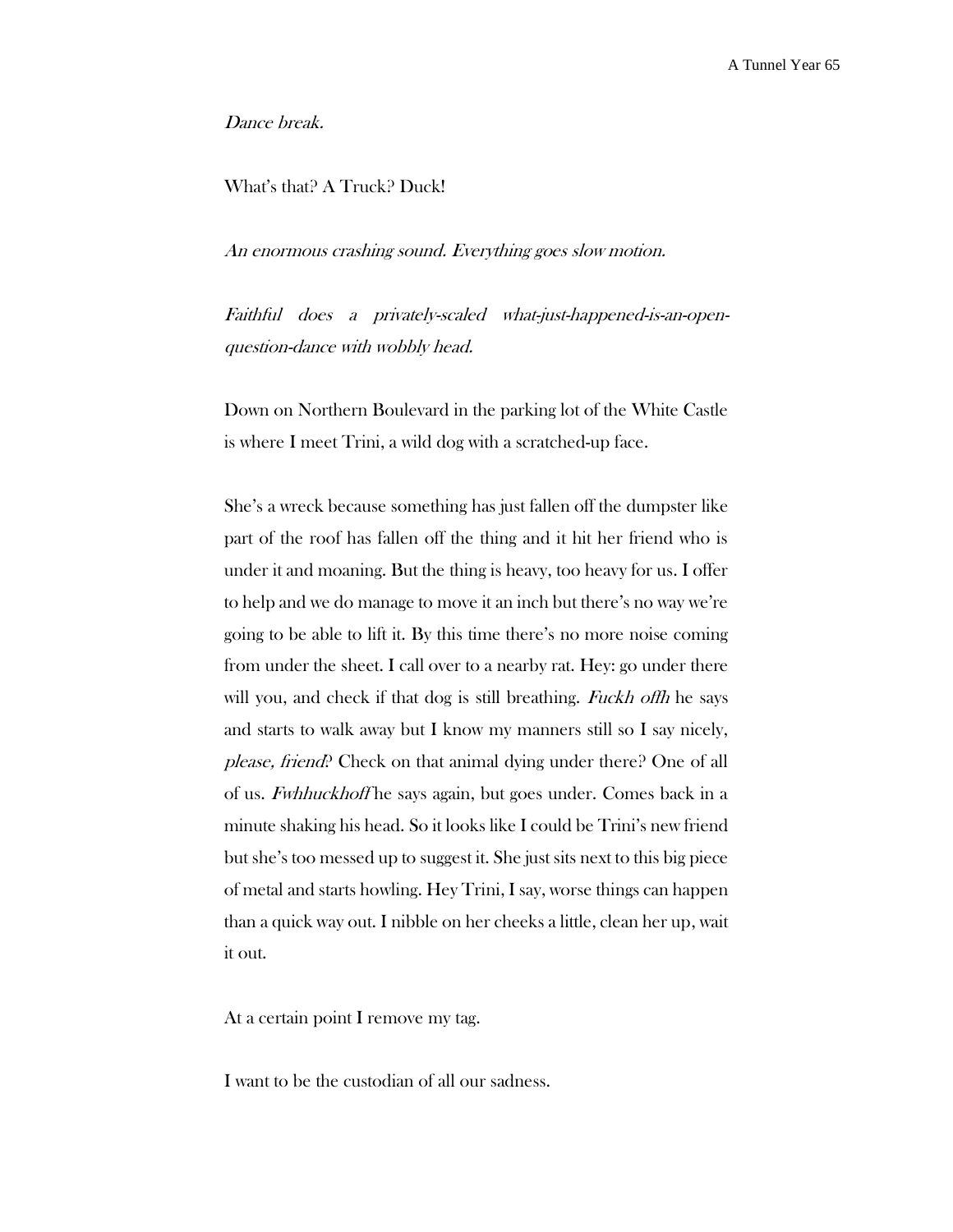*Dance break.*

What's that? A Truck? Duck!

*An enormous crashing sound. Everything goes slow motion.*

*Faithful does a privately-scaled what-just-happened-is-an-open-question-dance with wobbly head.*

Down on Northern Boulevard in the parking lot of the White Castle is where I meet Trini, a wild dog with a scratched-up face.

She's a wreck because something has just fallen off the dumpster like part of the roof has fallen off the thing and it hit her friend who is under it and moaning. But the thing is heavy, too heavy for us. I offer to help and we do manage to move it an inch but there's no way we're going to be able to lift it. By this time there's no more noise coming from under the sheet. I call over to a nearby rat. Hey: go under there will you, and check if that dog is still breathing. *Fuckh offh* he says and starts to walk away but I know my manners still so I say nicely, *please, friend*? Check on that animal dying under there? One of all of us. *Fwhhuckhoff* he says again, but goes under. Comes back in a minute shaking his head. So it looks like I could be Trini's new friend but she's too messed up to suggest it. She just sits next to this big piece of metal and starts howling. Hey Trini, I say, worse things can happen than a quick way out. I nibble on her cheeks a little, clean her up, wait it out.

At a certain point I remove my tag.

I want to be the custodian of all our sadness.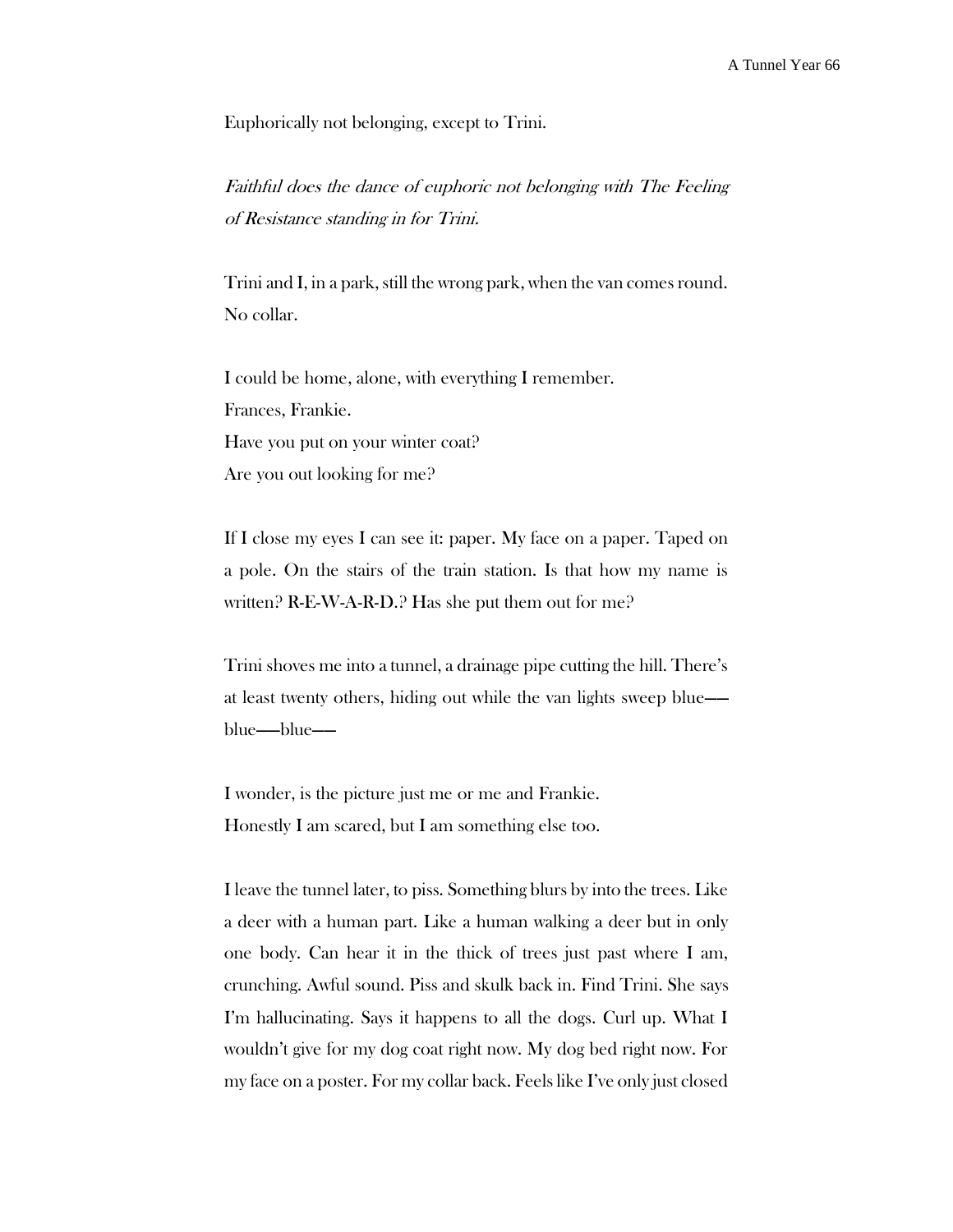Euphorically not belonging, except to Trini.

*Faithful does the dance of euphoric not belonging with The Feeling of Resistance standing in for Trini.*

Trini and I, in a park, still the wrong park, when the van comes round. No collar.

I could be home, alone, with everything I remember.
Frances, Frankie.
Have you put on your winter coat?
Are you out looking for me?

If I close my eyes I can see it: paper. My face on a paper. Taped on a pole. On the stairs of the train station. Is that how my name is written? R-E-W-A-R-D.? Has she put them out for me?

Trini shoves me into a tunnel, a drainage pipe cutting the hill. There's at least twenty others, hiding out while the van lights sweep blue——blue——blue——

I wonder, is the picture just me or me and Frankie.
Honestly I am scared, but I am something else too.

I leave the tunnel later, to piss. Something blurs by into the trees. Like a deer with a human part. Like a human walking a deer but in only one body. Can hear it in the thick of trees just past where I am, crunching. Awful sound. Piss and skulk back in. Find Trini. She says I'm hallucinating. Says it happens to all the dogs. Curl up. What I wouldn't give for my dog coat right now. My dog bed right now. For my face on a poster. For my collar back. Feels like I've only just closed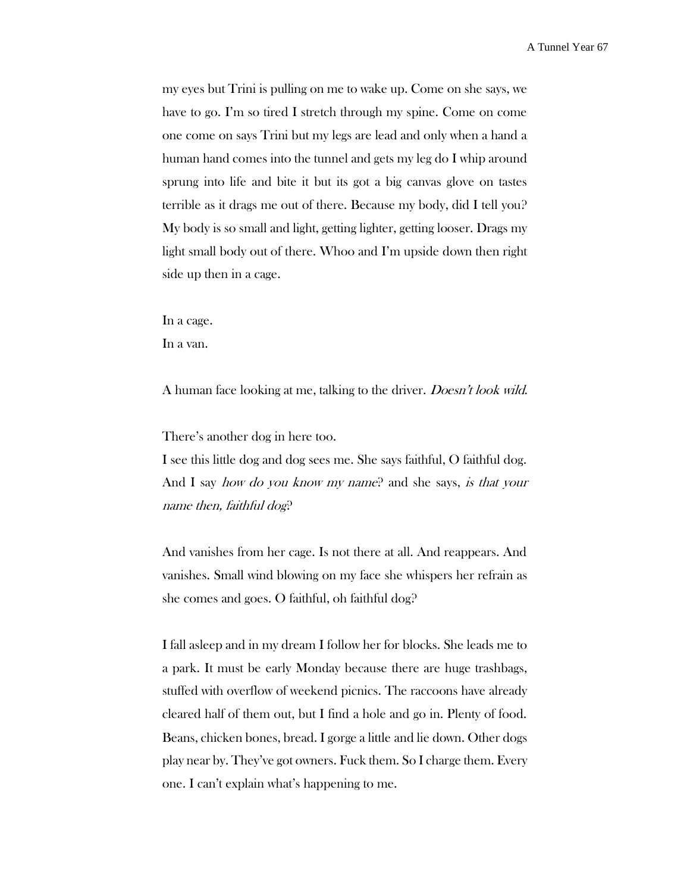my eyes but Trini is pulling on me to wake up. Come on she says, we have to go. I'm so tired I stretch through my spine. Come on come one come on says Trini but my legs are lead and only when a hand a human hand comes into the tunnel and gets my leg do I whip around sprung into life and bite it but its got a big canvas glove on tastes terrible as it drags me out of there. Because my body, did I tell you? My body is so small and light, getting lighter, getting looser. Drags my light small body out of there. Whoo and I'm upside down then right side up then in a cage.

In a cage.
In a van.

A human face looking at me, talking to the driver. *Doesn't look wild.*

There's another dog in here too.
I see this little dog and dog sees me. She says faithful, O faithful dog. And I say *how do you know my name*? and she says, *is that your name then, faithful dog*?

And vanishes from her cage. Is not there at all. And reappears. And vanishes. Small wind blowing on my face she whispers her refrain as she comes and goes. O faithful, oh faithful dog?

I fall asleep and in my dream I follow her for blocks. She leads me to a park. It must be early Monday because there are huge trashbags, stuffed with overflow of weekend picnics. The raccoons have already cleared half of them out, but I find a hole and go in. Plenty of food. Beans, chicken bones, bread. I gorge a little and lie down. Other dogs play near by. They've got owners. Fuck them. So I charge them. Every one. I can't explain what's happening to me.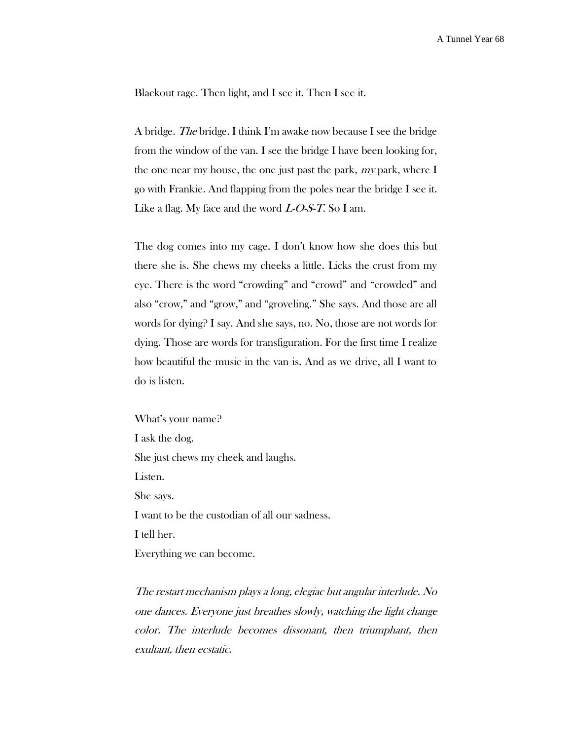Blackout rage. Then light, and I see it. Then I see it.

A bridge. *The* bridge. I think I'm awake now because I see the bridge from the window of the van. I see the bridge I have been looking for, the one near my house, the one just past the park, *my* park, where I go with Frankie. And flapping from the poles near the bridge I see it. Like a flag. My face and the word *L-O-S-T*. So I am.

The dog comes into my cage. I don't know how she does this but there she is. She chews my cheeks a little. Licks the crust from my eye. There is the word "crowding" and "crowd" and "crowded" and also "crow," and "grow," and "groveling." She says. And those are all words for dying? I say. And she says, no. No, those are not words for dying. Those are words for transfiguration. For the first time I realize how beautiful the music in the van is. And as we drive, all I want to do is listen.

What's your name?
I ask the dog.
She just chews my cheek and laughs.
Listen.
She says.
I want to be the custodian of all our sadness.
I tell her.
Everything we can become.

*The restart mechanism plays a long, elegiac but angular interlude. No one dances. Everyone just breathes slowly, watching the light change color. The interlude becomes dissonant, then triumphant, then exultant, then ecstatic.*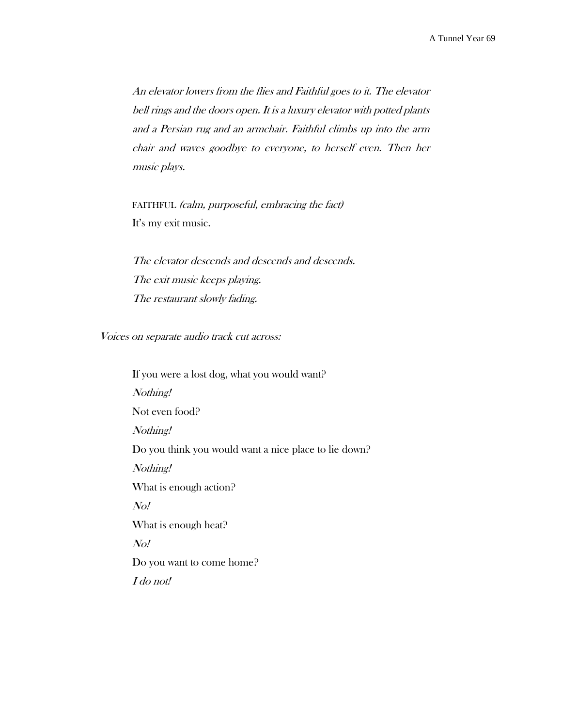*An elevator lowers from the flies and Faithful goes to it. The elevator bell rings and the doors open. It is a luxury elevator with potted plants and a Persian rug and an armchair. Faithful climbs up into the arm chair and waves goodbye to everyone, to herself even. Then her music plays.*

FAITHFUL *(calm, purposeful, embracing the fact)*
It's my exit music.

*The elevator descends and descends and descends.*
*The exit music keeps playing.*
*The restaurant slowly fading.*

*Voices on separate audio track cut across:*

If you were a lost dog, what you would want?
*Nothing!*
Not even food?
*Nothing!*
Do you think you would want a nice place to lie down?
*Nothing!*
What is enough action?
*No!*
What is enough heat?
*No!*
Do you want to come home?
*I do not!*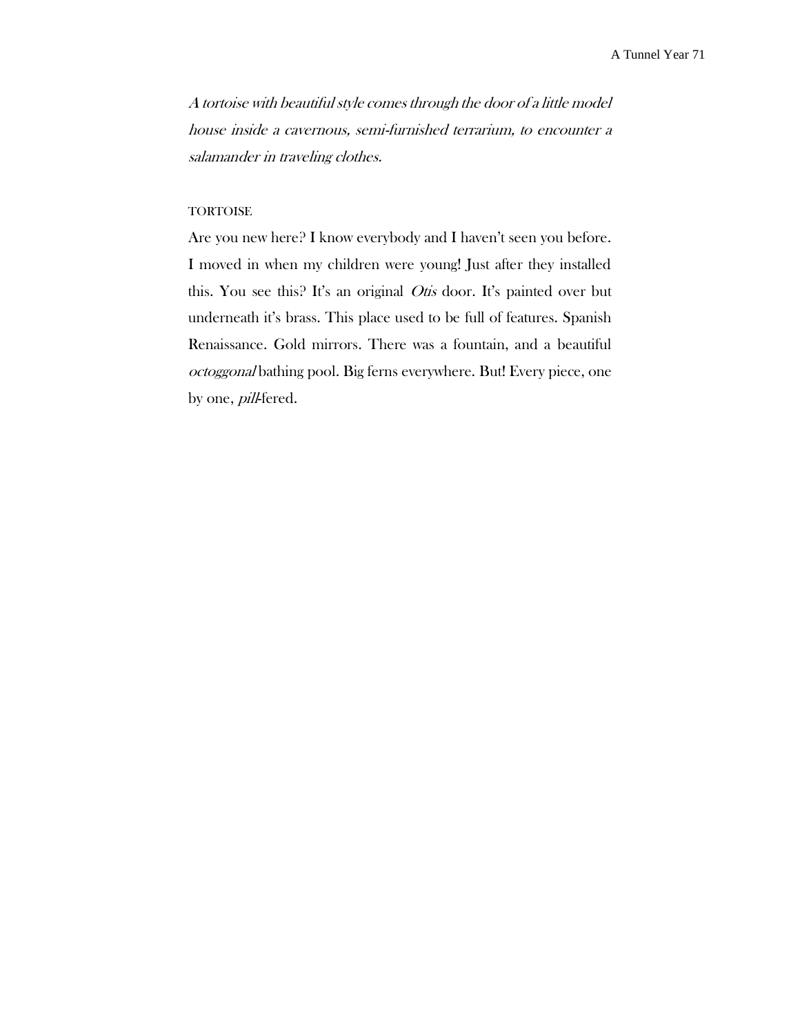*A tortoise with beautiful style comes through the door of a little model house inside a cavernous, semi-furnished terrarium, to encounter a salamander in traveling clothes.*

TORTOISE

Are you new here? I know everybody and I haven't seen you before. I moved in when my children were young! Just after they installed this. You see this? It's an original *Otis* door. It's painted over but underneath it's brass. This place used to be full of features. Spanish Renaissance. Gold mirrors. There was a fountain, and a beautiful *octoggonal* bathing pool. Big ferns everywhere. But! Every piece, one by one, *pill*-fered.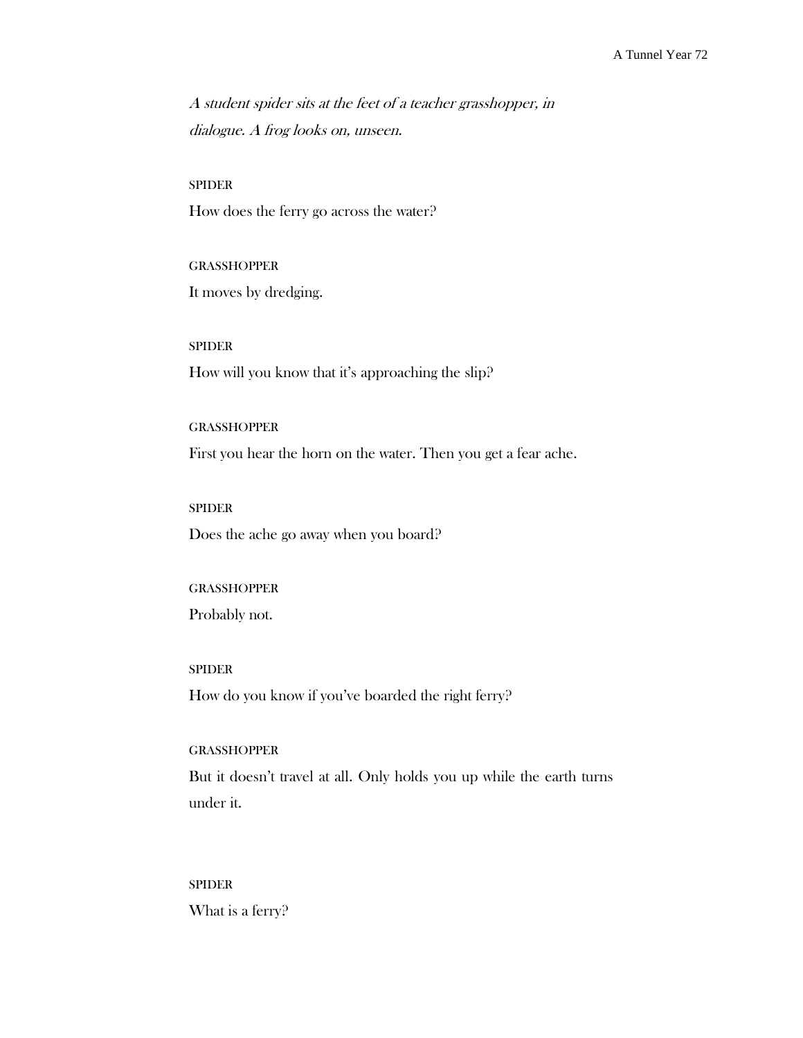*A student spider sits at the feet of a teacher grasshopper, in dialogue. A frog looks on, unseen.*

SPIDER

How does the ferry go across the water?

GRASSHOPPER

It moves by dredging.

SPIDER

How will you know that it's approaching the slip?

GRASSHOPPER

First you hear the horn on the water. Then you get a fear ache.

SPIDER

Does the ache go away when you board?

GRASSHOPPER

Probably not.

SPIDER

How do you know if you've boarded the right ferry?

GRASSHOPPER

But it doesn't travel at all. Only holds you up while the earth turns under it.

SPIDER

What is a ferry?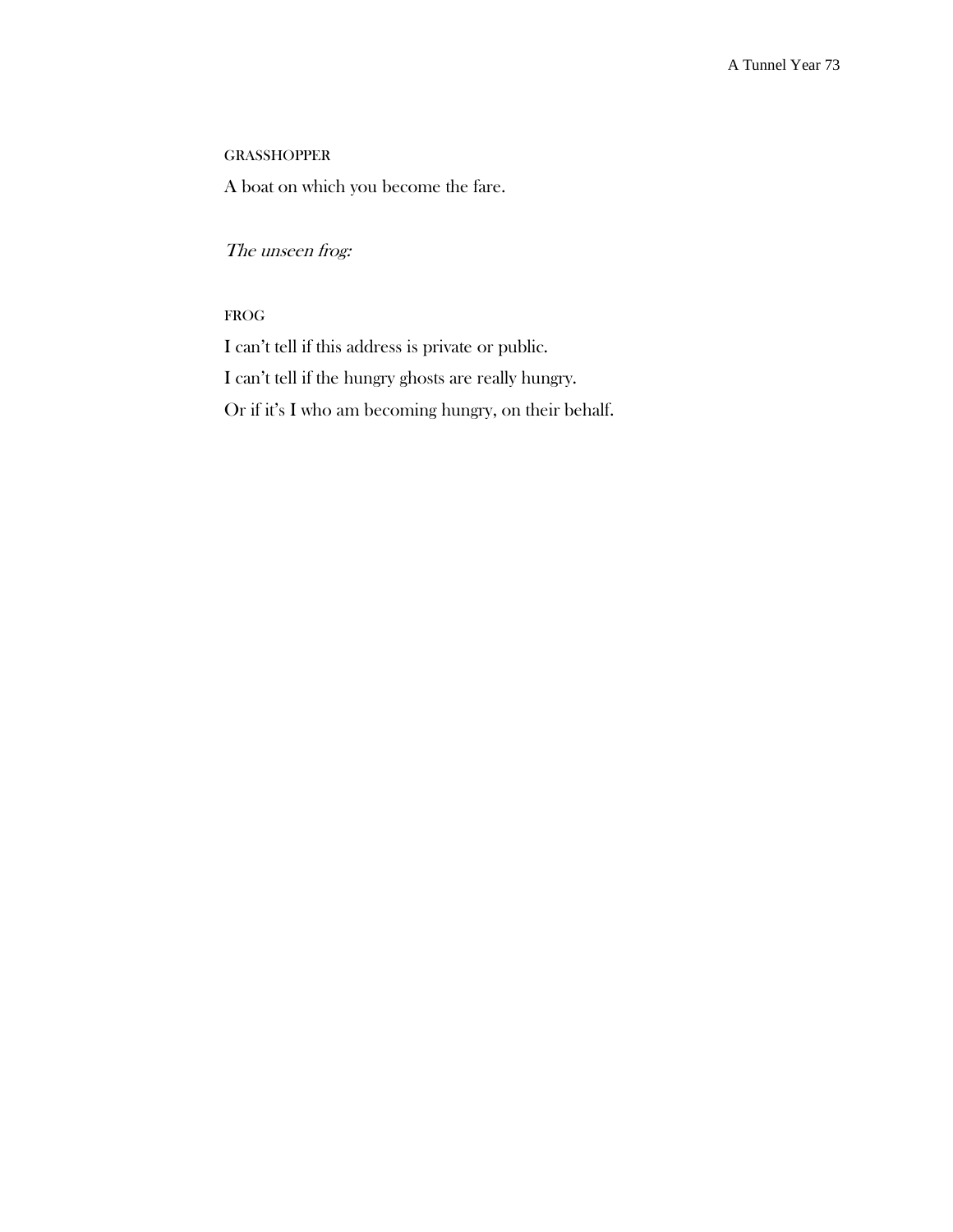GRASSHOPPER

A boat on which you become the fare.

*The unseen frog:*

FROG

I can't tell if this address is private or public.

I can't tell if the hungry ghosts are really hungry.

Or if it's I who am becoming hungry, on their behalf.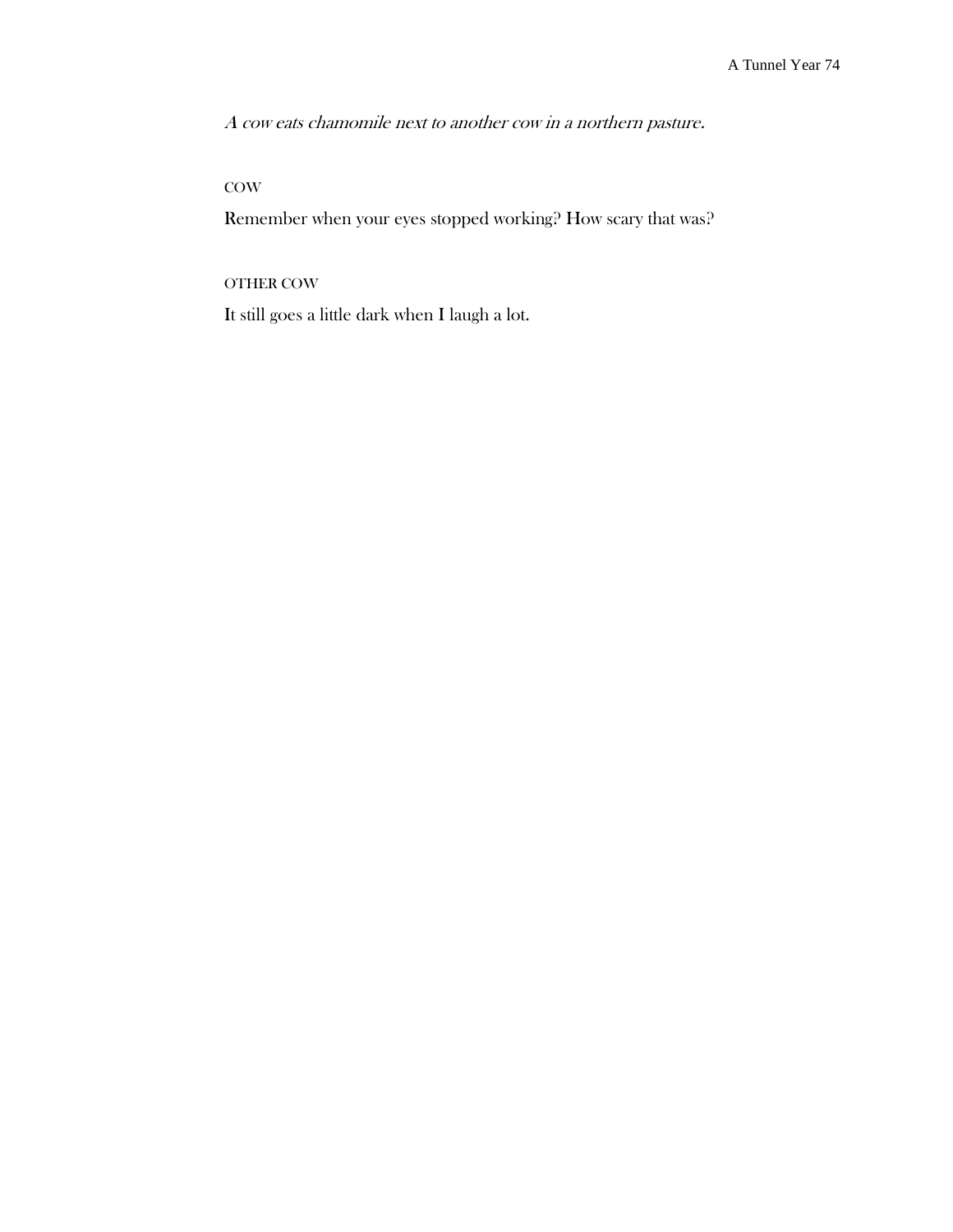*A cow eats chamomile next to another cow in a northern pasture.*

COW

Remember when your eyes stopped working? How scary that was?

OTHER COW

It still goes a little dark when I laugh a lot.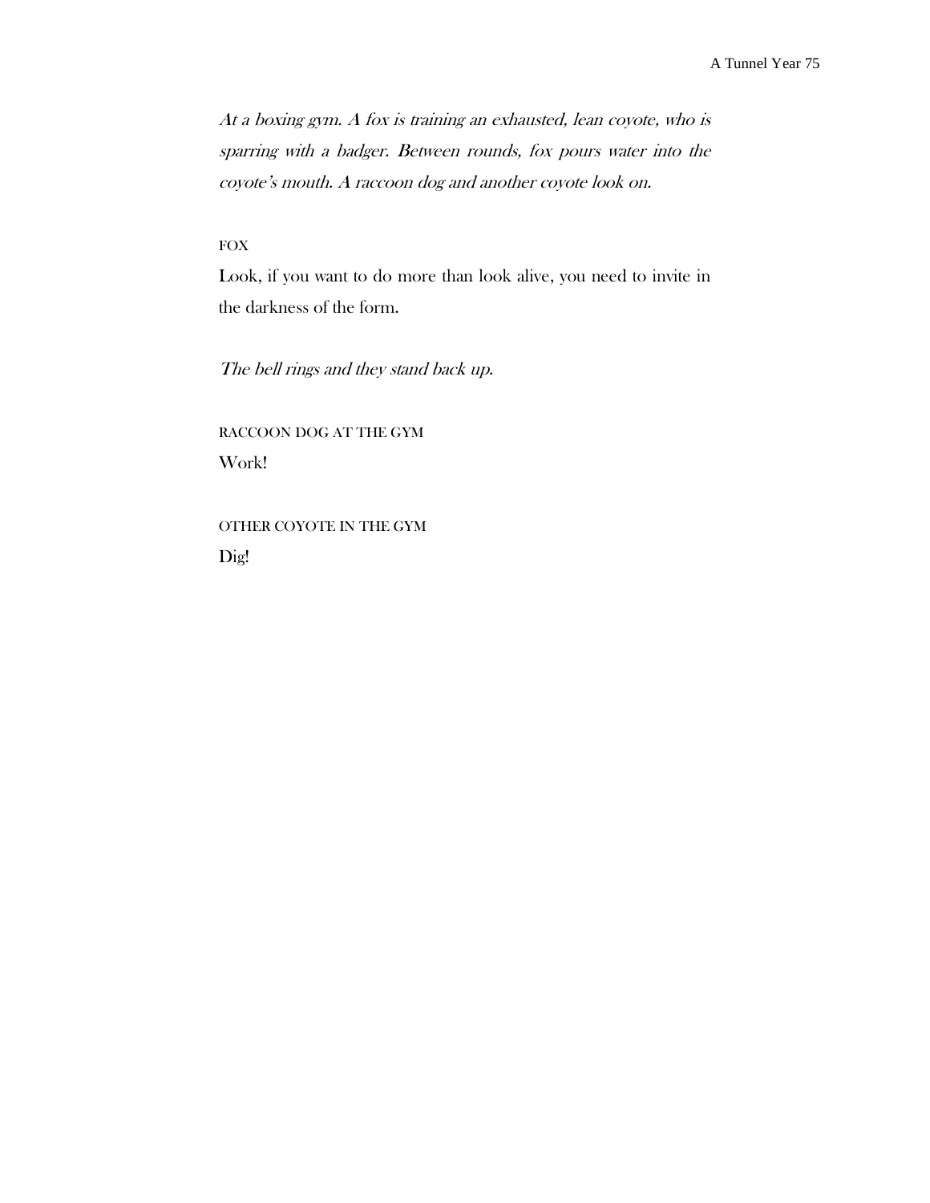*At a boxing gym. A fox is training an exhausted, lean coyote, who is sparring with a badger. Between rounds, fox pours water into the coyote's mouth. A raccoon dog and another coyote look on.*

FOX

Look, if you want to do more than look alive, you need to invite in the darkness of the form.

*The bell rings and they stand back up.*

RACCOON DOG AT THE GYM

Work!

OTHER COYOTE IN THE GYM

Dig!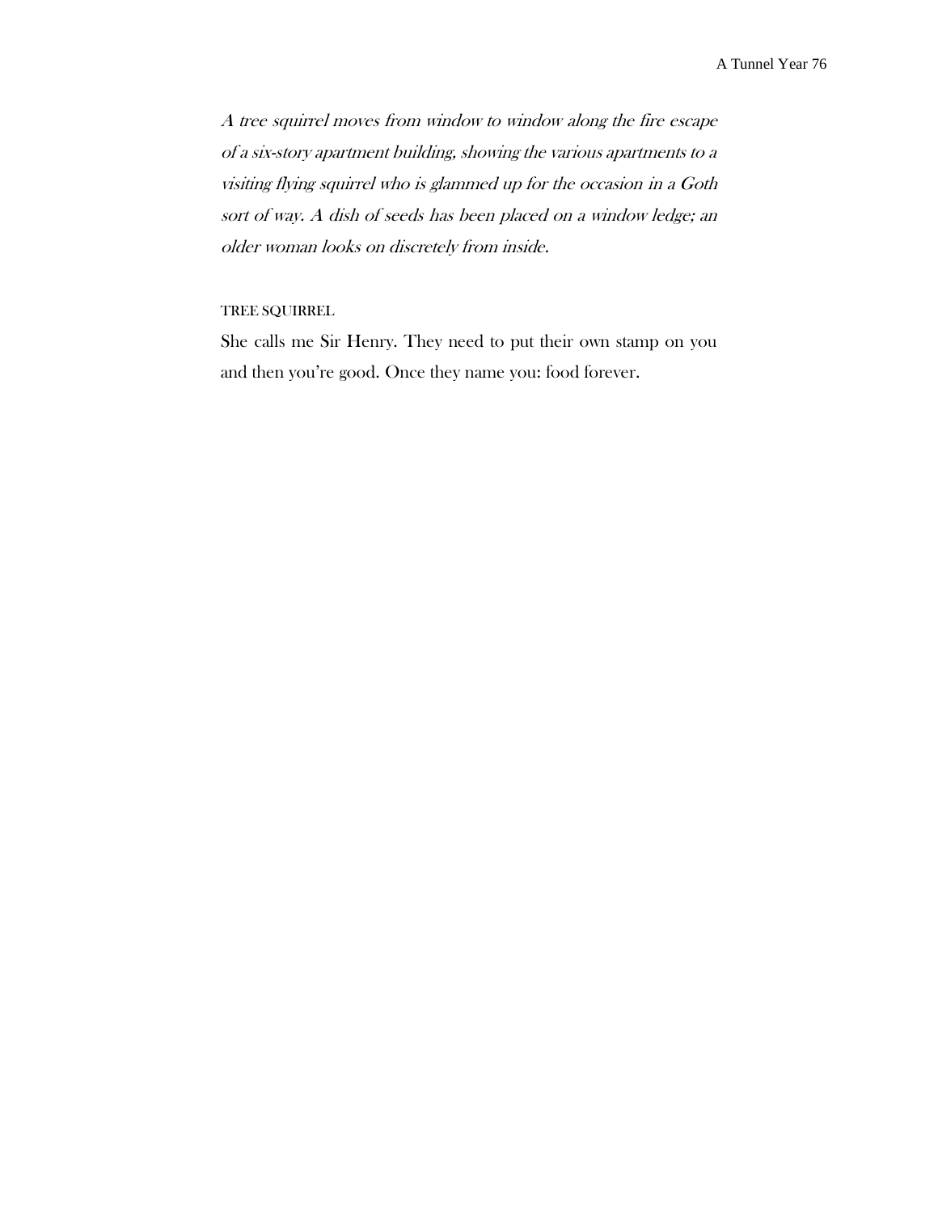*A tree squirrel moves from window to window along the fire escape of a six-story apartment building, showing the various apartments to a visiting flying squirrel who is glammed up for the occasion in a Goth sort of way. A dish of seeds has been placed on a window ledge; an older woman looks on discretely from inside.*

TREE SQUIRREL

She calls me Sir Henry. They need to put their own stamp on you and then you're good. Once they name you: food forever.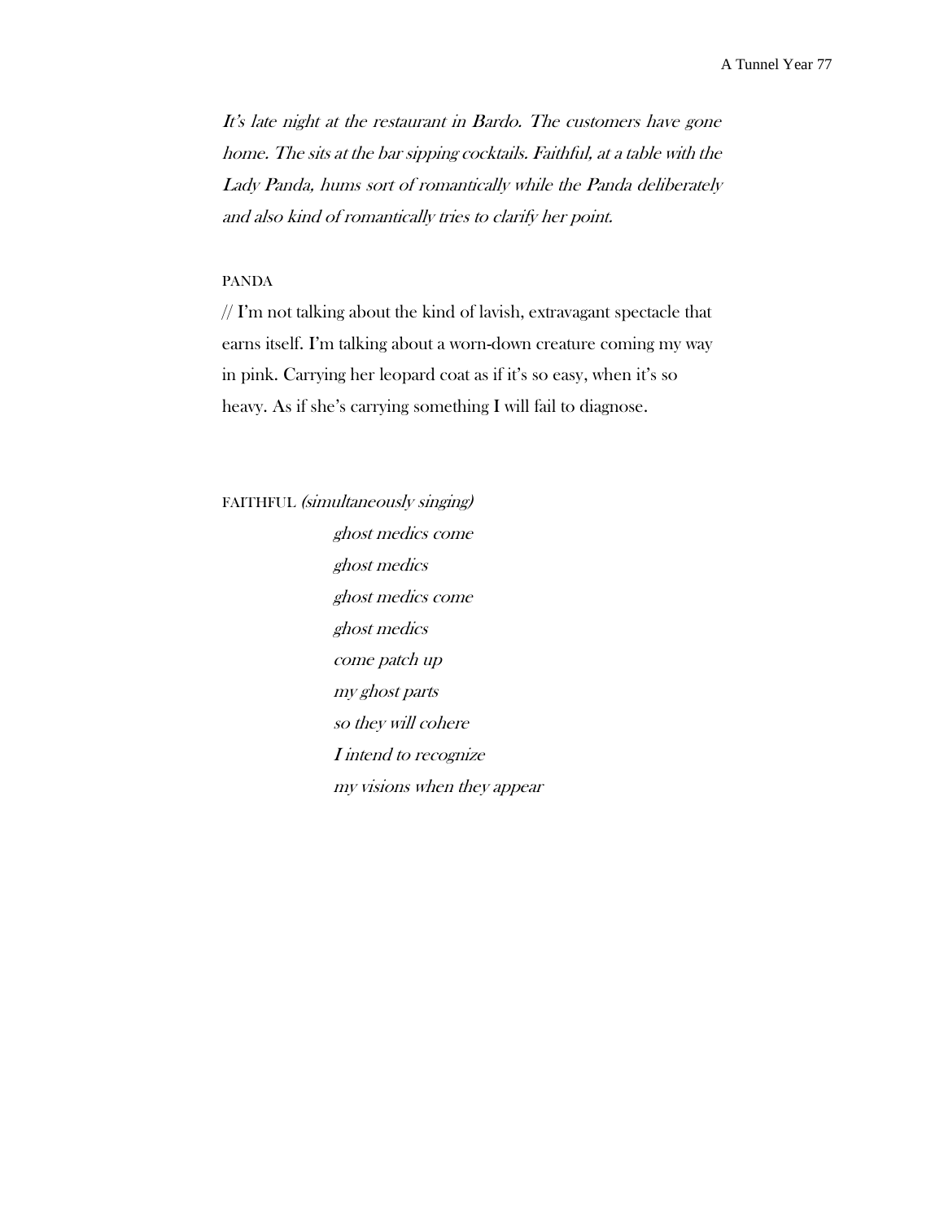*It's late night at the restaurant in Bardo. The customers have gone home. The sits at the bar sipping cocktails. Faithful, at a table with the Lady Panda, hums sort of romantically while the Panda deliberately and also kind of romantically tries to clarify her point.*

PANDA

// I'm not talking about the kind of lavish, extravagant spectacle that earns itself. I'm talking about a worn-down creature coming my way in pink. Carrying her leopard coat as if it's so easy, when it's so heavy. As if she's carrying something I will fail to diagnose.

FAITHFUL *(simultaneously singing)*

*ghost medics come*
*ghost medics*
*ghost medics come*
*ghost medics*
*come patch up*
*my ghost parts*
*so they will cohere*
*I intend to recognize*
*my visions when they appear*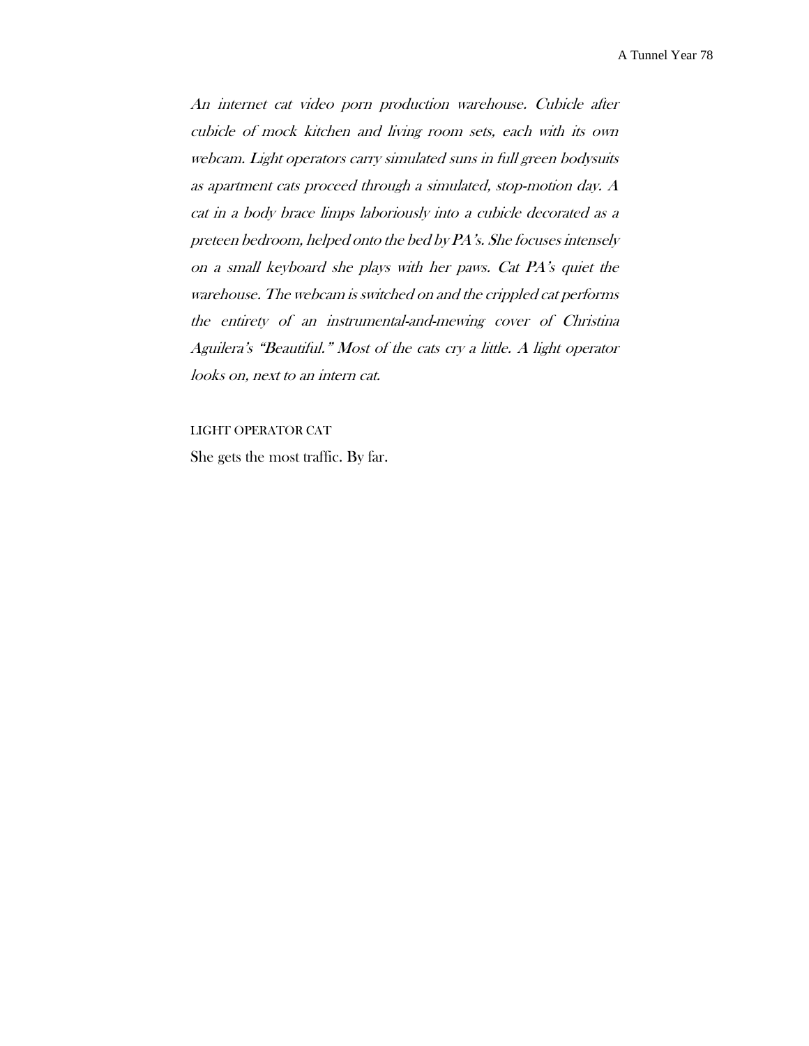*An internet cat video porn production warehouse. Cubicle after cubicle of mock kitchen and living room sets, each with its own webcam. Light operators carry simulated suns in full green bodysuits as apartment cats proceed through a simulated, stop-motion day. A cat in a body brace limps laboriously into a cubicle decorated as a preteen bedroom, helped onto the bed by PA's. She focuses intensely on a small keyboard she plays with her paws. Cat PA's quiet the warehouse. The webcam is switched on and the crippled cat performs the entirety of an instrumental-and-mewing cover of Christina Aguilera's "Beautiful." Most of the cats cry a little. A light operator looks on, next to an intern cat.*

LIGHT OPERATOR CAT

She gets the most traffic. By far.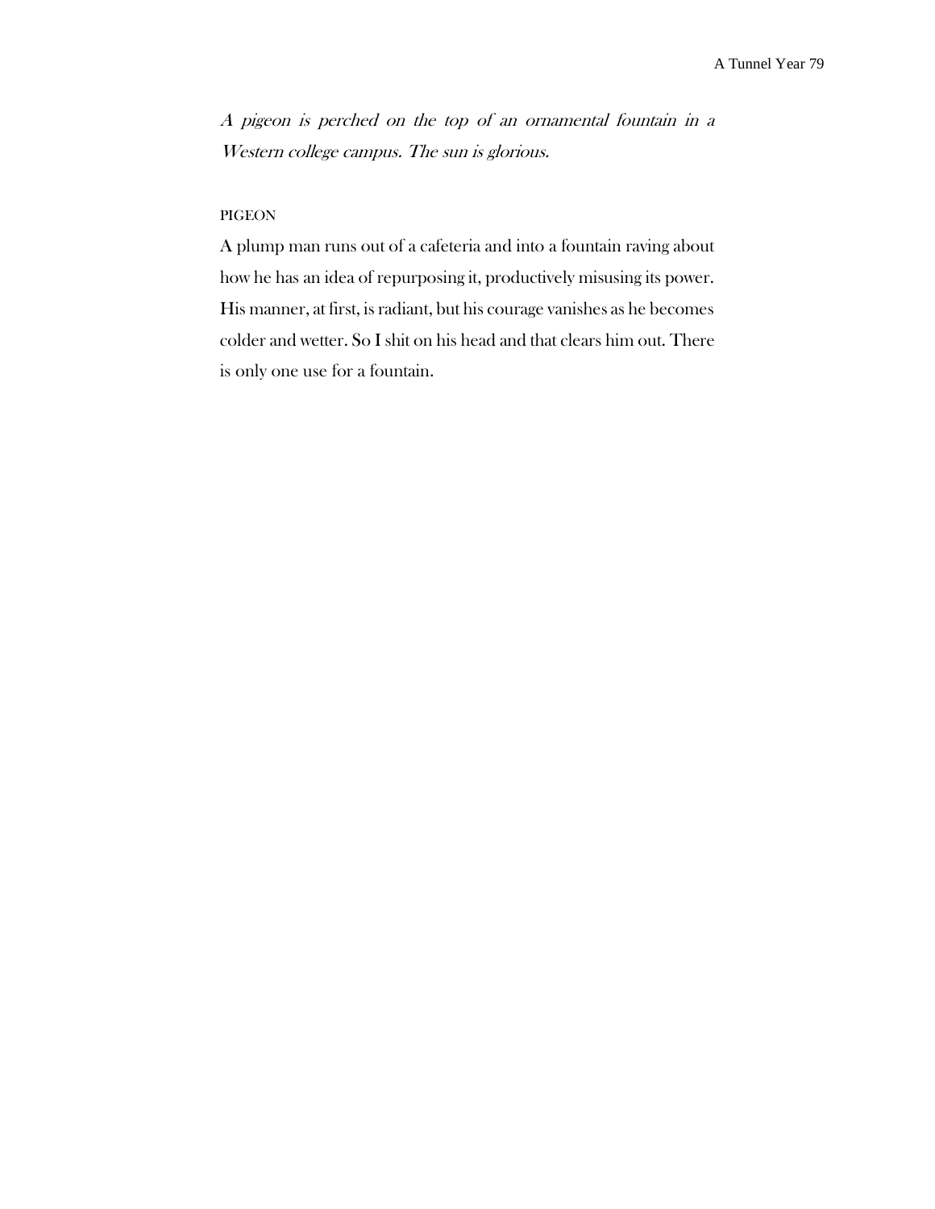*A pigeon is perched on the top of an ornamental fountain in a Western college campus. The sun is glorious.*

PIGEON

A plump man runs out of a cafeteria and into a fountain raving about how he has an idea of repurposing it, productively misusing its power. His manner, at first, is radiant, but his courage vanishes as he becomes colder and wetter. So I shit on his head and that clears him out. There is only one use for a fountain.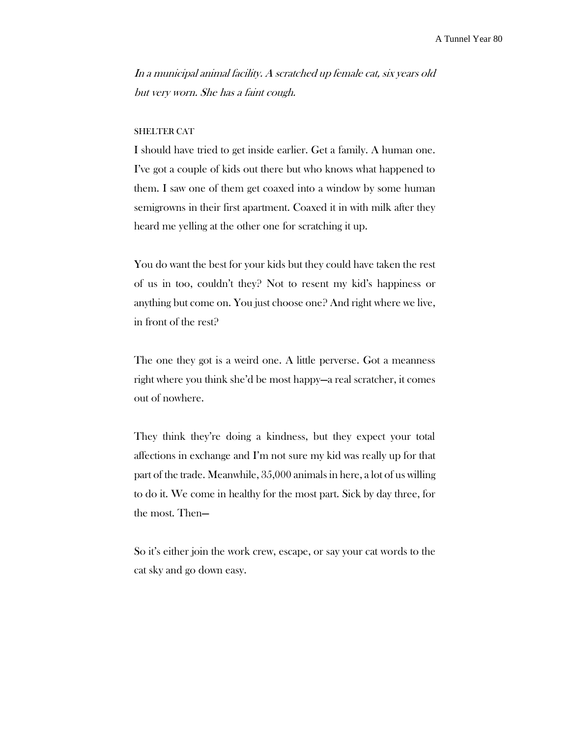*In a municipal animal facility. A scratched up female cat, six years old but very worn. She has a faint cough.*

SHELTER CAT

I should have tried to get inside earlier. Get a family. A human one. I've got a couple of kids out there but who knows what happened to them. I saw one of them get coaxed into a window by some human semigrowns in their first apartment. Coaxed it in with milk after they heard me yelling at the other one for scratching it up.

You do want the best for your kids but they could have taken the rest of us in too, couldn't they? Not to resent my kid's happiness or anything but come on. You just choose one? And right where we live, in front of the rest?

The one they got is a weird one. A little perverse. Got a meanness right where you think she'd be most happy—a real scratcher, it comes out of nowhere.

They think they're doing a kindness, but they expect your total affections in exchange and I'm not sure my kid was really up for that part of the trade. Meanwhile, 35,000 animals in here, a lot of us willing to do it. We come in healthy for the most part. Sick by day three, for the most. Then—

So it's either join the work crew, escape, or say your cat words to the cat sky and go down easy.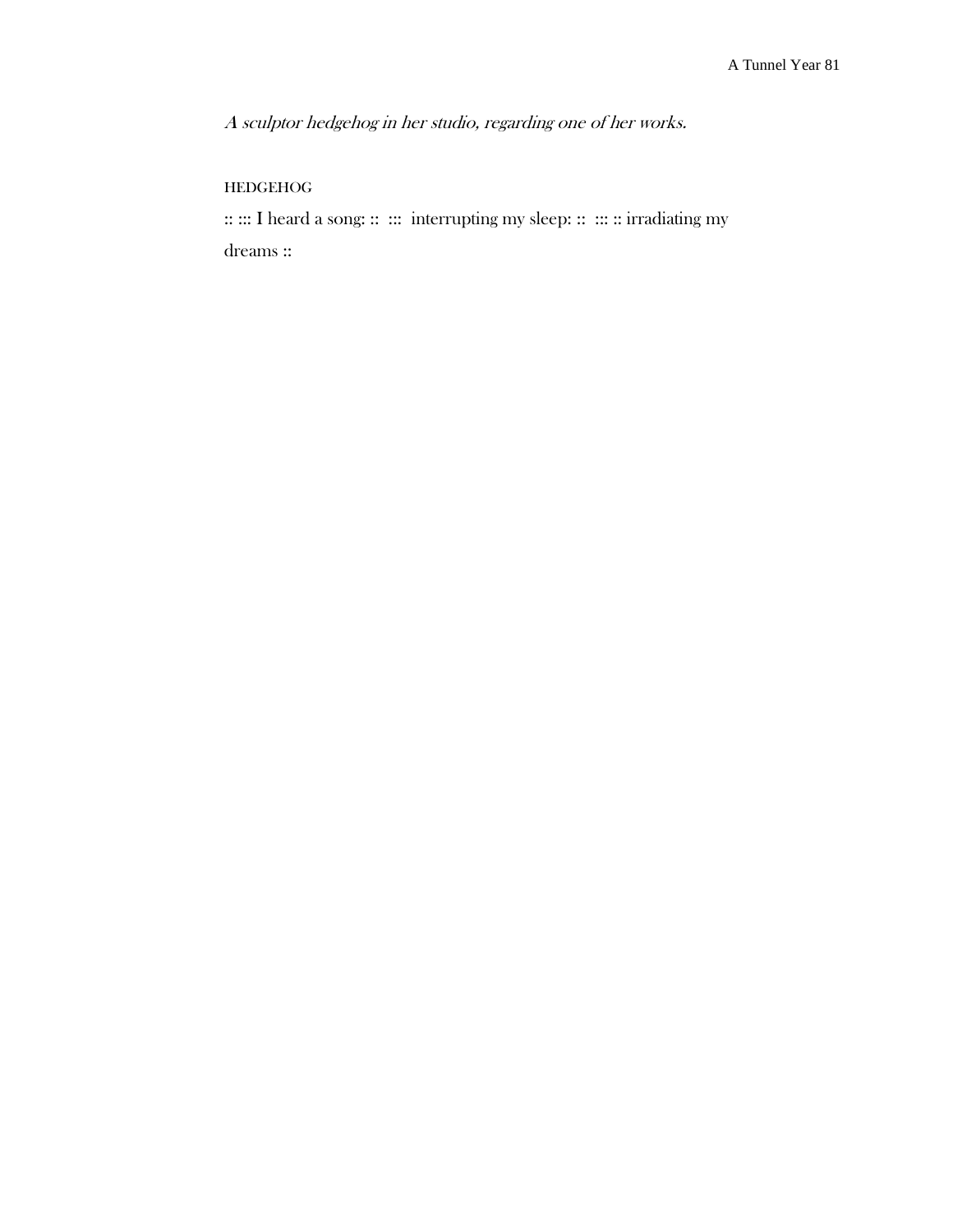*A sculptor hedgehog in her studio, regarding one of her works.*

HEDGEHOG

:: ::: I heard a song: ::  :::  interrupting my sleep: ::  ::: :: irradiating my dreams ::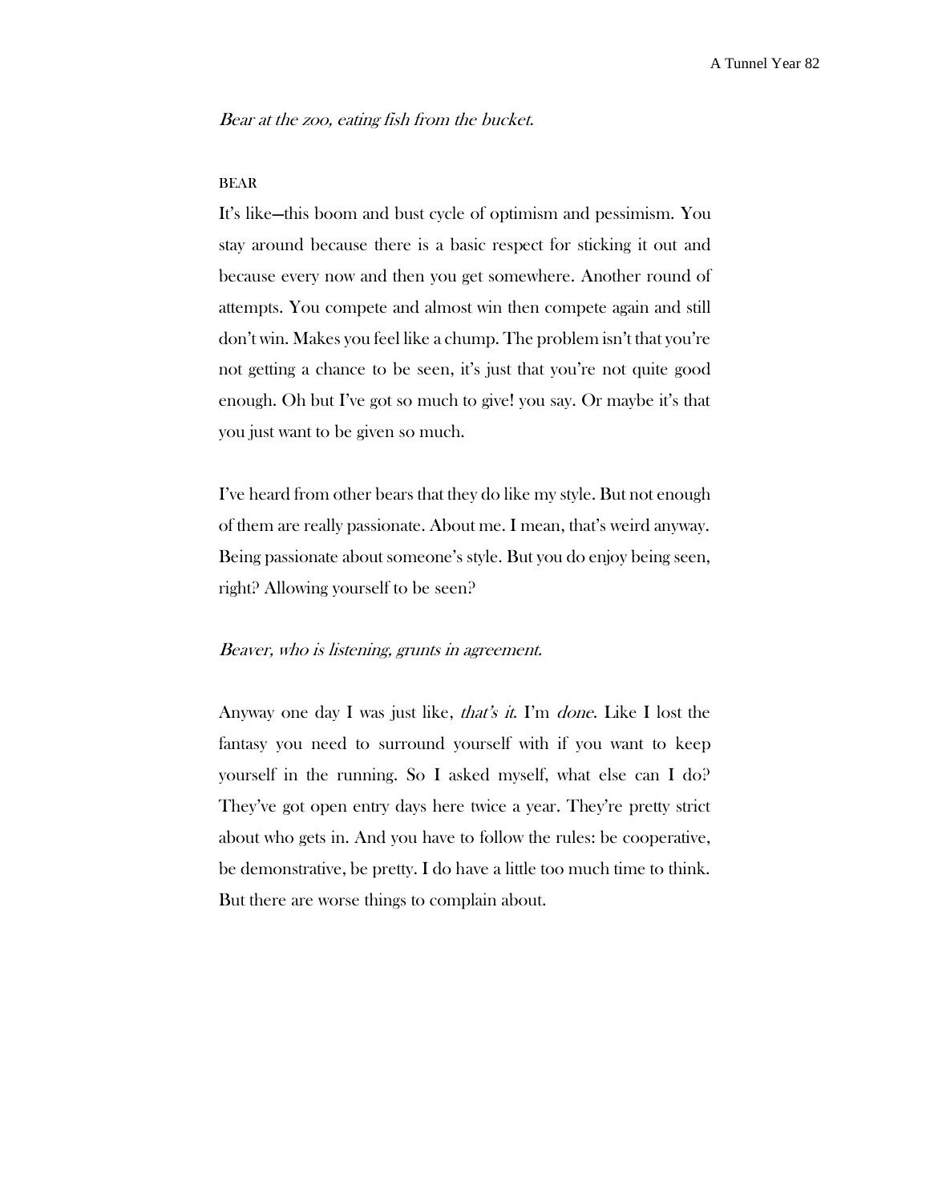*Bear at the zoo, eating fish from the bucket.*

BEAR

It's like—this boom and bust cycle of optimism and pessimism. You stay around because there is a basic respect for sticking it out and because every now and then you get somewhere. Another round of attempts. You compete and almost win then compete again and still don't win. Makes you feel like a chump. The problem isn't that you're not getting a chance to be seen, it's just that you're not quite good enough. Oh but I've got so much to give! you say. Or maybe it's that you just want to be given so much.

I've heard from other bears that they do like my style. But not enough of them are really passionate. About me. I mean, that's weird anyway. Being passionate about someone's style. But you do enjoy being seen, right? Allowing yourself to be seen?

*Beaver, who is listening, grunts in agreement.*

Anyway one day I was just like, *that's it*. I'm *done*. Like I lost the fantasy you need to surround yourself with if you want to keep yourself in the running. So I asked myself, what else can I do? They've got open entry days here twice a year. They're pretty strict about who gets in. And you have to follow the rules: be cooperative, be demonstrative, be pretty. I do have a little too much time to think. But there are worse things to complain about.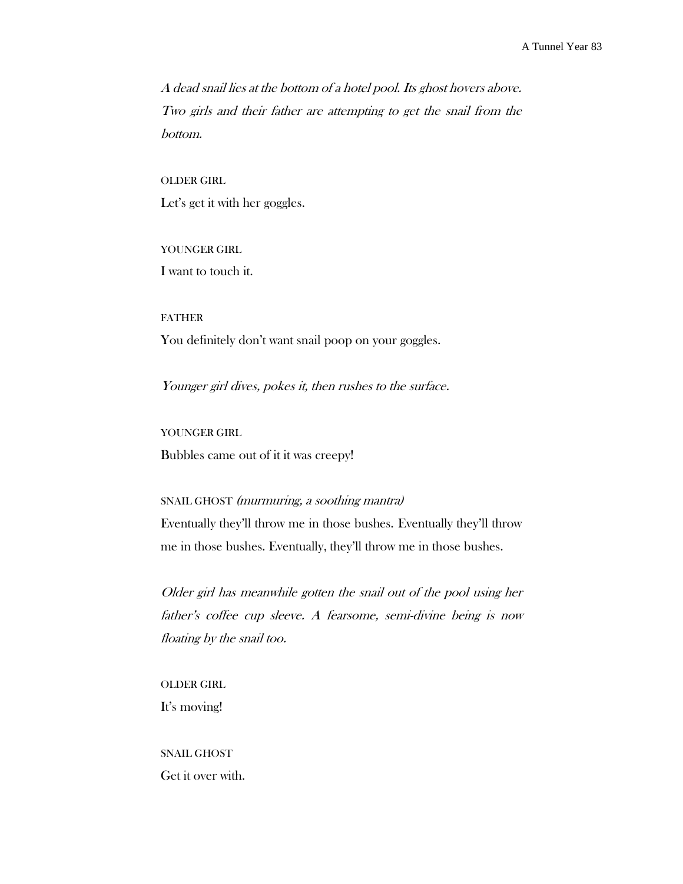*A dead snail lies at the bottom of a hotel pool. Its ghost hovers above. Two girls and their father are attempting to get the snail from the bottom.*

OLDER GIRL

Let's get it with her goggles.

YOUNGER GIRL

I want to touch it.

FATHER

You definitely don't want snail poop on your goggles.

*Younger girl dives, pokes it, then rushes to the surface.*

YOUNGER GIRL

Bubbles came out of it it was creepy!

SNAIL GHOST *(murmuring, a soothing mantra)*

Eventually they'll throw me in those bushes. Eventually they'll throw me in those bushes. Eventually, they'll throw me in those bushes.

*Older girl has meanwhile gotten the snail out of the pool using her father's coffee cup sleeve. A fearsome, semi-divine being is now floating by the snail too.*

OLDER GIRL

It's moving!

SNAIL GHOST

Get it over with.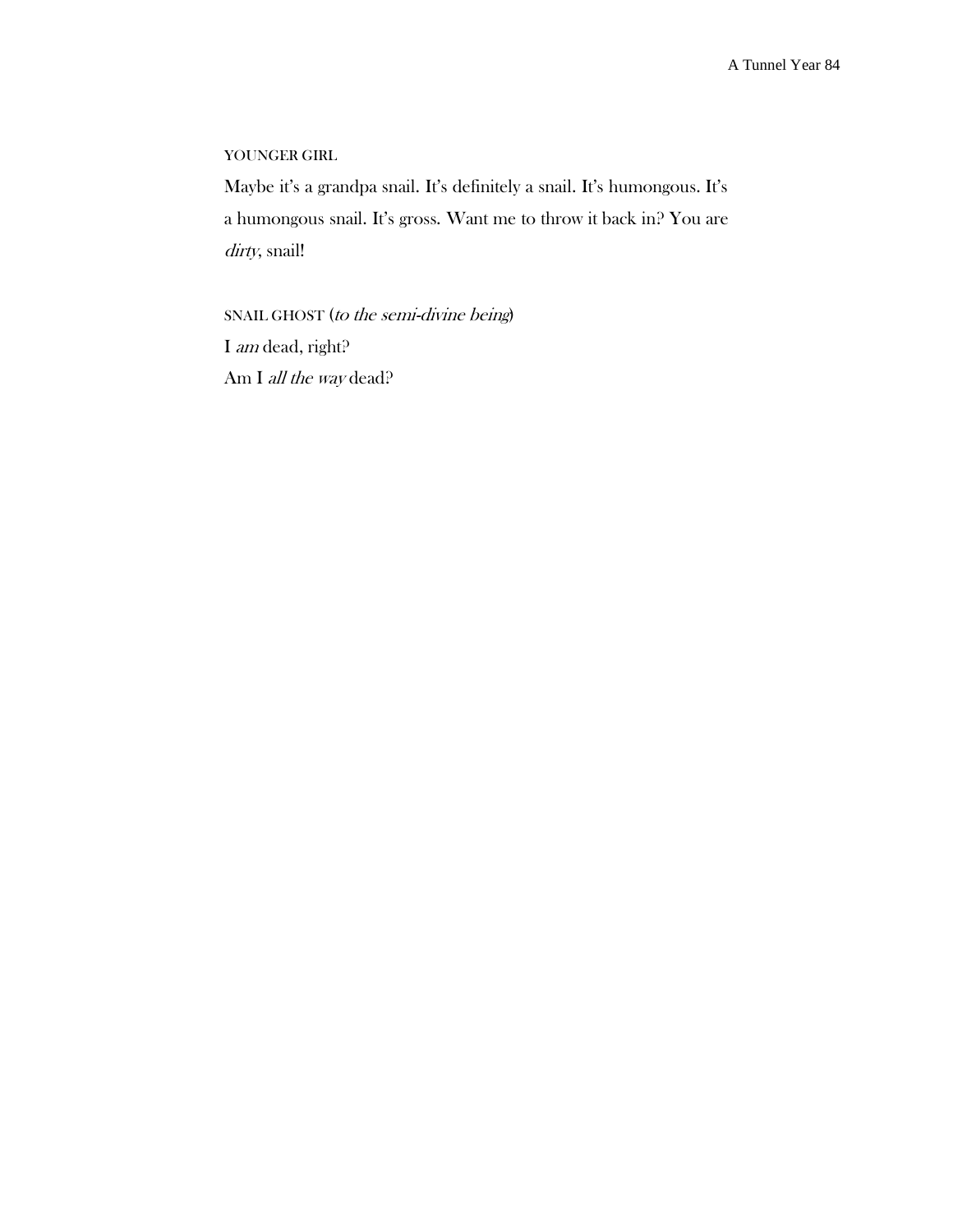YOUNGER GIRL

Maybe it's a grandpa snail. It's definitely a snail. It's humongous. It's a humongous snail. It's gross. Want me to throw it back in? You are *dirty*, snail!

SNAIL GHOST (*to the semi-divine being*)

I *am* dead, right?
Am I *all the way* dead?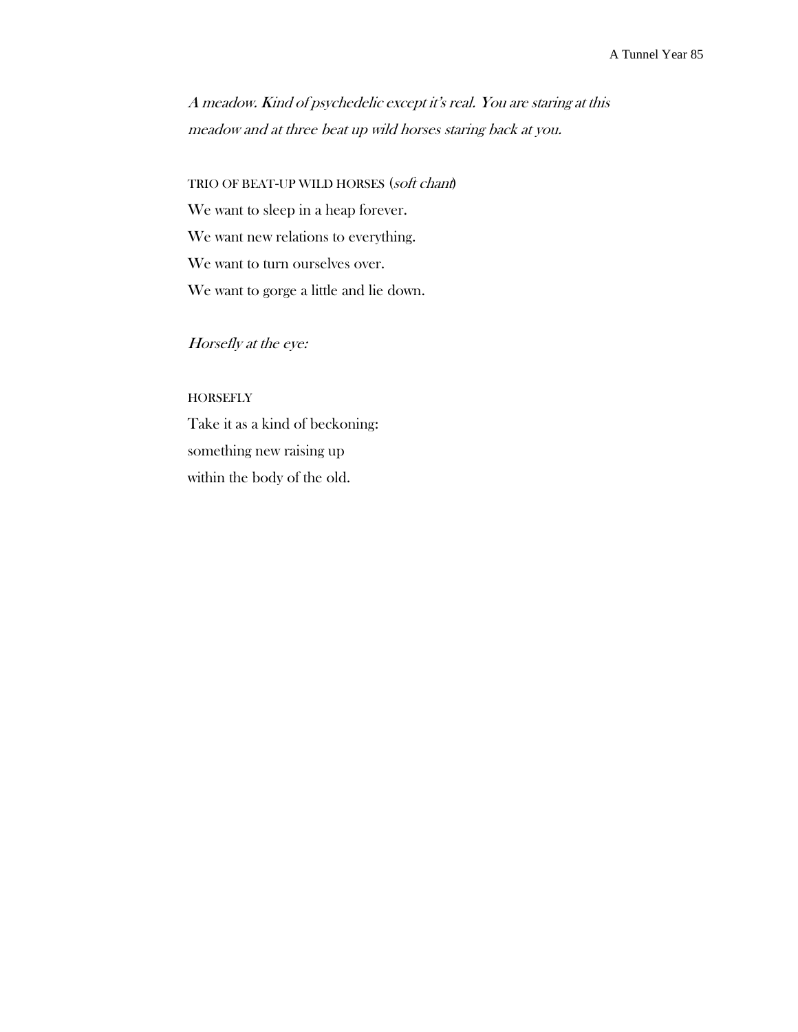*A meadow. Kind of psychedelic except it's real. You are staring at this meadow and at three beat up wild horses staring back at you.*

TRIO OF BEAT-UP WILD HORSES (*soft chant*)

We want to sleep in a heap forever.  
We want new relations to everything.  
We want to turn ourselves over.  
We want to gorge a little and lie down.

*Horsefly at the eye:*

HORSEFLY

Take it as a kind of beckoning:  
something new raising up  
within the body of the old.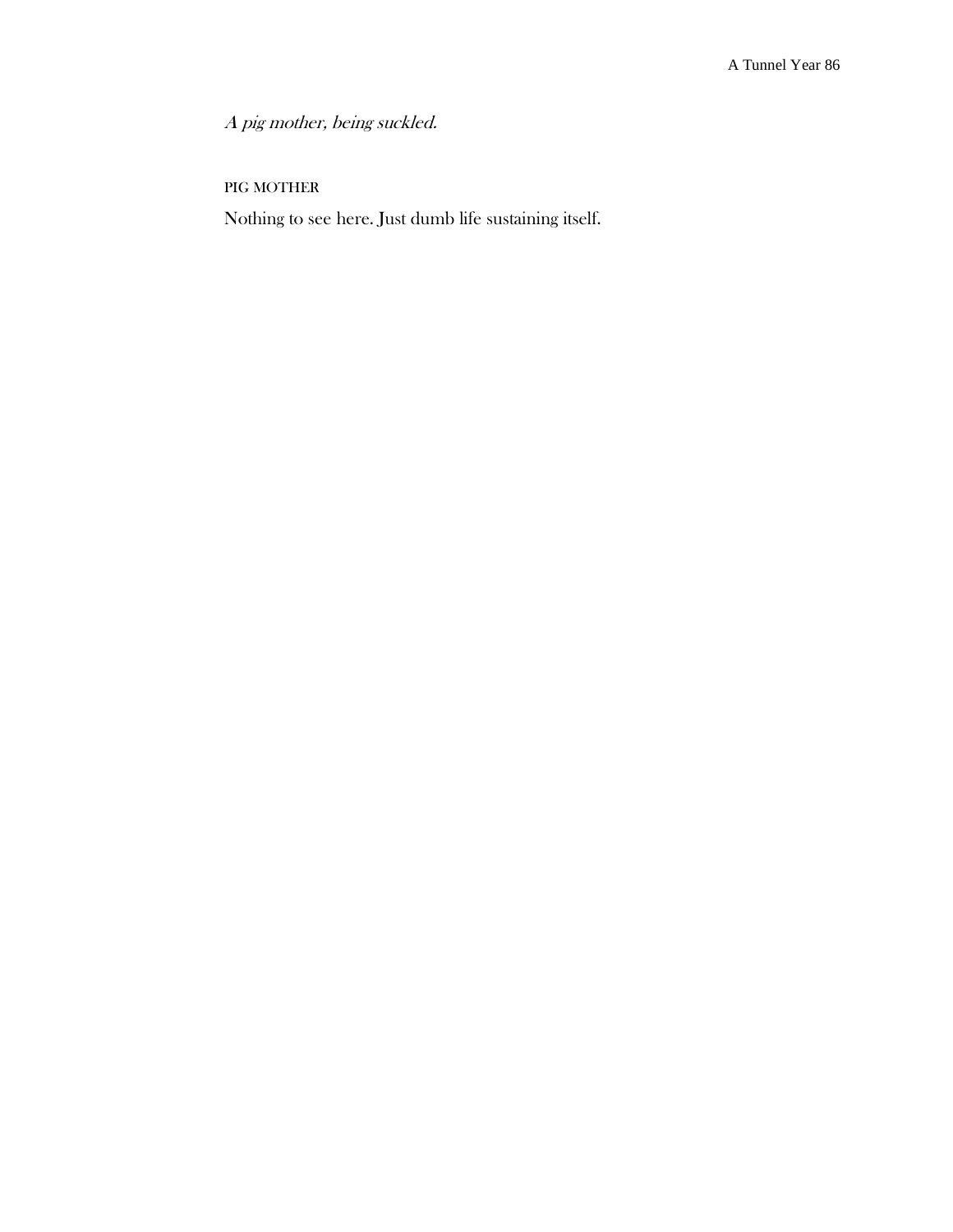*A pig mother, being suckled.*

PIG MOTHER

Nothing to see here. Just dumb life sustaining itself.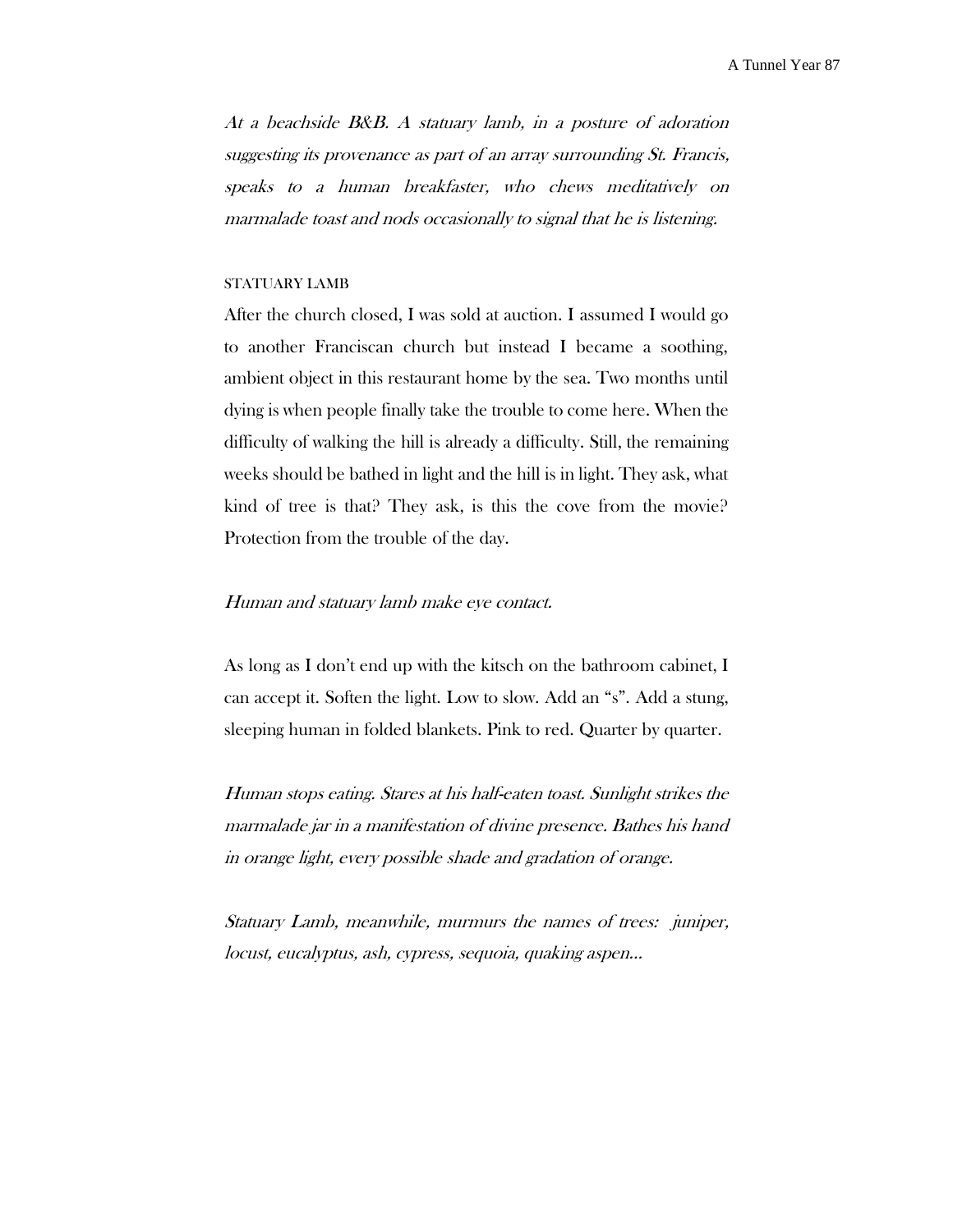*At a beachside B&B. A statuary lamb, in a posture of adoration suggesting its provenance as part of an array surrounding St. Francis, speaks to a human breakfaster, who chews meditatively on marmalade toast and nods occasionally to signal that he is listening.*

STATUARY LAMB

After the church closed, I was sold at auction. I assumed I would go to another Franciscan church but instead I became a soothing, ambient object in this restaurant home by the sea. Two months until dying is when people finally take the trouble to come here. When the difficulty of walking the hill is already a difficulty. Still, the remaining weeks should be bathed in light and the hill is in light. They ask, what kind of tree is that? They ask, is this the cove from the movie? Protection from the trouble of the day.

*Human and statuary lamb make eye contact.*

As long as I don't end up with the kitsch on the bathroom cabinet, I can accept it. Soften the light. Low to slow. Add an "s". Add a stung, sleeping human in folded blankets. Pink to red. Quarter by quarter.

*Human stops eating. Stares at his half-eaten toast. Sunlight strikes the marmalade jar in a manifestation of divine presence. Bathes his hand in orange light, every possible shade and gradation of orange.*

*Statuary Lamb, meanwhile, murmurs the names of trees: juniper, locust, eucalyptus, ash, cypress, sequoia, quaking aspen…*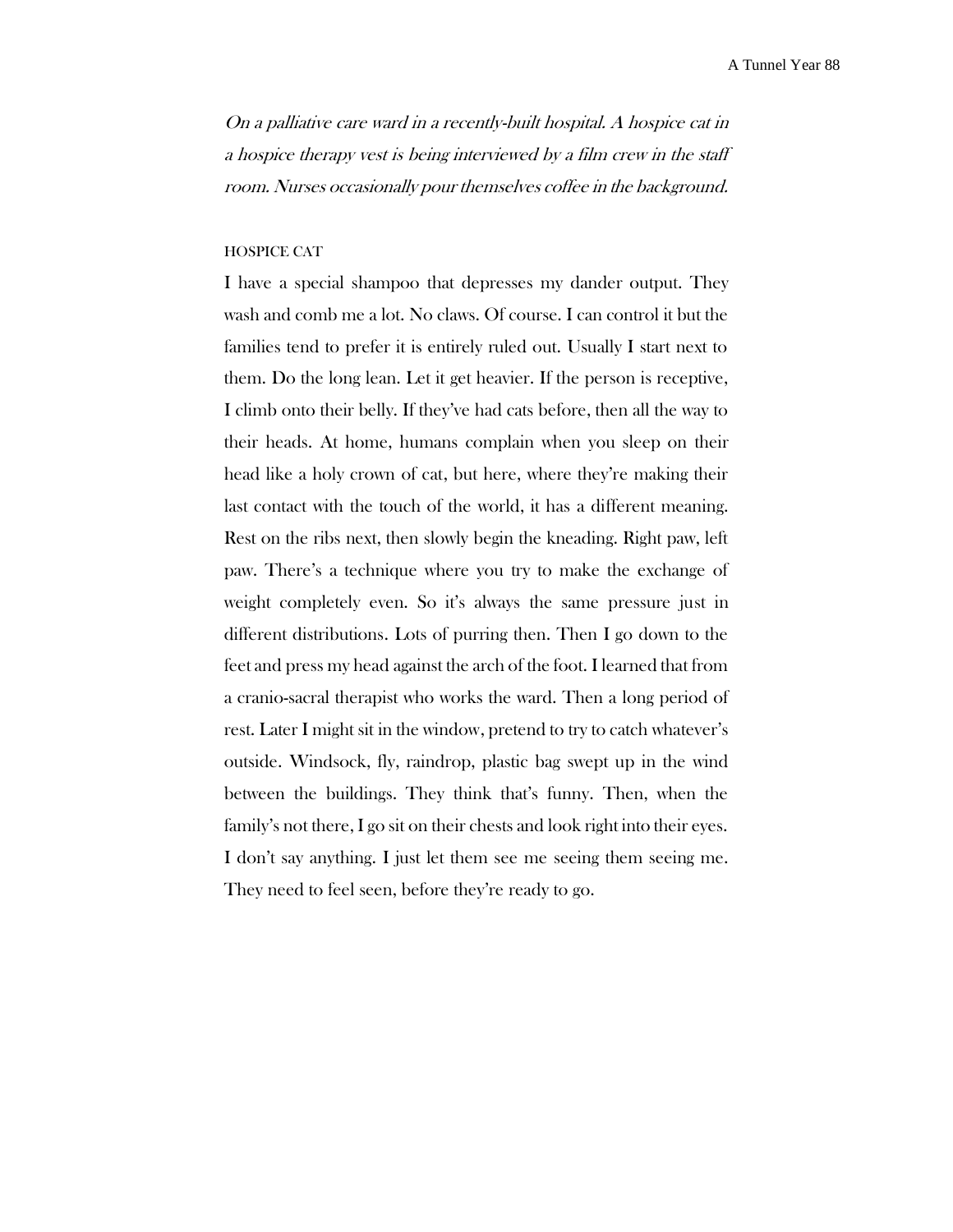*On a palliative care ward in a recently-built hospital. A hospice cat in a hospice therapy vest is being interviewed by a film crew in the staff room. Nurses occasionally pour themselves coffee in the background.*

HOSPICE CAT

I have a special shampoo that depresses my dander output. They wash and comb me a lot. No claws. Of course. I can control it but the families tend to prefer it is entirely ruled out. Usually I start next to them. Do the long lean. Let it get heavier. If the person is receptive, I climb onto their belly. If they've had cats before, then all the way to their heads. At home, humans complain when you sleep on their head like a holy crown of cat, but here, where they're making their last contact with the touch of the world, it has a different meaning. Rest on the ribs next, then slowly begin the kneading. Right paw, left paw. There's a technique where you try to make the exchange of weight completely even. So it's always the same pressure just in different distributions. Lots of purring then. Then I go down to the feet and press my head against the arch of the foot. I learned that from a cranio-sacral therapist who works the ward. Then a long period of rest. Later I might sit in the window, pretend to try to catch whatever's outside. Windsock, fly, raindrop, plastic bag swept up in the wind between the buildings. They think that's funny. Then, when the family's not there, I go sit on their chests and look right into their eyes. I don't say anything. I just let them see me seeing them seeing me. They need to feel seen, before they're ready to go.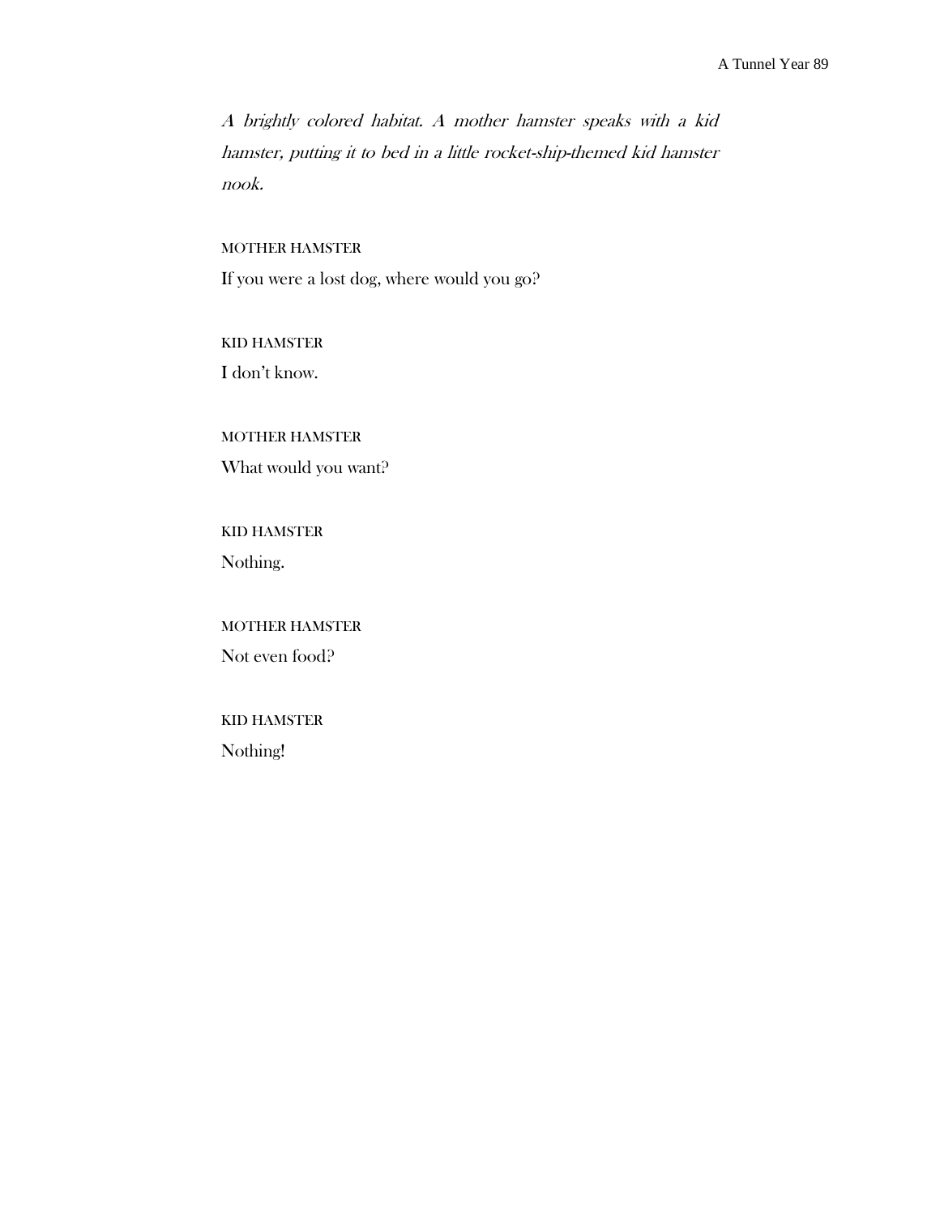*A brightly colored habitat. A mother hamster speaks with a kid hamster, putting it to bed in a little rocket-ship-themed kid hamster nook.*

MOTHER HAMSTER

If you were a lost dog, where would you go?

KID HAMSTER

I don't know.

MOTHER HAMSTER

What would you want?

KID HAMSTER

Nothing.

MOTHER HAMSTER

Not even food?

KID HAMSTER

Nothing!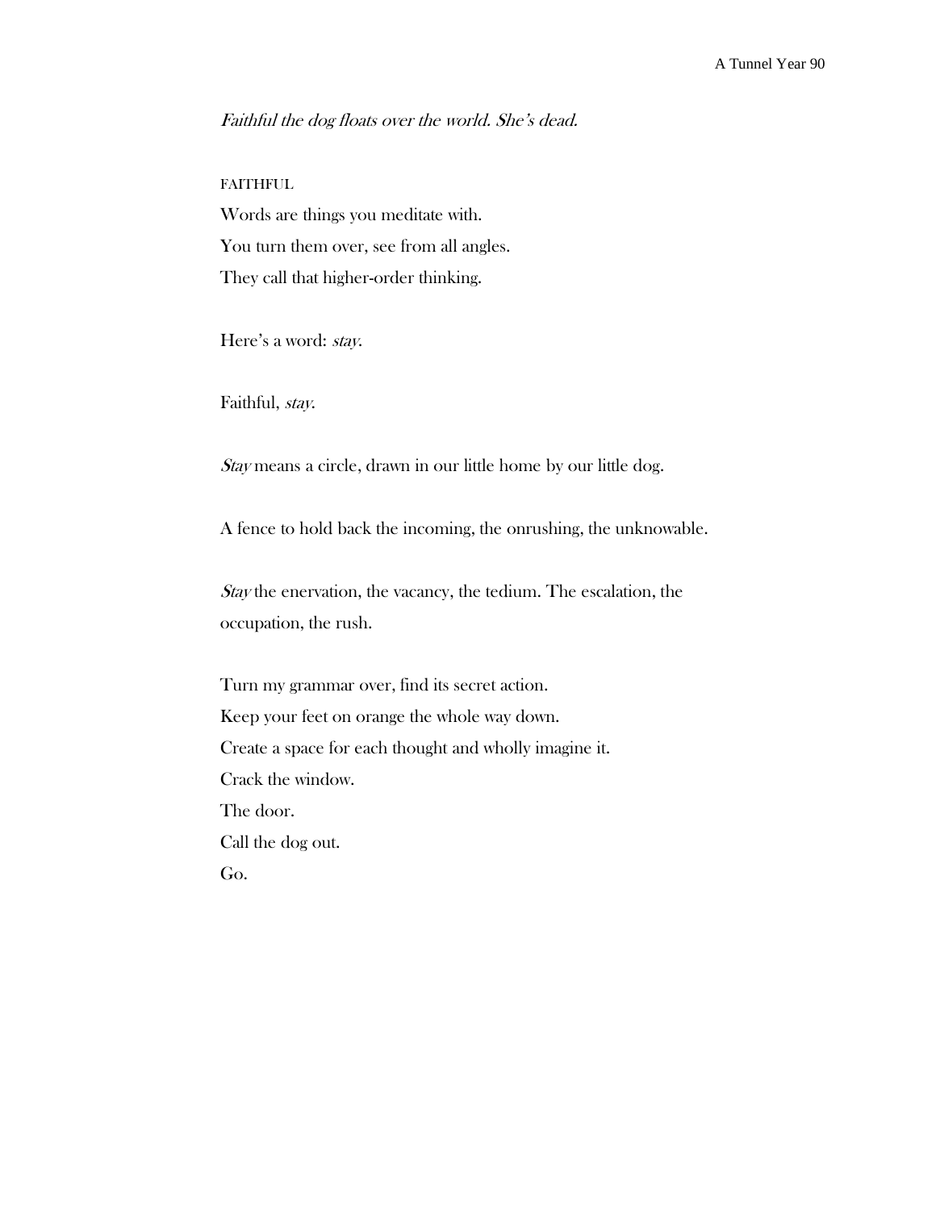*Faithful the dog floats over the world. She's dead.*

FAITHFUL

Words are things you meditate with.
You turn them over, see from all angles.
They call that higher-order thinking.

Here's a word: *stay*.

Faithful, *stay*.

*Stay* means a circle, drawn in our little home by our little dog.

A fence to hold back the incoming, the onrushing, the unknowable.

*Stay* the enervation, the vacancy, the tedium. The escalation, the occupation, the rush.

Turn my grammar over, find its secret action.
Keep your feet on orange the whole way down.
Create a space for each thought and wholly imagine it.
Crack the window.
The door.
Call the dog out.
Go.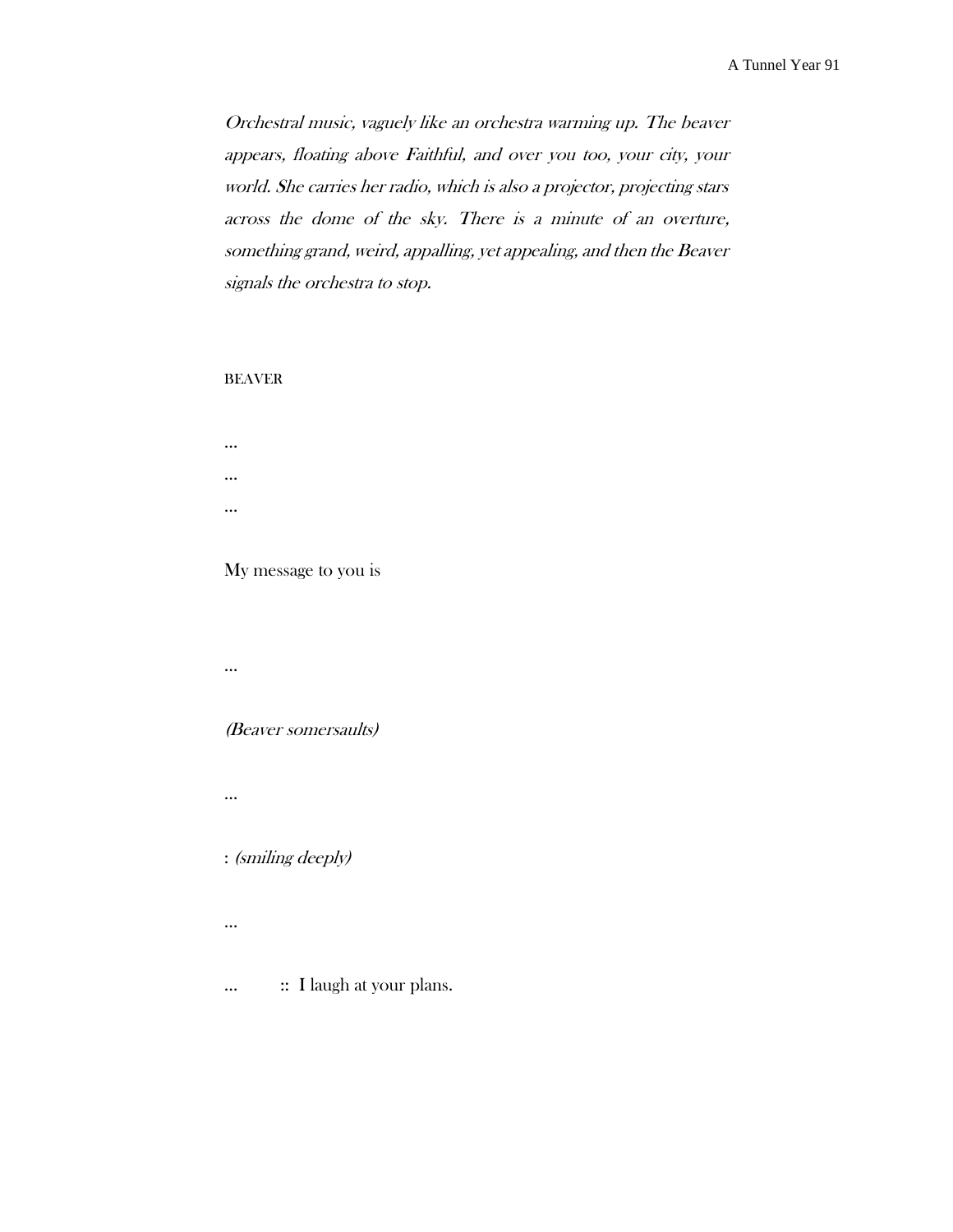*Orchestral music, vaguely like an orchestra warming up. The beaver appears, floating above Faithful, and over you too, your city, your world. She carries her radio, which is also a projector, projecting stars across the dome of the sky. There is a minute of an overture, something grand, weird, appalling, yet appealing, and then the Beaver signals the orchestra to stop.*

BEAVER

…

…

…

My message to you is

…

*(Beaver somersaults)*

…

: *(smiling deeply)*

…

… :: I laugh at your plans.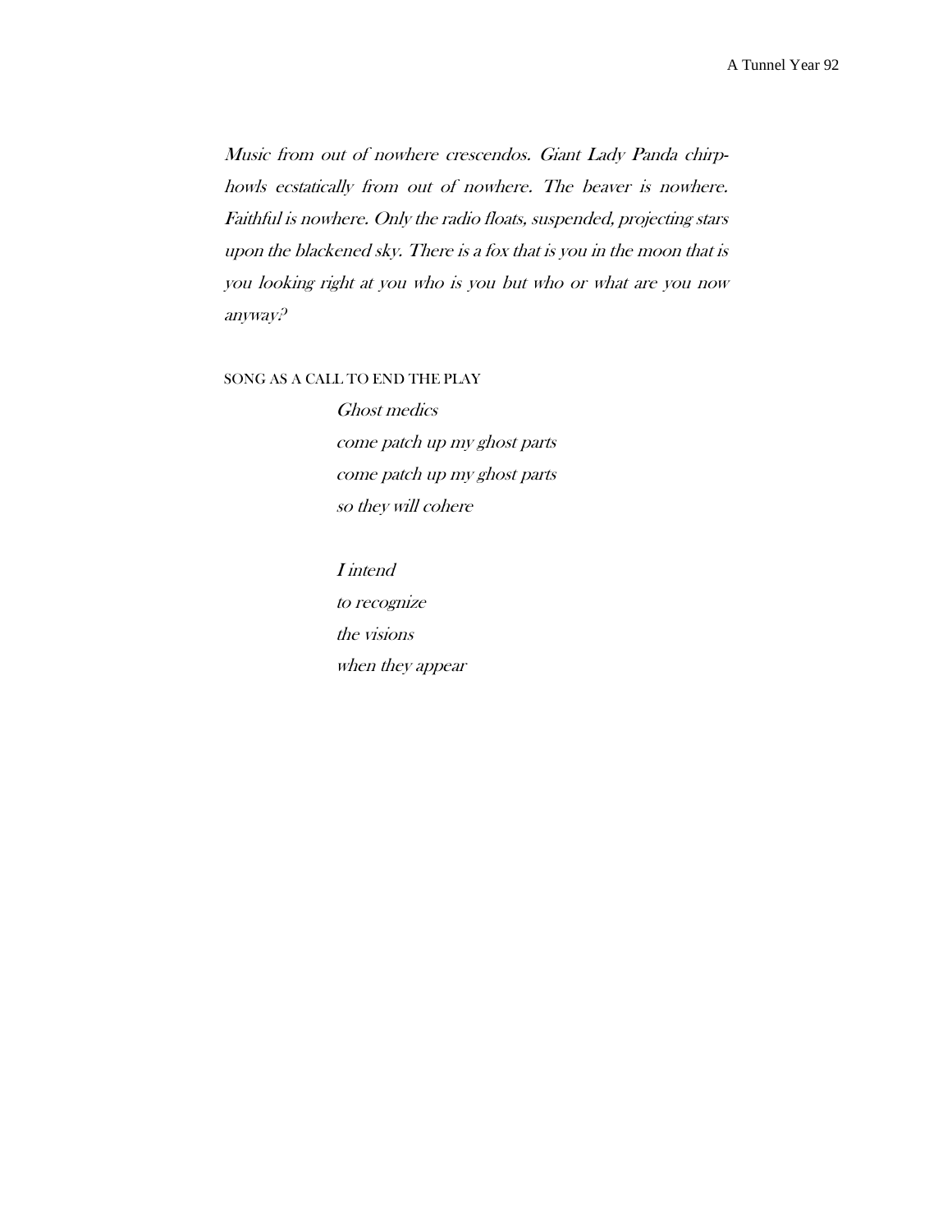*Music from out of nowhere crescendos. Giant Lady Panda chirp-howls ecstatically from out of nowhere. The beaver is nowhere. Faithful is nowhere. Only the radio floats, suspended, projecting stars upon the blackened sky. There is a fox that is you in the moon that is you looking right at you who is you but who or what are you now anyway?*

SONG AS A CALL TO END THE PLAY

*Ghost medics*
*come patch up my ghost parts*
*come patch up my ghost parts*
*so they will cohere*

*I intend*
*to recognize*
*the visions*
*when they appear*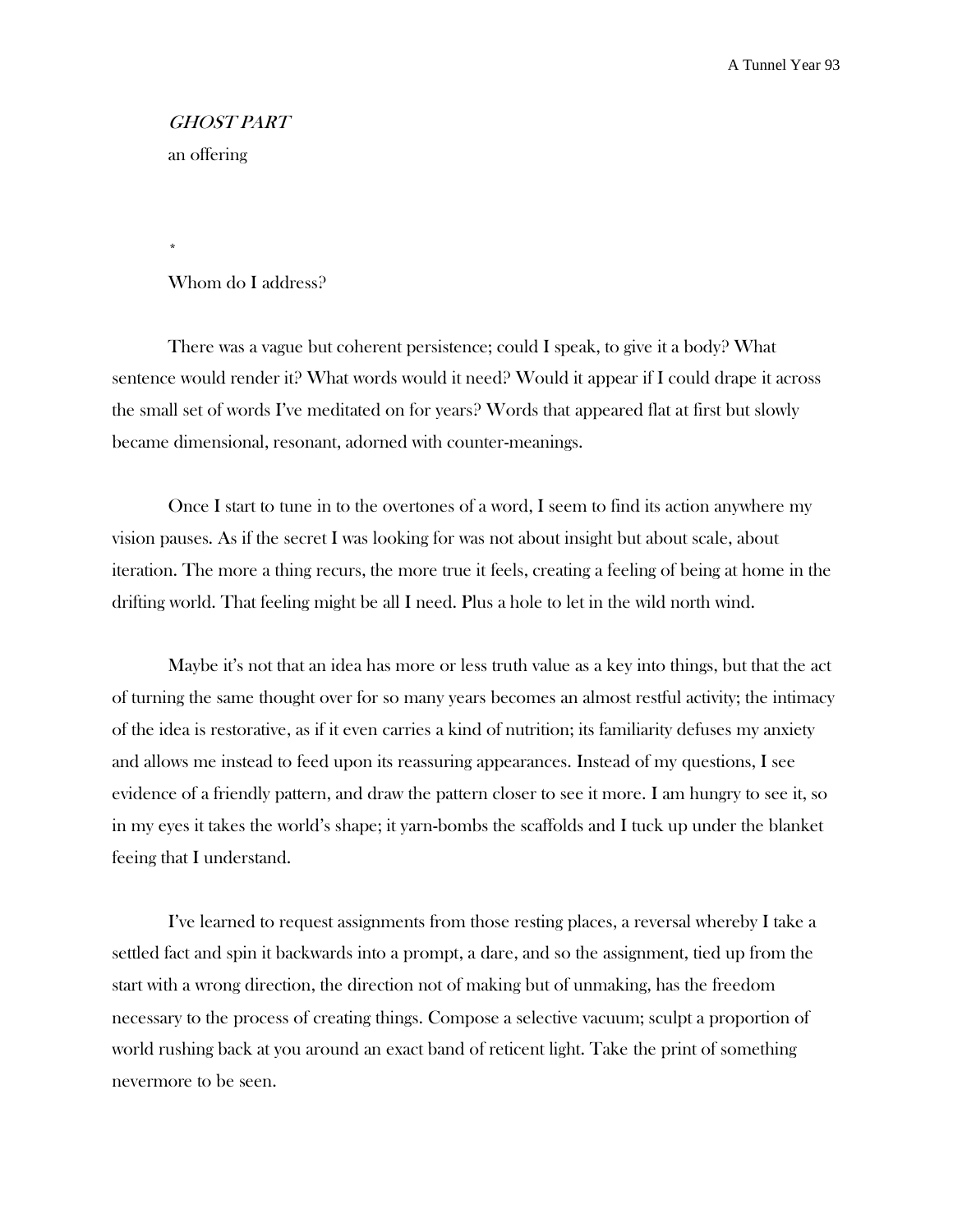*GHOST PART*

an offering

*

Whom do I address?

There was a vague but coherent persistence; could I speak, to give it a body? What sentence would render it? What words would it need? Would it appear if I could drape it across the small set of words I've meditated on for years? Words that appeared flat at first but slowly became dimensional, resonant, adorned with counter-meanings.

Once I start to tune in to the overtones of a word, I seem to find its action anywhere my vision pauses. As if the secret I was looking for was not about insight but about scale, about iteration. The more a thing recurs, the more true it feels, creating a feeling of being at home in the drifting world. That feeling might be all I need. Plus a hole to let in the wild north wind.

Maybe it's not that an idea has more or less truth value as a key into things, but that the act of turning the same thought over for so many years becomes an almost restful activity; the intimacy of the idea is restorative, as if it even carries a kind of nutrition; its familiarity defuses my anxiety and allows me instead to feed upon its reassuring appearances. Instead of my questions, I see evidence of a friendly pattern, and draw the pattern closer to see it more. I am hungry to see it, so in my eyes it takes the world's shape; it yarn-bombs the scaffolds and I tuck up under the blanket feeing that I understand.

I've learned to request assignments from those resting places, a reversal whereby I take a settled fact and spin it backwards into a prompt, a dare, and so the assignment, tied up from the start with a wrong direction, the direction not of making but of unmaking, has the freedom necessary to the process of creating things. Compose a selective vacuum; sculpt a proportion of world rushing back at you around an exact band of reticent light. Take the print of something nevermore to be seen.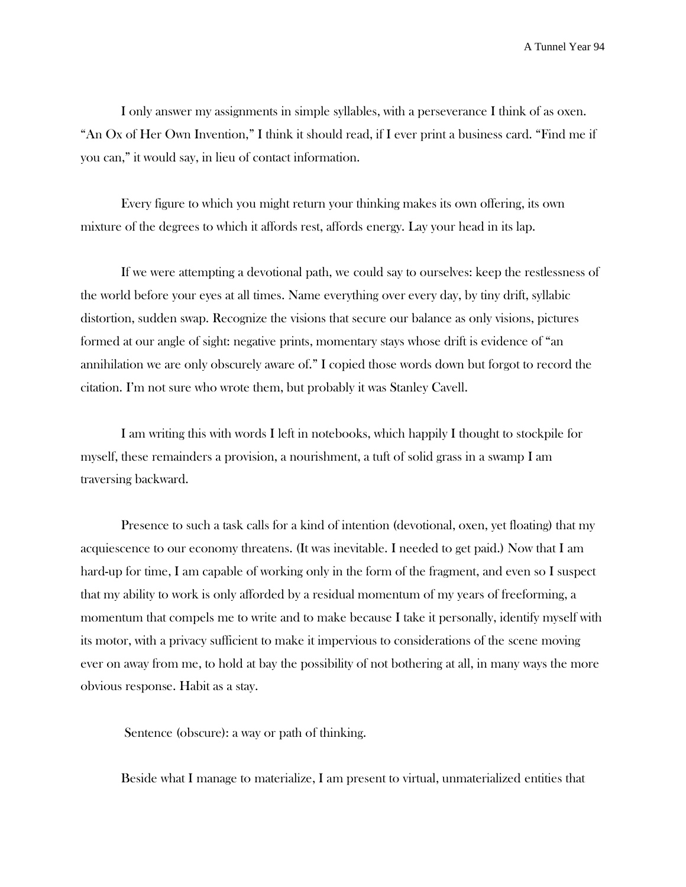I only answer my assignments in simple syllables, with a perseverance I think of as oxen. "An Ox of Her Own Invention," I think it should read, if I ever print a business card. "Find me if you can," it would say, in lieu of contact information.

Every figure to which you might return your thinking makes its own offering, its own mixture of the degrees to which it affords rest, affords energy. Lay your head in its lap.

If we were attempting a devotional path, we could say to ourselves: keep the restlessness of the world before your eyes at all times. Name everything over every day, by tiny drift, syllabic distortion, sudden swap. Recognize the visions that secure our balance as only visions, pictures formed at our angle of sight: negative prints, momentary stays whose drift is evidence of "an annihilation we are only obscurely aware of." I copied those words down but forgot to record the citation. I'm not sure who wrote them, but probably it was Stanley Cavell.

I am writing this with words I left in notebooks, which happily I thought to stockpile for myself, these remainders a provision, a nourishment, a tuft of solid grass in a swamp I am traversing backward.

Presence to such a task calls for a kind of intention (devotional, oxen, yet floating) that my acquiescence to our economy threatens. (It was inevitable. I needed to get paid.) Now that I am hard-up for time, I am capable of working only in the form of the fragment, and even so I suspect that my ability to work is only afforded by a residual momentum of my years of freeforming, a momentum that compels me to write and to make because I take it personally, identify myself with its motor, with a privacy sufficient to make it impervious to considerations of the scene moving ever on away from me, to hold at bay the possibility of not bothering at all, in many ways the more obvious response. Habit as a stay.

Sentence (obscure): a way or path of thinking.

Beside what I manage to materialize, I am present to virtual, unmaterialized entities that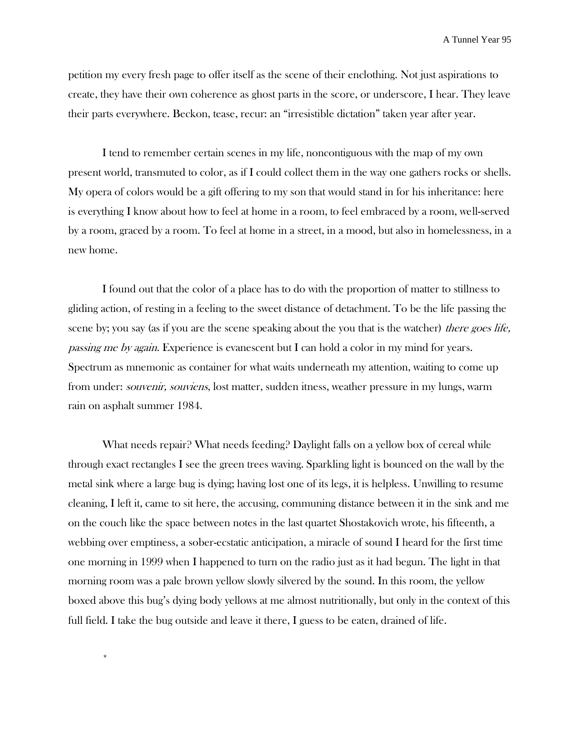petition my every fresh page to offer itself as the scene of their enclothing. Not just aspirations to create, they have their own coherence as ghost parts in the score, or underscore, I hear. They leave their parts everywhere. Beckon, tease, recur: an "irresistible dictation" taken year after year.

I tend to remember certain scenes in my life, noncontiguous with the map of my own present world, transmuted to color, as if I could collect them in the way one gathers rocks or shells. My opera of colors would be a gift offering to my son that would stand in for his inheritance: here is everything I know about how to feel at home in a room, to feel embraced by a room, well-served by a room, graced by a room. To feel at home in a street, in a mood, but also in homelessness, in a new home.

I found out that the color of a place has to do with the proportion of matter to stillness to gliding action, of resting in a feeling to the sweet distance of detachment. To be the life passing the scene by; you say (as if you are the scene speaking about the you that is the watcher) *there goes life, passing me by again*. Experience is evanescent but I can hold a color in my mind for years. Spectrum as mnemonic as container for what waits underneath my attention, waiting to come up from under: *souvenir, souviens*, lost matter, sudden itness, weather pressure in my lungs, warm rain on asphalt summer 1984.

What needs repair? What needs feeding? Daylight falls on a yellow box of cereal while through exact rectangles I see the green trees waving. Sparkling light is bounced on the wall by the metal sink where a large bug is dying; having lost one of its legs, it is helpless. Unwilling to resume cleaning, I left it, came to sit here, the accusing, communing distance between it in the sink and me on the couch like the space between notes in the last quartet Shostakovich wrote, his fifteenth, a webbing over emptiness, a sober-ecstatic anticipation, a miracle of sound I heard for the first time one morning in 1999 when I happened to turn on the radio just as it had begun. The light in that morning room was a pale brown yellow slowly silvered by the sound. In this room, the yellow boxed above this bug's dying body yellows at me almost nutritionally, but only in the context of this full field. I take the bug outside and leave it there, I guess to be eaten, drained of life.

*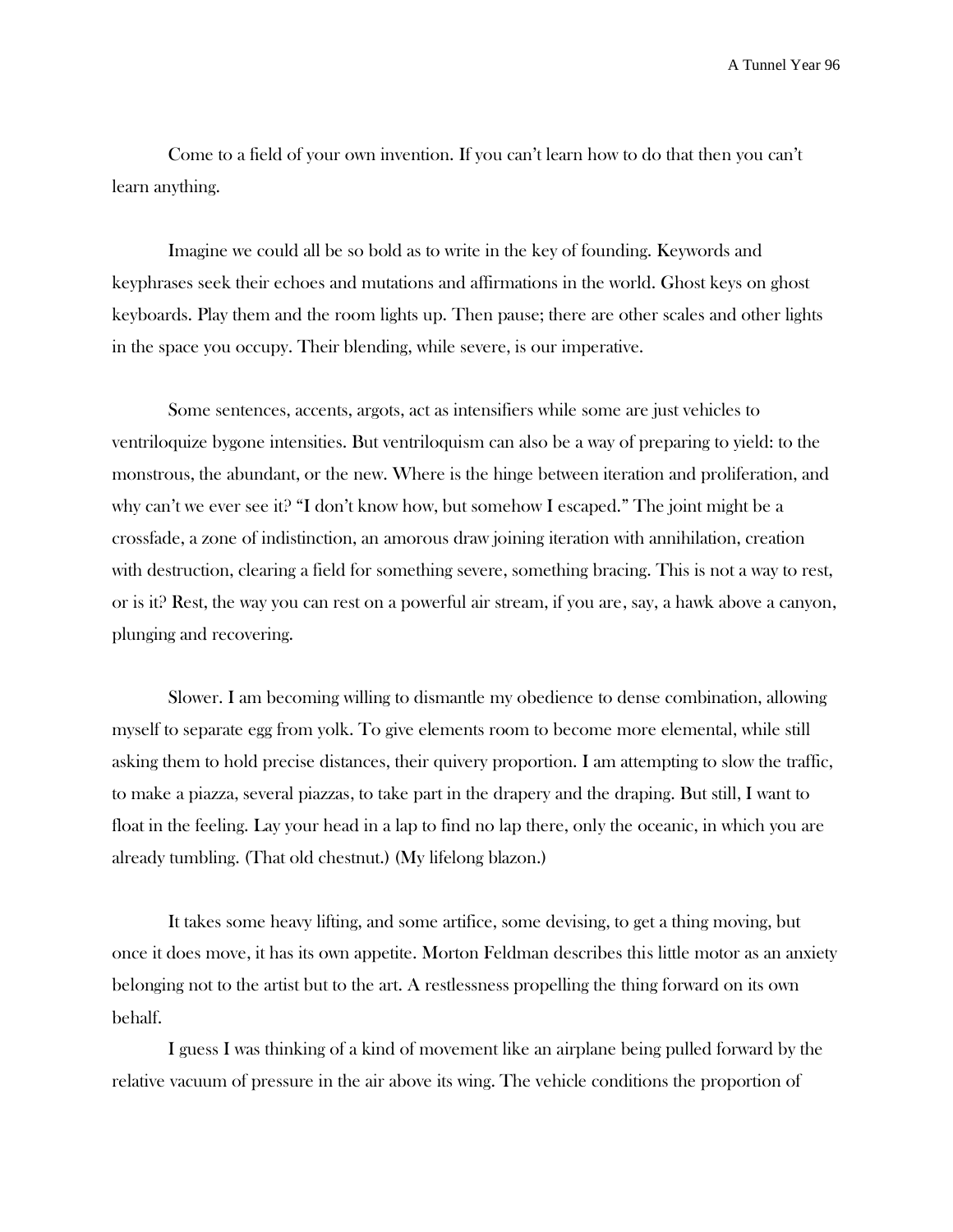Come to a field of your own invention. If you can't learn how to do that then you can't learn anything.

Imagine we could all be so bold as to write in the key of founding. Keywords and keyphrases seek their echoes and mutations and affirmations in the world. Ghost keys on ghost keyboards. Play them and the room lights up. Then pause; there are other scales and other lights in the space you occupy. Their blending, while severe, is our imperative.

Some sentences, accents, argots, act as intensifiers while some are just vehicles to ventriloquize bygone intensities. But ventriloquism can also be a way of preparing to yield: to the monstrous, the abundant, or the new. Where is the hinge between iteration and proliferation, and why can't we ever see it? "I don't know how, but somehow I escaped." The joint might be a crossfade, a zone of indistinction, an amorous draw joining iteration with annihilation, creation with destruction, clearing a field for something severe, something bracing. This is not a way to rest, or is it? Rest, the way you can rest on a powerful air stream, if you are, say, a hawk above a canyon, plunging and recovering.

Slower. I am becoming willing to dismantle my obedience to dense combination, allowing myself to separate egg from yolk. To give elements room to become more elemental, while still asking them to hold precise distances, their quivery proportion. I am attempting to slow the traffic, to make a piazza, several piazzas, to take part in the drapery and the draping. But still, I want to float in the feeling. Lay your head in a lap to find no lap there, only the oceanic, in which you are already tumbling. (That old chestnut.) (My lifelong blazon.)

It takes some heavy lifting, and some artifice, some devising, to get a thing moving, but once it does move, it has its own appetite. Morton Feldman describes this little motor as an anxiety belonging not to the artist but to the art. A restlessness propelling the thing forward on its own behalf.

I guess I was thinking of a kind of movement like an airplane being pulled forward by the relative vacuum of pressure in the air above its wing. The vehicle conditions the proportion of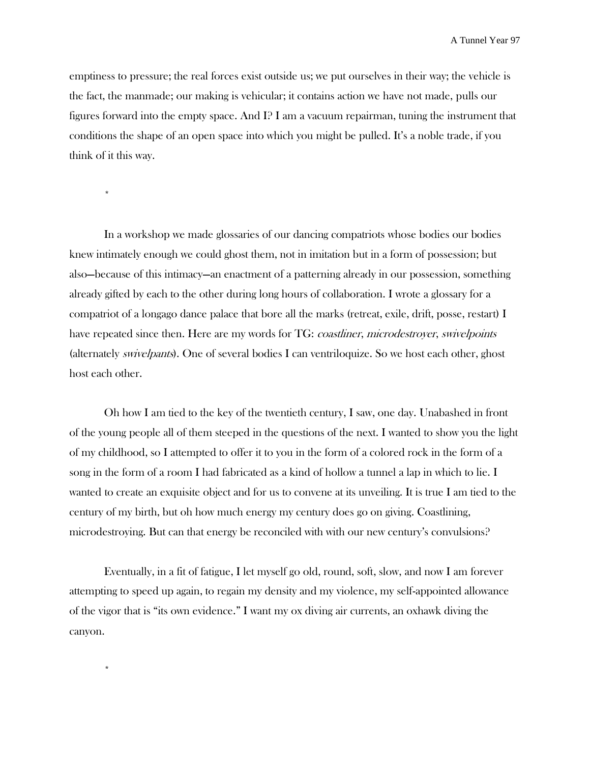emptiness to pressure; the real forces exist outside us; we put ourselves in their way; the vehicle is the fact, the manmade; our making is vehicular; it contains action we have not made, pulls our figures forward into the empty space. And I? I am a vacuum repairman, tuning the instrument that conditions the shape of an open space into which you might be pulled. It's a noble trade, if you think of it this way.

*

In a workshop we made glossaries of our dancing compatriots whose bodies our bodies knew intimately enough we could ghost them, not in imitation but in a form of possession; but also—because of this intimacy—an enactment of a patterning already in our possession, something already gifted by each to the other during long hours of collaboration. I wrote a glossary for a compatriot of a longago dance palace that bore all the marks (retreat, exile, drift, posse, restart) I have repeated since then. Here are my words for TG: *coastliner*, *microdestroyer*, *swivelpoints* (alternately *swivelpants*). One of several bodies I can ventriloquize. So we host each other, ghost host each other.

Oh how I am tied to the key of the twentieth century, I saw, one day. Unabashed in front of the young people all of them steeped in the questions of the next. I wanted to show you the light of my childhood, so I attempted to offer it to you in the form of a colored rock in the form of a song in the form of a room I had fabricated as a kind of hollow a tunnel a lap in which to lie. I wanted to create an exquisite object and for us to convene at its unveiling. It is true I am tied to the century of my birth, but oh how much energy my century does go on giving. Coastlining, microdestroying. But can that energy be reconciled with with our new century's convulsions?

Eventually, in a fit of fatigue, I let myself go old, round, soft, slow, and now I am forever attempting to speed up again, to regain my density and my violence, my self-appointed allowance of the vigor that is "its own evidence." I want my ox diving air currents, an oxhawk diving the canyon.

*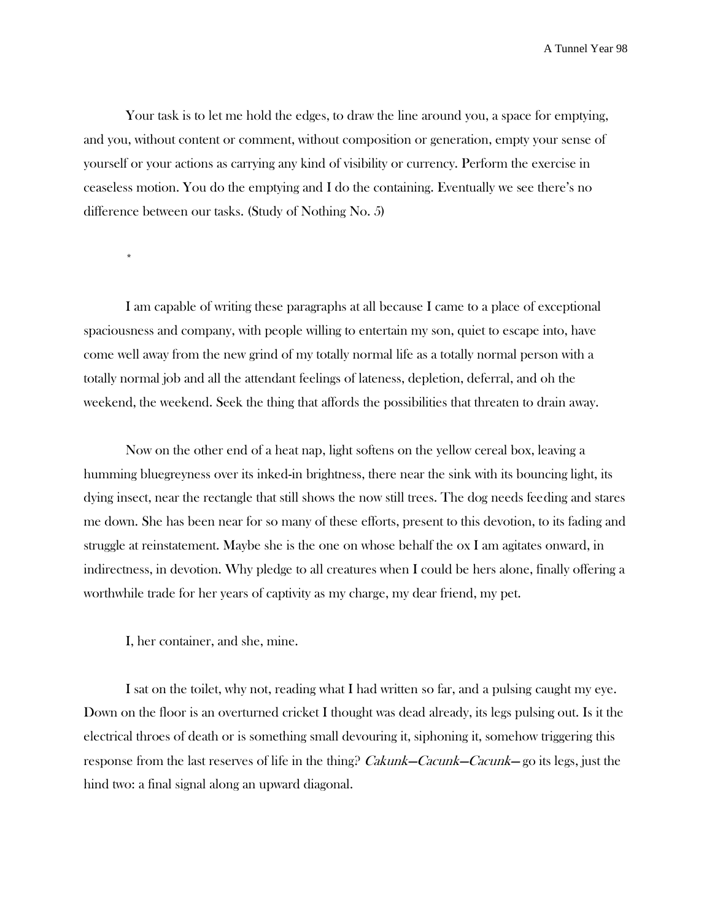Your task is to let me hold the edges, to draw the line around you, a space for emptying, and you, without content or comment, without composition or generation, empty your sense of yourself or your actions as carrying any kind of visibility or currency. Perform the exercise in ceaseless motion. You do the emptying and I do the containing. Eventually we see there's no difference between our tasks. (Study of Nothing No. 5)

*

I am capable of writing these paragraphs at all because I came to a place of exceptional spaciousness and company, with people willing to entertain my son, quiet to escape into, have come well away from the new grind of my totally normal life as a totally normal person with a totally normal job and all the attendant feelings of lateness, depletion, deferral, and oh the weekend, the weekend. Seek the thing that affords the possibilities that threaten to drain away.

Now on the other end of a heat nap, light softens on the yellow cereal box, leaving a humming bluegreyness over its inked-in brightness, there near the sink with its bouncing light, its dying insect, near the rectangle that still shows the now still trees. The dog needs feeding and stares me down. She has been near for so many of these efforts, present to this devotion, to its fading and struggle at reinstatement. Maybe she is the one on whose behalf the ox I am agitates onward, in indirectness, in devotion. Why pledge to all creatures when I could be hers alone, finally offering a worthwhile trade for her years of captivity as my charge, my dear friend, my pet.

I, her container, and she, mine.

I sat on the toilet, why not, reading what I had written so far, and a pulsing caught my eye. Down on the floor is an overturned cricket I thought was dead already, its legs pulsing out. Is it the electrical throes of death or is something small devouring it, siphoning it, somehow triggering this response from the last reserves of life in the thing? *Cakunk—Cacunk—Cacunk—* go its legs, just the hind two: a final signal along an upward diagonal.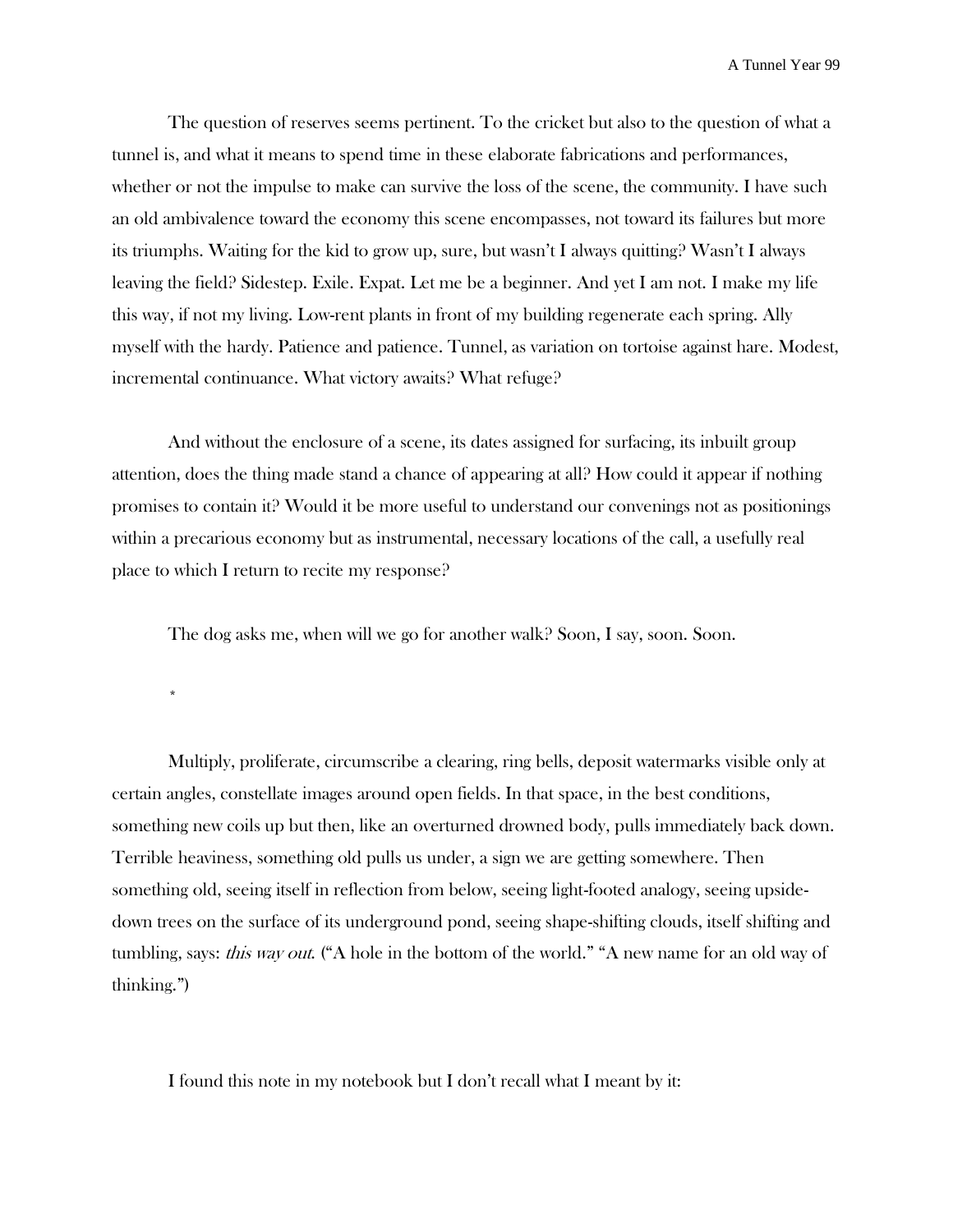The question of reserves seems pertinent. To the cricket but also to the question of what a tunnel is, and what it means to spend time in these elaborate fabrications and performances, whether or not the impulse to make can survive the loss of the scene, the community. I have such an old ambivalence toward the economy this scene encompasses, not toward its failures but more its triumphs. Waiting for the kid to grow up, sure, but wasn't I always quitting? Wasn't I always leaving the field? Sidestep. Exile. Expat. Let me be a beginner. And yet I am not. I make my life this way, if not my living. Low-rent plants in front of my building regenerate each spring. Ally myself with the hardy. Patience and patience. Tunnel, as variation on tortoise against hare. Modest, incremental continuance. What victory awaits? What refuge?

And without the enclosure of a scene, its dates assigned for surfacing, its inbuilt group attention, does the thing made stand a chance of appearing at all? How could it appear if nothing promises to contain it? Would it be more useful to understand our convenings not as positionings within a precarious economy but as instrumental, necessary locations of the call, a usefully real place to which I return to recite my response?

The dog asks me, when will we go for another walk? Soon, I say, soon. Soon.

*

Multiply, proliferate, circumscribe a clearing, ring bells, deposit watermarks visible only at certain angles, constellate images around open fields. In that space, in the best conditions, something new coils up but then, like an overturned drowned body, pulls immediately back down. Terrible heaviness, something old pulls us under, a sign we are getting somewhere. Then something old, seeing itself in reflection from below, seeing light-footed analogy, seeing upside-down trees on the surface of its underground pond, seeing shape-shifting clouds, itself shifting and tumbling, says: *this way out*. ("A hole in the bottom of the world." "A new name for an old way of thinking.")

I found this note in my notebook but I don't recall what I meant by it: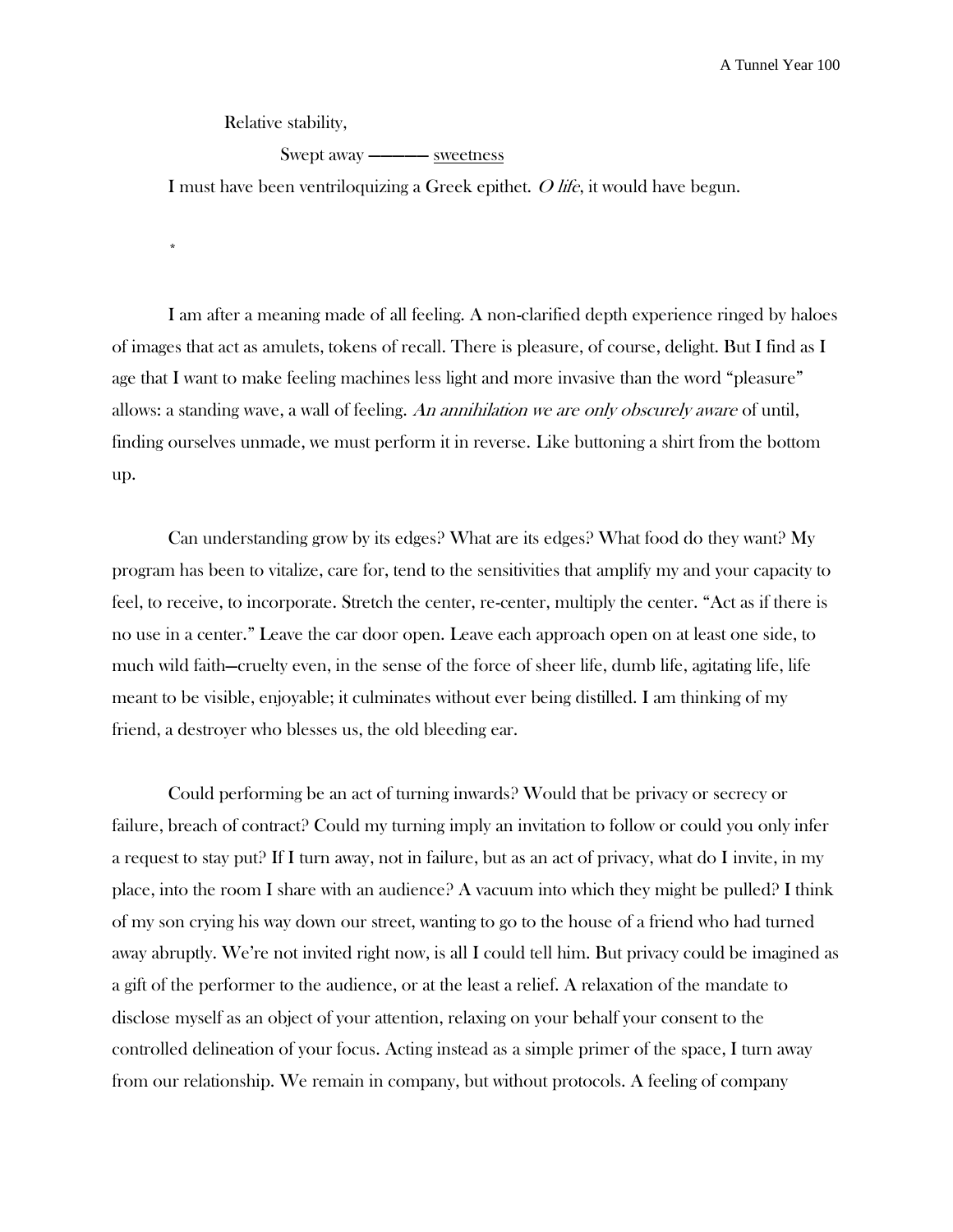Relative stability,

Swept away ——— <u>sweetness</u>

I must have been ventriloquizing a Greek epithet. *O life*, it would have begun.

*

I am after a meaning made of all feeling. A non-clarified depth experience ringed by haloes of images that act as amulets, tokens of recall. There is pleasure, of course, delight. But I find as I age that I want to make feeling machines less light and more invasive than the word "pleasure" allows: a standing wave, a wall of feeling. *An annihilation we are only obscurely aware* of until, finding ourselves unmade, we must perform it in reverse. Like buttoning a shirt from the bottom up.

Can understanding grow by its edges? What are its edges? What food do they want? My program has been to vitalize, care for, tend to the sensitivities that amplify my and your capacity to feel, to receive, to incorporate. Stretch the center, re-center, multiply the center. "Act as if there is no use in a center." Leave the car door open. Leave each approach open on at least one side, to much wild faith—cruelty even, in the sense of the force of sheer life, dumb life, agitating life, life meant to be visible, enjoyable; it culminates without ever being distilled. I am thinking of my friend, a destroyer who blesses us, the old bleeding ear.

Could performing be an act of turning inwards? Would that be privacy or secrecy or failure, breach of contract? Could my turning imply an invitation to follow or could you only infer a request to stay put? If I turn away, not in failure, but as an act of privacy, what do I invite, in my place, into the room I share with an audience? A vacuum into which they might be pulled? I think of my son crying his way down our street, wanting to go to the house of a friend who had turned away abruptly. We're not invited right now, is all I could tell him. But privacy could be imagined as a gift of the performer to the audience, or at the least a relief. A relaxation of the mandate to disclose myself as an object of your attention, relaxing on your behalf your consent to the controlled delineation of your focus. Acting instead as a simple primer of the space, I turn away from our relationship. We remain in company, but without protocols. A feeling of company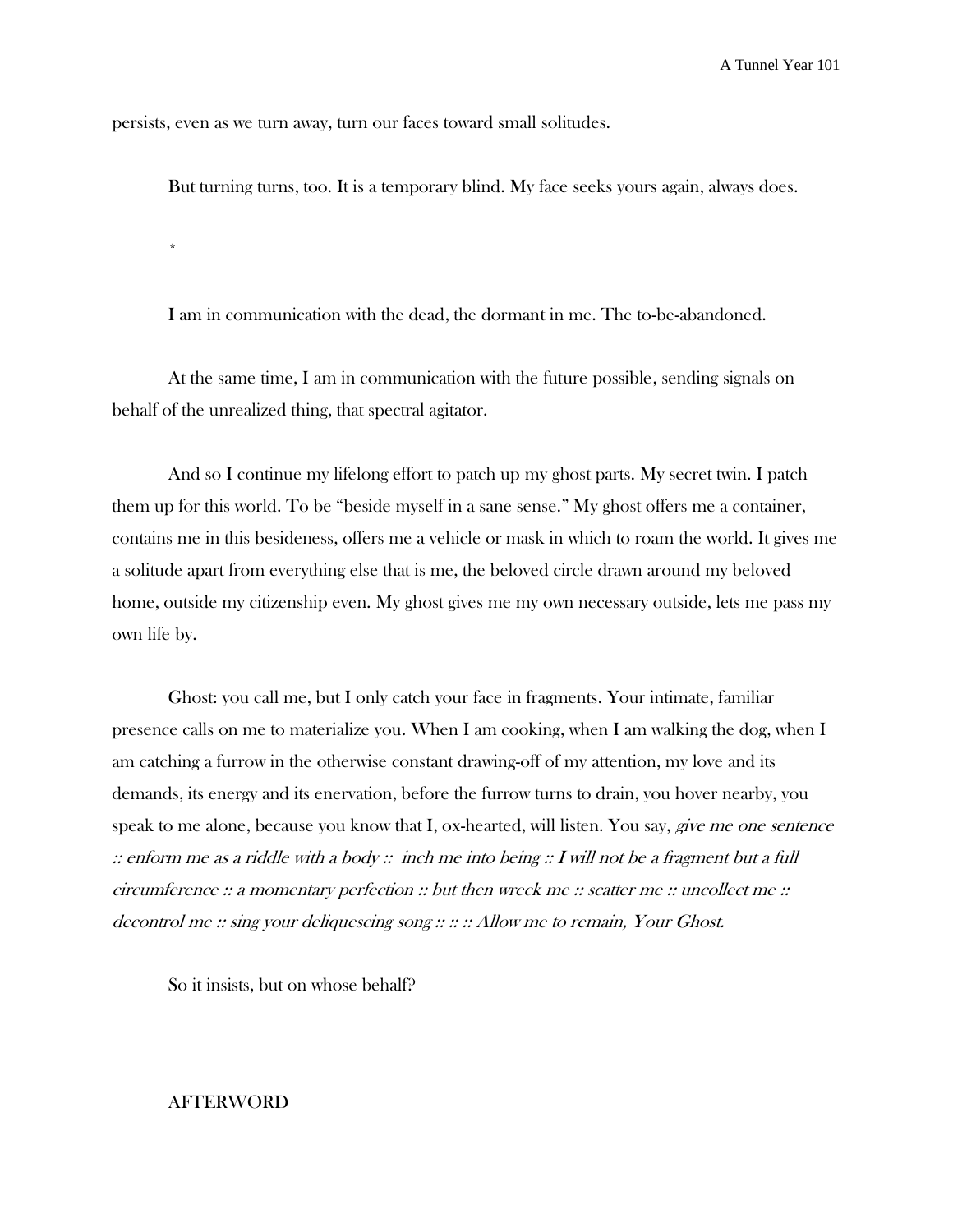persists, even as we turn away, turn our faces toward small solitudes.

But turning turns, too. It is a temporary blind. My face seeks yours again, always does.

*

I am in communication with the dead, the dormant in me. The to-be-abandoned.

At the same time, I am in communication with the future possible, sending signals on behalf of the unrealized thing, that spectral agitator.

And so I continue my lifelong effort to patch up my ghost parts. My secret twin. I patch them up for this world. To be "beside myself in a sane sense." My ghost offers me a container, contains me in this besideness, offers me a vehicle or mask in which to roam the world. It gives me a solitude apart from everything else that is me, the beloved circle drawn around my beloved home, outside my citizenship even. My ghost gives me my own necessary outside, lets me pass my own life by.

Ghost: you call me, but I only catch your face in fragments. Your intimate, familiar presence calls on me to materialize you. When I am cooking, when I am walking the dog, when I am catching a furrow in the otherwise constant drawing-off of my attention, my love and its demands, its energy and its enervation, before the furrow turns to drain, you hover nearby, you speak to me alone, because you know that I, ox-hearted, will listen. You say, *give me one sentence :: enform me as a riddle with a body :: inch me into being :: I will not be a fragment but a full circumference :: a momentary perfection :: but then wreck me :: scatter me :: uncollect me :: decontrol me :: sing your deliquescing song :: :: :: Allow me to remain, Your Ghost.*

So it insists, but on whose behalf?

## AFTERWORD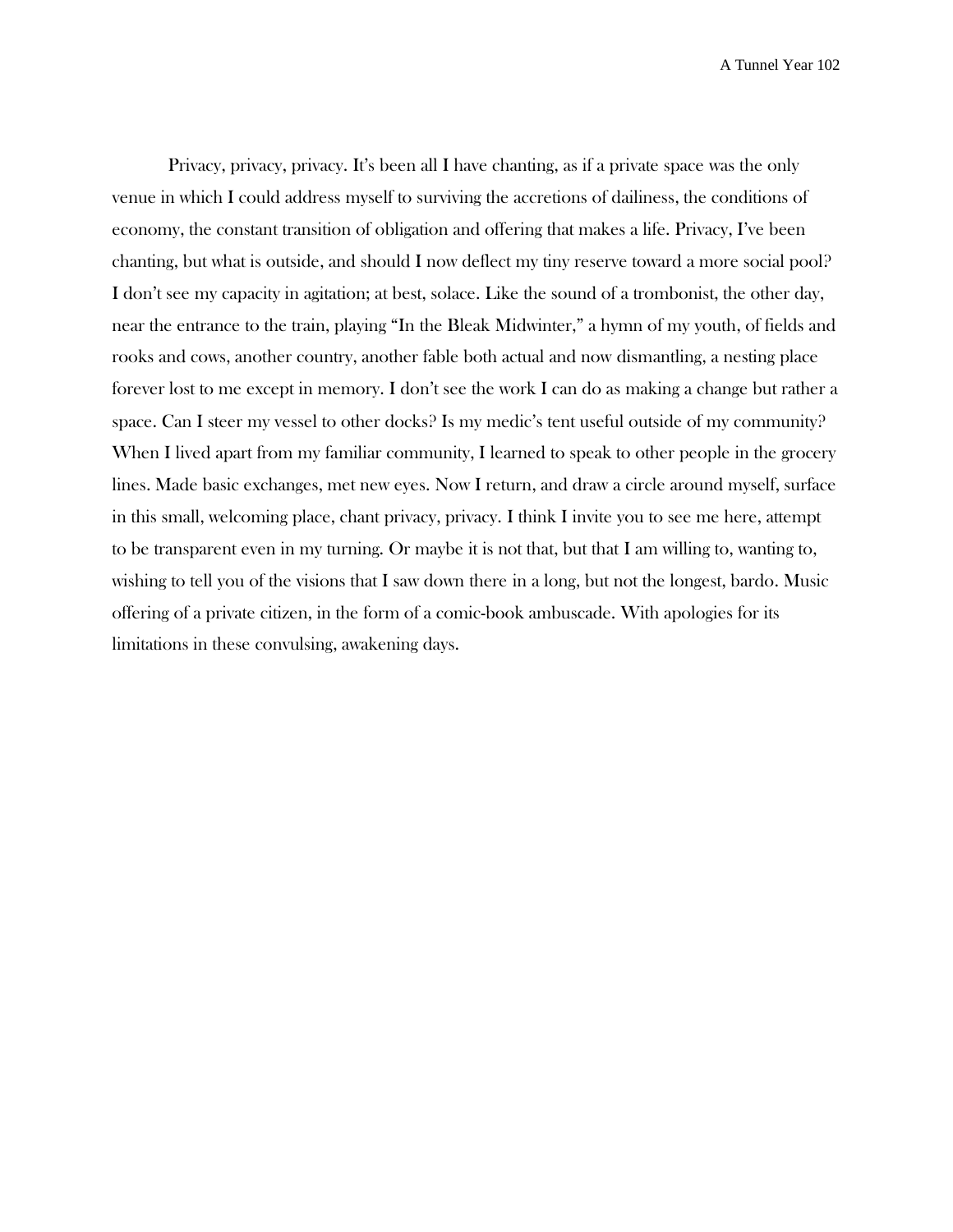Privacy, privacy, privacy. It's been all I have chanting, as if a private space was the only venue in which I could address myself to surviving the accretions of dailiness, the conditions of economy, the constant transition of obligation and offering that makes a life. Privacy, I've been chanting, but what is outside, and should I now deflect my tiny reserve toward a more social pool? I don't see my capacity in agitation; at best, solace. Like the sound of a trombonist, the other day, near the entrance to the train, playing "In the Bleak Midwinter," a hymn of my youth, of fields and rooks and cows, another country, another fable both actual and now dismantling, a nesting place forever lost to me except in memory. I don't see the work I can do as making a change but rather a space. Can I steer my vessel to other docks? Is my medic's tent useful outside of my community? When I lived apart from my familiar community, I learned to speak to other people in the grocery lines. Made basic exchanges, met new eyes. Now I return, and draw a circle around myself, surface in this small, welcoming place, chant privacy, privacy. I think I invite you to see me here, attempt to be transparent even in my turning. Or maybe it is not that, but that I am willing to, wanting to, wishing to tell you of the visions that I saw down there in a long, but not the longest, bardo. Music offering of a private citizen, in the form of a comic-book ambuscade. With apologies for its limitations in these convulsing, awakening days.